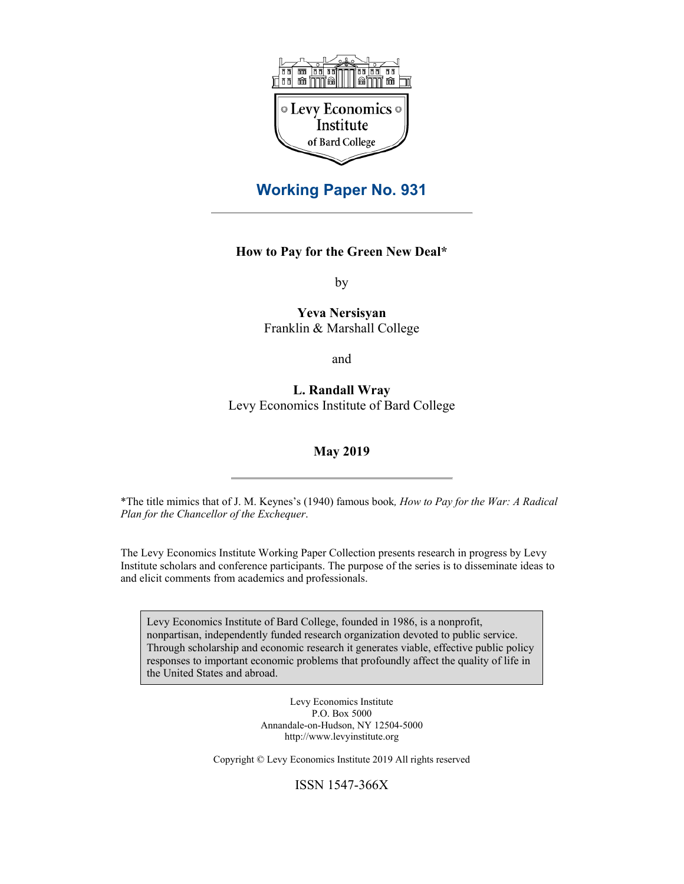Levy Economics Institute of Bard College

## Working Paper No. 931

---

**How to Pay for the Green New Deal***

by

**Yeva Nersisyan**
Franklin & Marshall College

and

**L. Randall Wray**
Levy Economics Institute of Bard College

**May 2019**

---

*The title mimics that of J. M. Keynes's (1940) famous book*, How to Pay for the War: A Radical Plan for the Chancellor of the Exchequer*.

The Levy Economics Institute Working Paper Collection presents research in progress by Levy Institute scholars and conference participants. The purpose of the series is to disseminate ideas to and elicit comments from academics and professionals.

Levy Economics Institute of Bard College, founded in 1986, is a nonprofit, nonpartisan, independently funded research organization devoted to public service. Through scholarship and economic research it generates viable, effective public policy responses to important economic problems that profoundly affect the quality of life in the United States and abroad.

Levy Economics Institute
P.O. Box 5000
Annandale-on-Hudson, NY 12504-5000
http://www.levyinstitute.org

Copyright © Levy Economics Institute 2019 All rights reserved

ISSN 1547-366X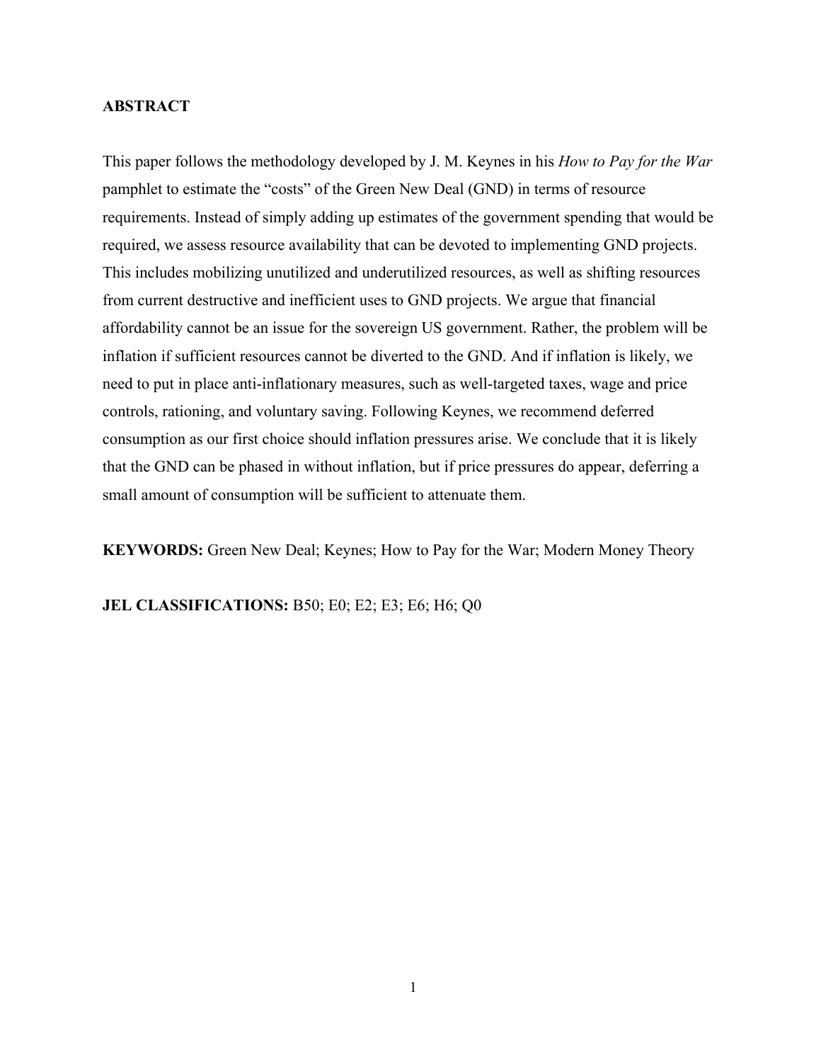**ABSTRACT**

This paper follows the methodology developed by J. M. Keynes in his *How to Pay for the War* pamphlet to estimate the "costs" of the Green New Deal (GND) in terms of resource requirements. Instead of simply adding up estimates of the government spending that would be required, we assess resource availability that can be devoted to implementing GND projects. This includes mobilizing unutilized and underutilized resources, as well as shifting resources from current destructive and inefficient uses to GND projects. We argue that financial affordability cannot be an issue for the sovereign US government. Rather, the problem will be inflation if sufficient resources cannot be diverted to the GND. And if inflation is likely, we need to put in place anti-inflationary measures, such as well-targeted taxes, wage and price controls, rationing, and voluntary saving. Following Keynes, we recommend deferred consumption as our first choice should inflation pressures arise. We conclude that it is likely that the GND can be phased in without inflation, but if price pressures do appear, deferring a small amount of consumption will be sufficient to attenuate them.

**KEYWORDS:** Green New Deal; Keynes; How to Pay for the War; Modern Money Theory

**JEL CLASSIFICATIONS:** B50; E0; E2; E3; E6; H6; Q0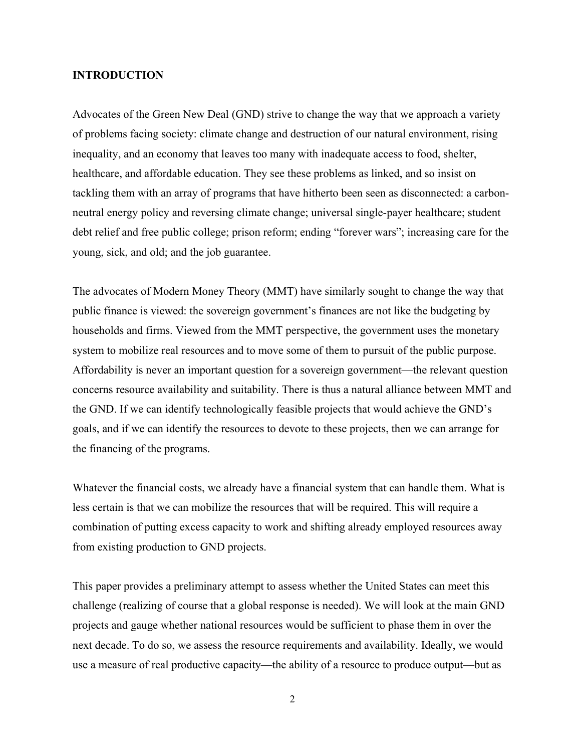## INTRODUCTION

Advocates of the Green New Deal (GND) strive to change the way that we approach a variety of problems facing society: climate change and destruction of our natural environment, rising inequality, and an economy that leaves too many with inadequate access to food, shelter, healthcare, and affordable education. They see these problems as linked, and so insist on tackling them with an array of programs that have hitherto been seen as disconnected: a carbon-neutral energy policy and reversing climate change; universal single-payer healthcare; student debt relief and free public college; prison reform; ending "forever wars"; increasing care for the young, sick, and old; and the job guarantee.

The advocates of Modern Money Theory (MMT) have similarly sought to change the way that public finance is viewed: the sovereign government's finances are not like the budgeting by households and firms. Viewed from the MMT perspective, the government uses the monetary system to mobilize real resources and to move some of them to pursuit of the public purpose. Affordability is never an important question for a sovereign government—the relevant question concerns resource availability and suitability. There is thus a natural alliance between MMT and the GND. If we can identify technologically feasible projects that would achieve the GND's goals, and if we can identify the resources to devote to these projects, then we can arrange for the financing of the programs.

Whatever the financial costs, we already have a financial system that can handle them. What is less certain is that we can mobilize the resources that will be required. This will require a combination of putting excess capacity to work and shifting already employed resources away from existing production to GND projects.

This paper provides a preliminary attempt to assess whether the United States can meet this challenge (realizing of course that a global response is needed). We will look at the main GND projects and gauge whether national resources would be sufficient to phase them in over the next decade. To do so, we assess the resource requirements and availability. Ideally, we would use a measure of real productive capacity—the ability of a resource to produce output—but as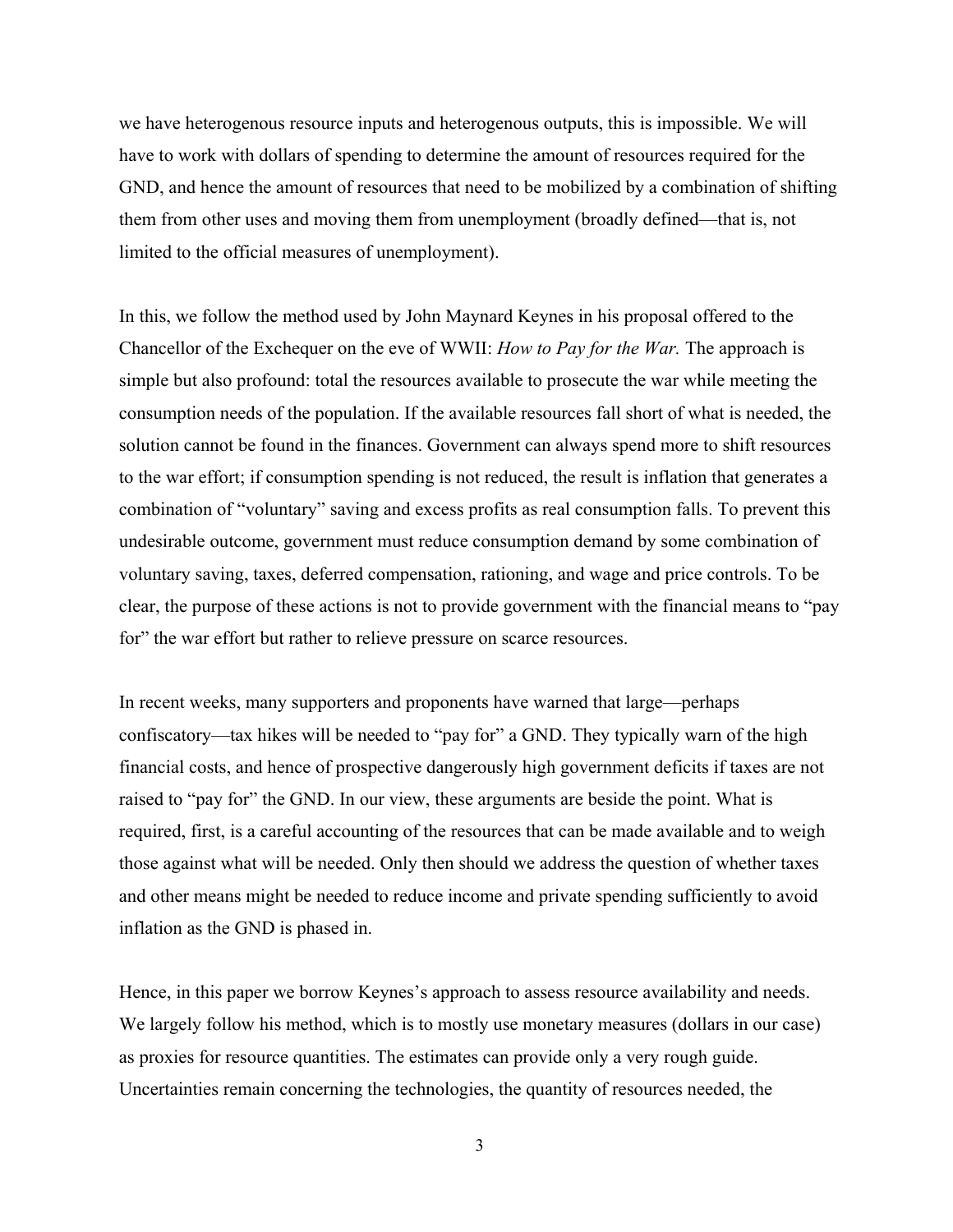we have heterogenous resource inputs and heterogenous outputs, this is impossible. We will have to work with dollars of spending to determine the amount of resources required for the GND, and hence the amount of resources that need to be mobilized by a combination of shifting them from other uses and moving them from unemployment (broadly defined—that is, not limited to the official measures of unemployment).

In this, we follow the method used by John Maynard Keynes in his proposal offered to the Chancellor of the Exchequer on the eve of WWII: *How to Pay for the War.* The approach is simple but also profound: total the resources available to prosecute the war while meeting the consumption needs of the population. If the available resources fall short of what is needed, the solution cannot be found in the finances. Government can always spend more to shift resources to the war effort; if consumption spending is not reduced, the result is inflation that generates a combination of "voluntary" saving and excess profits as real consumption falls. To prevent this undesirable outcome, government must reduce consumption demand by some combination of voluntary saving, taxes, deferred compensation, rationing, and wage and price controls. To be clear, the purpose of these actions is not to provide government with the financial means to "pay for" the war effort but rather to relieve pressure on scarce resources.

In recent weeks, many supporters and proponents have warned that large—perhaps confiscatory—tax hikes will be needed to "pay for" a GND. They typically warn of the high financial costs, and hence of prospective dangerously high government deficits if taxes are not raised to "pay for" the GND. In our view, these arguments are beside the point. What is required, first, is a careful accounting of the resources that can be made available and to weigh those against what will be needed. Only then should we address the question of whether taxes and other means might be needed to reduce income and private spending sufficiently to avoid inflation as the GND is phased in.

Hence, in this paper we borrow Keynes's approach to assess resource availability and needs. We largely follow his method, which is to mostly use monetary measures (dollars in our case) as proxies for resource quantities. The estimates can provide only a very rough guide. Uncertainties remain concerning the technologies, the quantity of resources needed, the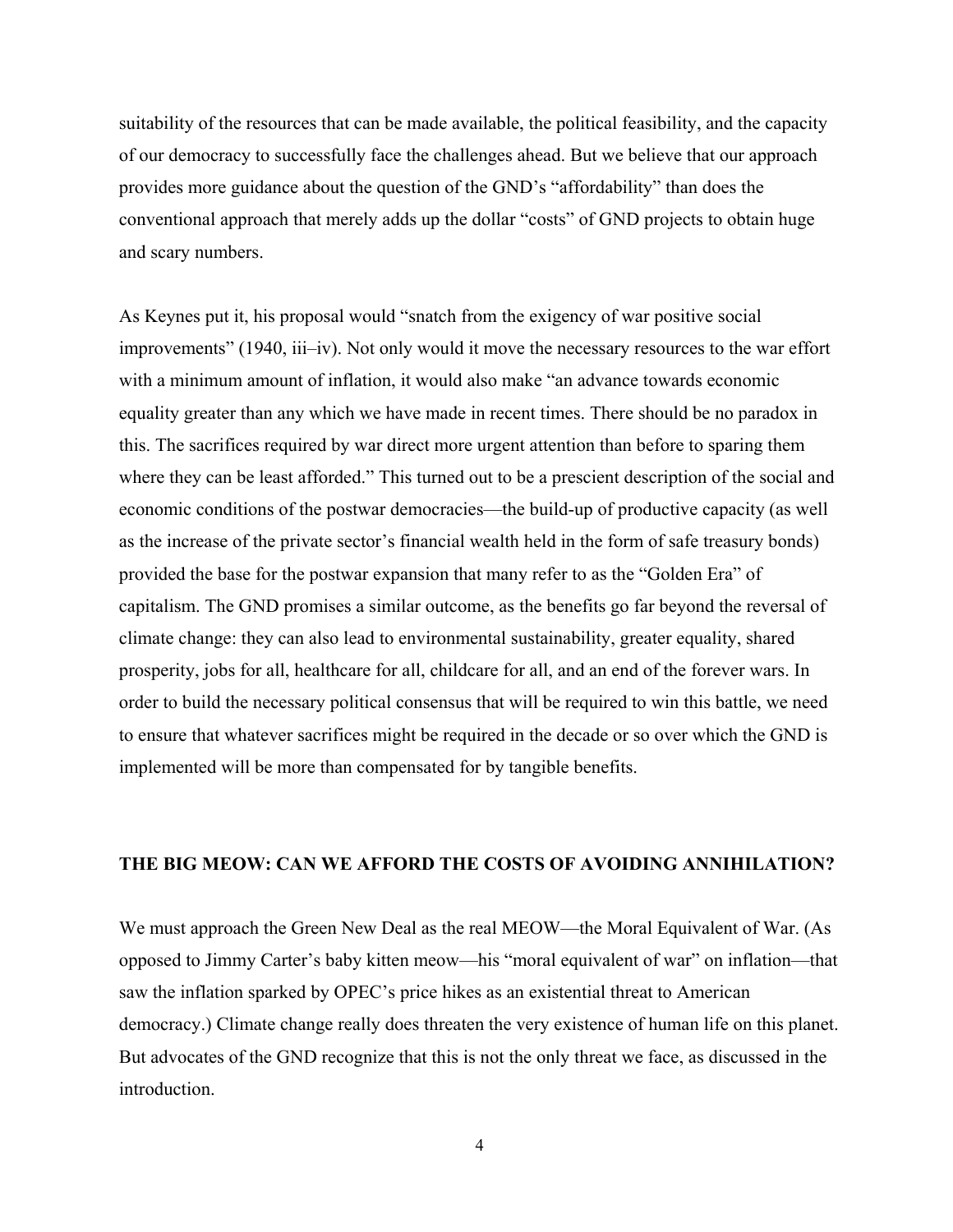suitability of the resources that can be made available, the political feasibility, and the capacity of our democracy to successfully face the challenges ahead. But we believe that our approach provides more guidance about the question of the GND's "affordability" than does the conventional approach that merely adds up the dollar "costs" of GND projects to obtain huge and scary numbers.

As Keynes put it, his proposal would "snatch from the exigency of war positive social improvements" (1940, iii–iv). Not only would it move the necessary resources to the war effort with a minimum amount of inflation, it would also make "an advance towards economic equality greater than any which we have made in recent times. There should be no paradox in this. The sacrifices required by war direct more urgent attention than before to sparing them where they can be least afforded." This turned out to be a prescient description of the social and economic conditions of the postwar democracies—the build-up of productive capacity (as well as the increase of the private sector's financial wealth held in the form of safe treasury bonds) provided the base for the postwar expansion that many refer to as the "Golden Era" of capitalism. The GND promises a similar outcome, as the benefits go far beyond the reversal of climate change: they can also lead to environmental sustainability, greater equality, shared prosperity, jobs for all, healthcare for all, childcare for all, and an end of the forever wars. In order to build the necessary political consensus that will be required to win this battle, we need to ensure that whatever sacrifices might be required in the decade or so over which the GND is implemented will be more than compensated for by tangible benefits.

## THE BIG MEOW: CAN WE AFFORD THE COSTS OF AVOIDING ANNIHILATION?

We must approach the Green New Deal as the real MEOW—the Moral Equivalent of War. (As opposed to Jimmy Carter's baby kitten meow—his "moral equivalent of war" on inflation—that saw the inflation sparked by OPEC's price hikes as an existential threat to American democracy.) Climate change really does threaten the very existence of human life on this planet. But advocates of the GND recognize that this is not the only threat we face, as discussed in the introduction.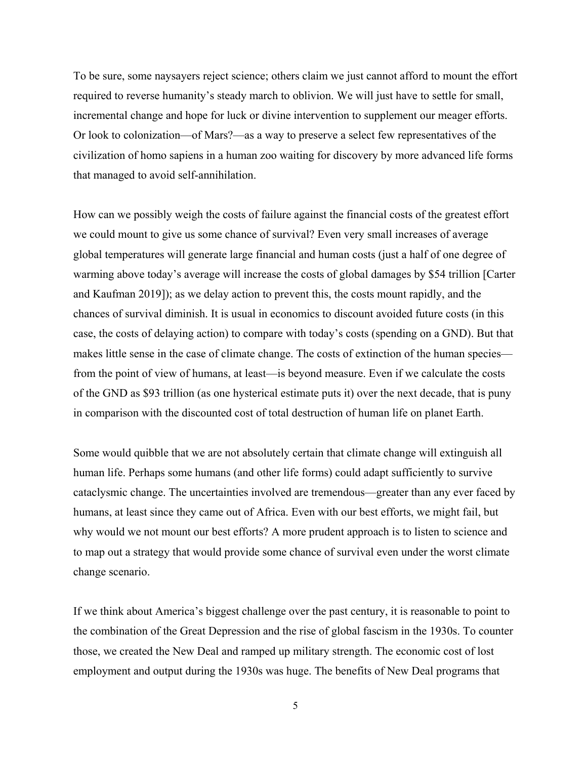To be sure, some naysayers reject science; others claim we just cannot afford to mount the effort required to reverse humanity's steady march to oblivion. We will just have to settle for small, incremental change and hope for luck or divine intervention to supplement our meager efforts. Or look to colonization—of Mars?—as a way to preserve a select few representatives of the civilization of homo sapiens in a human zoo waiting for discovery by more advanced life forms that managed to avoid self-annihilation.

How can we possibly weigh the costs of failure against the financial costs of the greatest effort we could mount to give us some chance of survival? Even very small increases of average global temperatures will generate large financial and human costs (just a half of one degree of warming above today's average will increase the costs of global damages by $54 trillion [Carter and Kaufman 2019]); as we delay action to prevent this, the costs mount rapidly, and the chances of survival diminish. It is usual in economics to discount avoided future costs (in this case, the costs of delaying action) to compare with today's costs (spending on a GND). But that makes little sense in the case of climate change. The costs of extinction of the human species—from the point of view of humans, at least—is beyond measure. Even if we calculate the costs of the GND as $93 trillion (as one hysterical estimate puts it) over the next decade, that is puny in comparison with the discounted cost of total destruction of human life on planet Earth.

Some would quibble that we are not absolutely certain that climate change will extinguish all human life. Perhaps some humans (and other life forms) could adapt sufficiently to survive cataclysmic change. The uncertainties involved are tremendous—greater than any ever faced by humans, at least since they came out of Africa. Even with our best efforts, we might fail, but why would we not mount our best efforts? A more prudent approach is to listen to science and to map out a strategy that would provide some chance of survival even under the worst climate change scenario.

If we think about America's biggest challenge over the past century, it is reasonable to point to the combination of the Great Depression and the rise of global fascism in the 1930s. To counter those, we created the New Deal and ramped up military strength. The economic cost of lost employment and output during the 1930s was huge. The benefits of New Deal programs that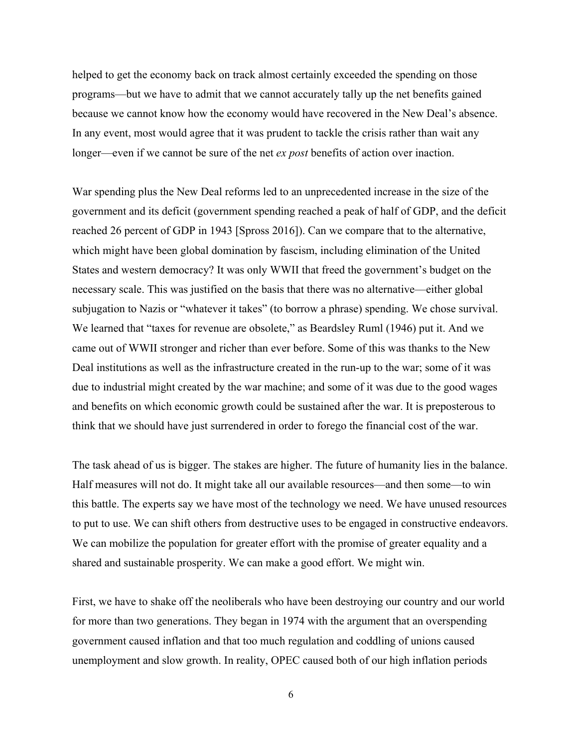helped to get the economy back on track almost certainly exceeded the spending on those programs—but we have to admit that we cannot accurately tally up the net benefits gained because we cannot know how the economy would have recovered in the New Deal's absence. In any event, most would agree that it was prudent to tackle the crisis rather than wait any longer—even if we cannot be sure of the net *ex post* benefits of action over inaction.

War spending plus the New Deal reforms led to an unprecedented increase in the size of the government and its deficit (government spending reached a peak of half of GDP, and the deficit reached 26 percent of GDP in 1943 [Spross 2016]). Can we compare that to the alternative, which might have been global domination by fascism, including elimination of the United States and western democracy? It was only WWII that freed the government's budget on the necessary scale. This was justified on the basis that there was no alternative—either global subjugation to Nazis or "whatever it takes" (to borrow a phrase) spending. We chose survival. We learned that "taxes for revenue are obsolete," as Beardsley Ruml (1946) put it. And we came out of WWII stronger and richer than ever before. Some of this was thanks to the New Deal institutions as well as the infrastructure created in the run-up to the war; some of it was due to industrial might created by the war machine; and some of it was due to the good wages and benefits on which economic growth could be sustained after the war. It is preposterous to think that we should have just surrendered in order to forego the financial cost of the war.

The task ahead of us is bigger. The stakes are higher. The future of humanity lies in the balance. Half measures will not do. It might take all our available resources—and then some—to win this battle. The experts say we have most of the technology we need. We have unused resources to put to use. We can shift others from destructive uses to be engaged in constructive endeavors. We can mobilize the population for greater effort with the promise of greater equality and a shared and sustainable prosperity. We can make a good effort. We might win.

First, we have to shake off the neoliberals who have been destroying our country and our world for more than two generations. They began in 1974 with the argument that an overspending government caused inflation and that too much regulation and coddling of unions caused unemployment and slow growth. In reality, OPEC caused both of our high inflation periods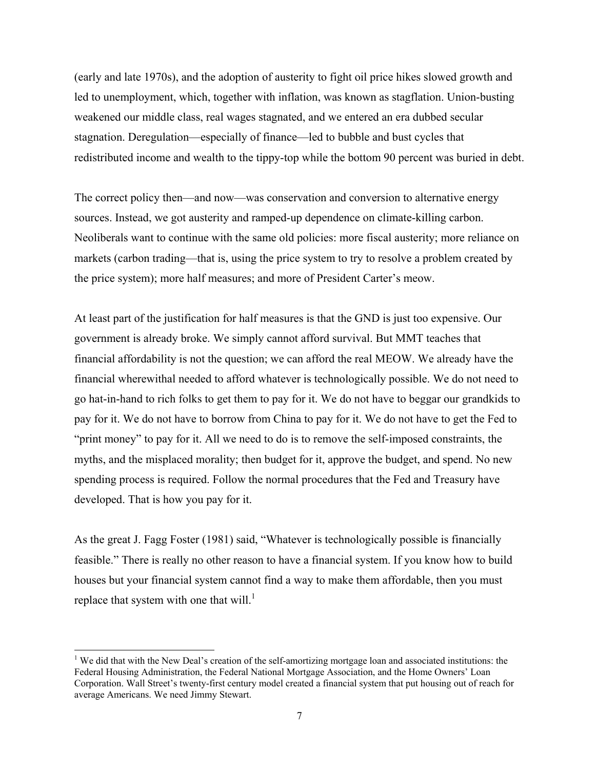(early and late 1970s), and the adoption of austerity to fight oil price hikes slowed growth and led to unemployment, which, together with inflation, was known as stagflation. Union-busting weakened our middle class, real wages stagnated, and we entered an era dubbed secular stagnation. Deregulation—especially of finance—led to bubble and bust cycles that redistributed income and wealth to the tippy-top while the bottom 90 percent was buried in debt.

The correct policy then—and now—was conservation and conversion to alternative energy sources. Instead, we got austerity and ramped-up dependence on climate-killing carbon. Neoliberals want to continue with the same old policies: more fiscal austerity; more reliance on markets (carbon trading—that is, using the price system to try to resolve a problem created by the price system); more half measures; and more of President Carter's meow.

At least part of the justification for half measures is that the GND is just too expensive. Our government is already broke. We simply cannot afford survival. But MMT teaches that financial affordability is not the question; we can afford the real MEOW. We already have the financial wherewithal needed to afford whatever is technologically possible. We do not need to go hat-in-hand to rich folks to get them to pay for it. We do not have to beggar our grandkids to pay for it. We do not have to borrow from China to pay for it. We do not have to get the Fed to "print money" to pay for it. All we need to do is to remove the self-imposed constraints, the myths, and the misplaced morality; then budget for it, approve the budget, and spend. No new spending process is required. Follow the normal procedures that the Fed and Treasury have developed. That is how you pay for it.

As the great J. Fagg Foster (1981) said, "Whatever is technologically possible is financially feasible." There is really no other reason to have a financial system. If you know how to build houses but your financial system cannot find a way to make them affordable, then you must replace that system with one that will.[1]

[1] We did that with the New Deal's creation of the self-amortizing mortgage loan and associated institutions: the Federal Housing Administration, the Federal National Mortgage Association, and the Home Owners' Loan Corporation. Wall Street's twenty-first century model created a financial system that put housing out of reach for average Americans. We need Jimmy Stewart.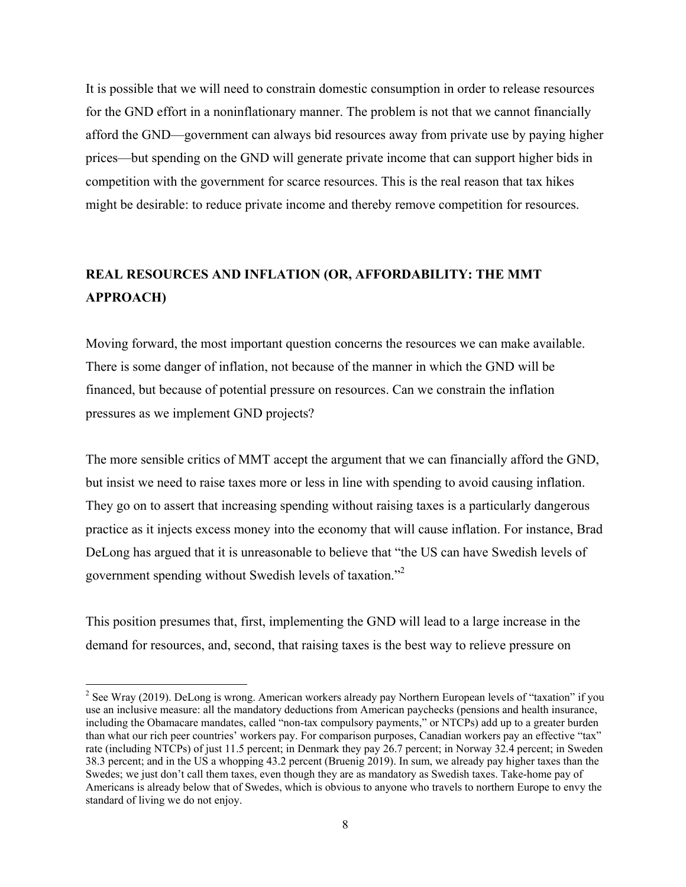It is possible that we will need to constrain domestic consumption in order to release resources for the GND effort in a noninflationary manner. The problem is not that we cannot financially afford the GND—government can always bid resources away from private use by paying higher prices—but spending on the GND will generate private income that can support higher bids in competition with the government for scarce resources. This is the real reason that tax hikes might be desirable: to reduce private income and thereby remove competition for resources.

## REAL RESOURCES AND INFLATION (OR, AFFORDABILITY: THE MMT APPROACH)

Moving forward, the most important question concerns the resources we can make available. There is some danger of inflation, not because of the manner in which the GND will be financed, but because of potential pressure on resources. Can we constrain the inflation pressures as we implement GND projects?

The more sensible critics of MMT accept the argument that we can financially afford the GND, but insist we need to raise taxes more or less in line with spending to avoid causing inflation. They go on to assert that increasing spending without raising taxes is a particularly dangerous practice as it injects excess money into the economy that will cause inflation. For instance, Brad DeLong has argued that it is unreasonable to believe that "the US can have Swedish levels of government spending without Swedish levels of taxation."[2]

This position presumes that, first, implementing the GND will lead to a large increase in the demand for resources, and, second, that raising taxes is the best way to relieve pressure on

---

[2] See Wray (2019). DeLong is wrong. American workers already pay Northern European levels of "taxation" if you use an inclusive measure: all the mandatory deductions from American paychecks (pensions and health insurance, including the Obamacare mandates, called "non-tax compulsory payments," or NTCPs) add up to a greater burden than what our rich peer countries' workers pay. For comparison purposes, Canadian workers pay an effective "tax" rate (including NTCPs) of just 11.5 percent; in Denmark they pay 26.7 percent; in Norway 32.4 percent; in Sweden 38.3 percent; and in the US a whopping 43.2 percent (Bruenig 2019). In sum, we already pay higher taxes than the Swedes; we just don't call them taxes, even though they are as mandatory as Swedish taxes. Take-home pay of Americans is already below that of Swedes, which is obvious to anyone who travels to northern Europe to envy the standard of living we do not enjoy.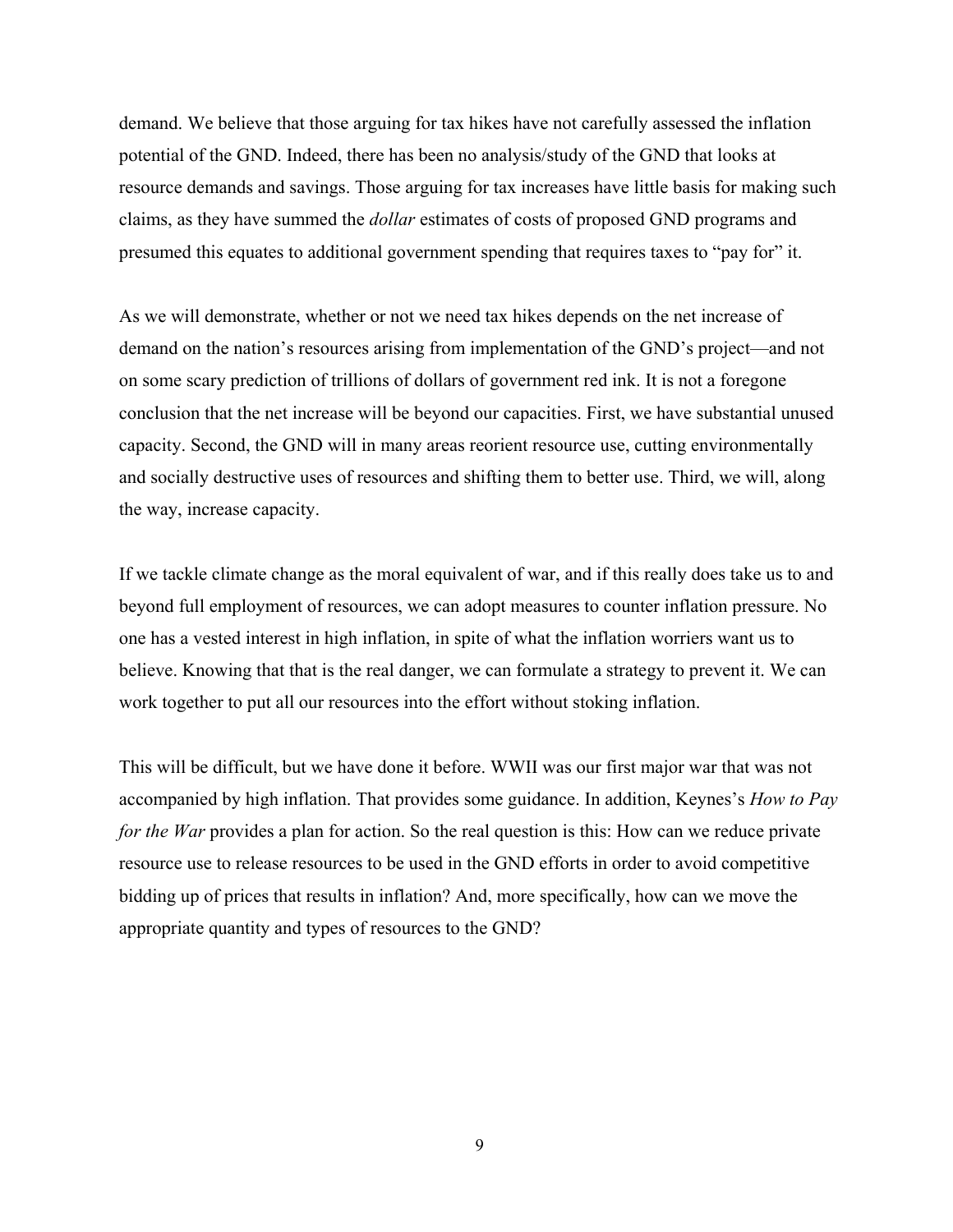demand. We believe that those arguing for tax hikes have not carefully assessed the inflation potential of the GND. Indeed, there has been no analysis/study of the GND that looks at resource demands and savings. Those arguing for tax increases have little basis for making such claims, as they have summed the *dollar* estimates of costs of proposed GND programs and presumed this equates to additional government spending that requires taxes to "pay for" it.

As we will demonstrate, whether or not we need tax hikes depends on the net increase of demand on the nation's resources arising from implementation of the GND's project—and not on some scary prediction of trillions of dollars of government red ink. It is not a foregone conclusion that the net increase will be beyond our capacities. First, we have substantial unused capacity. Second, the GND will in many areas reorient resource use, cutting environmentally and socially destructive uses of resources and shifting them to better use. Third, we will, along the way, increase capacity.

If we tackle climate change as the moral equivalent of war, and if this really does take us to and beyond full employment of resources, we can adopt measures to counter inflation pressure. No one has a vested interest in high inflation, in spite of what the inflation worriers want us to believe. Knowing that that is the real danger, we can formulate a strategy to prevent it. We can work together to put all our resources into the effort without stoking inflation.

This will be difficult, but we have done it before. WWII was our first major war that was not accompanied by high inflation. That provides some guidance. In addition, Keynes's *How to Pay for the War* provides a plan for action. So the real question is this: How can we reduce private resource use to release resources to be used in the GND efforts in order to avoid competitive bidding up of prices that results in inflation? And, more specifically, how can we move the appropriate quantity and types of resources to the GND?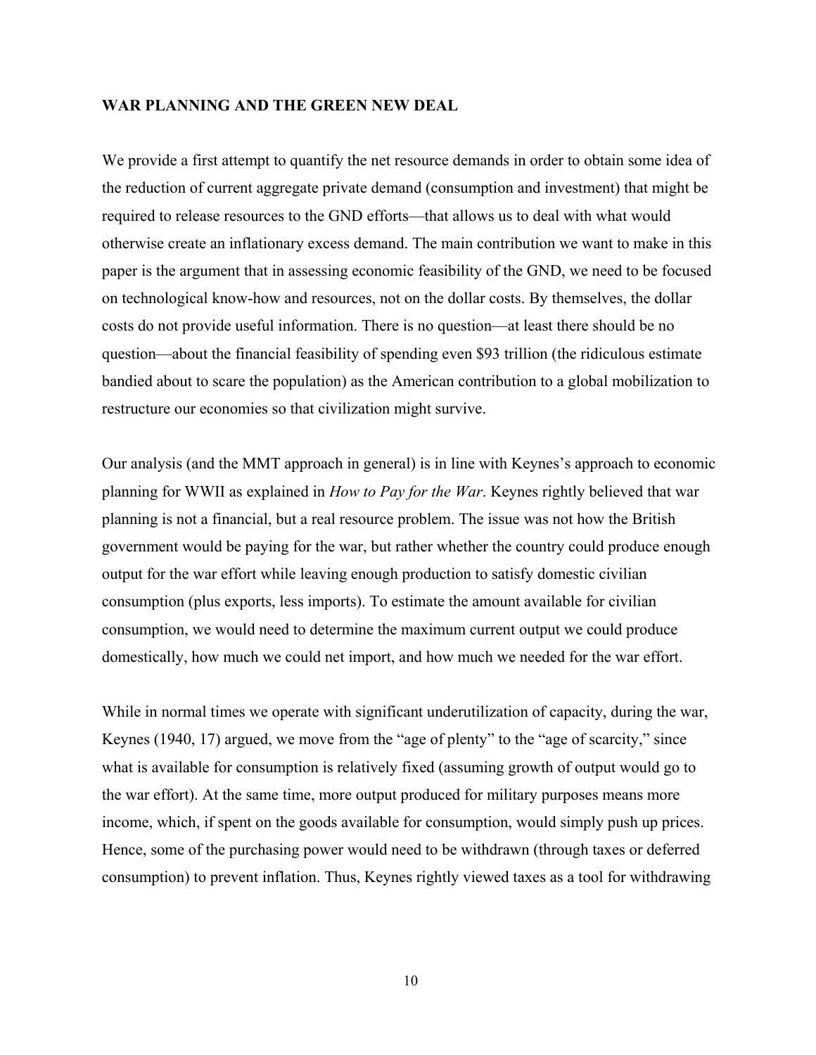## WAR PLANNING AND THE GREEN NEW DEAL

We provide a first attempt to quantify the net resource demands in order to obtain some idea of the reduction of current aggregate private demand (consumption and investment) that might be required to release resources to the GND efforts—that allows us to deal with what would otherwise create an inflationary excess demand. The main contribution we want to make in this paper is the argument that in assessing economic feasibility of the GND, we need to be focused on technological know-how and resources, not on the dollar costs. By themselves, the dollar costs do not provide useful information. There is no question—at least there should be no question—about the financial feasibility of spending even $93 trillion (the ridiculous estimate bandied about to scare the population) as the American contribution to a global mobilization to restructure our economies so that civilization might survive.

Our analysis (and the MMT approach in general) is in line with Keynes's approach to economic planning for WWII as explained in *How to Pay for the War*. Keynes rightly believed that war planning is not a financial, but a real resource problem. The issue was not how the British government would be paying for the war, but rather whether the country could produce enough output for the war effort while leaving enough production to satisfy domestic civilian consumption (plus exports, less imports). To estimate the amount available for civilian consumption, we would need to determine the maximum current output we could produce domestically, how much we could net import, and how much we needed for the war effort.

While in normal times we operate with significant underutilization of capacity, during the war, Keynes (1940, 17) argued, we move from the "age of plenty" to the "age of scarcity," since what is available for consumption is relatively fixed (assuming growth of output would go to the war effort). At the same time, more output produced for military purposes means more income, which, if spent on the goods available for consumption, would simply push up prices. Hence, some of the purchasing power would need to be withdrawn (through taxes or deferred consumption) to prevent inflation. Thus, Keynes rightly viewed taxes as a tool for withdrawing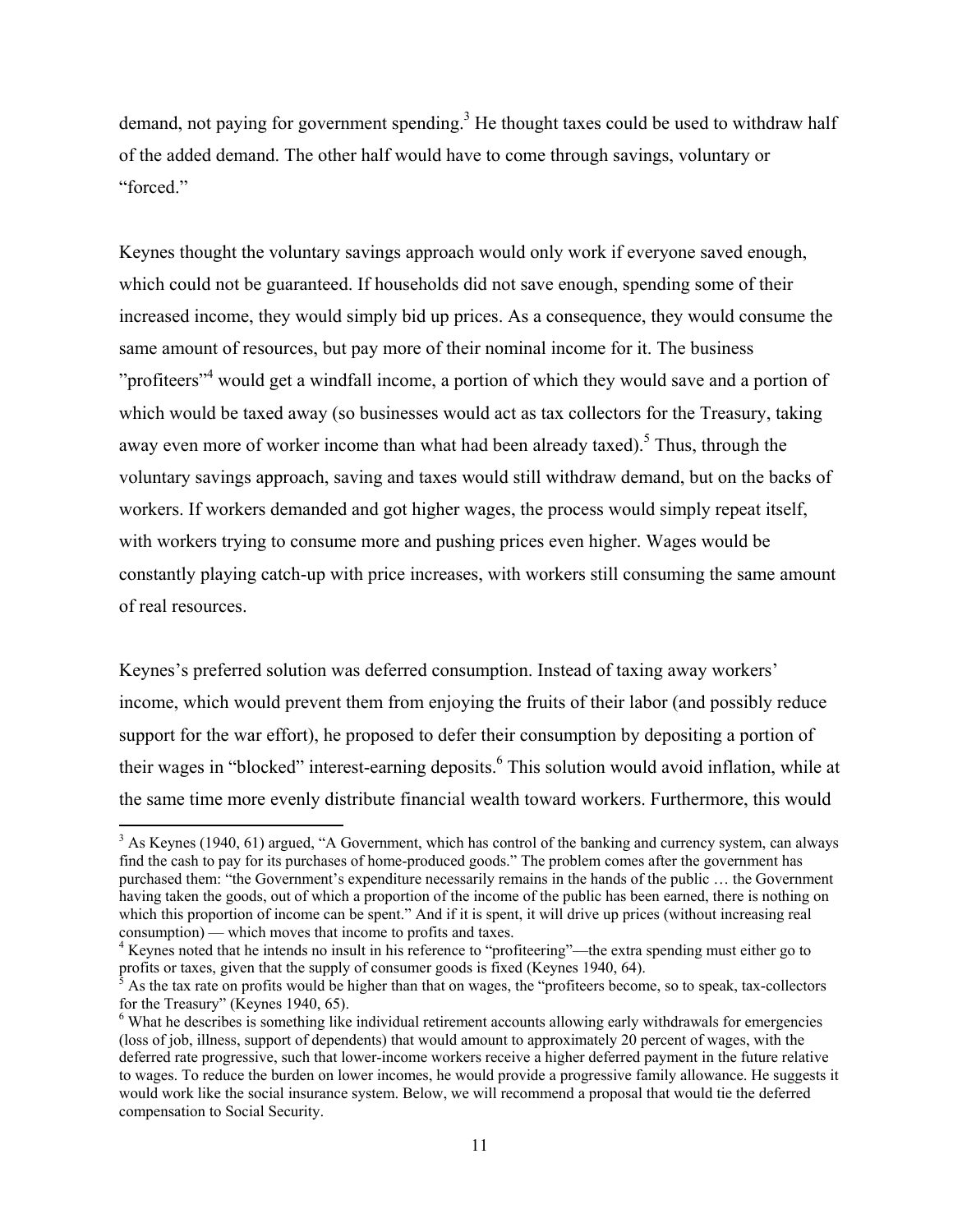demand, not paying for government spending.[3] He thought taxes could be used to withdraw half of the added demand. The other half would have to come through savings, voluntary or "forced."

Keynes thought the voluntary savings approach would only work if everyone saved enough, which could not be guaranteed. If households did not save enough, spending some of their increased income, they would simply bid up prices. As a consequence, they would consume the same amount of resources, but pay more of their nominal income for it. The business "profiteers"[4] would get a windfall income, a portion of which they would save and a portion of which would be taxed away (so businesses would act as tax collectors for the Treasury, taking away even more of worker income than what had been already taxed).[5] Thus, through the voluntary savings approach, saving and taxes would still withdraw demand, but on the backs of workers. If workers demanded and got higher wages, the process would simply repeat itself, with workers trying to consume more and pushing prices even higher. Wages would be constantly playing catch-up with price increases, with workers still consuming the same amount of real resources.

Keynes's preferred solution was deferred consumption. Instead of taxing away workers' income, which would prevent them from enjoying the fruits of their labor (and possibly reduce support for the war effort), he proposed to defer their consumption by depositing a portion of their wages in "blocked" interest-earning deposits.[6] This solution would avoid inflation, while at the same time more evenly distribute financial wealth toward workers. Furthermore, this would

---

[3] As Keynes (1940, 61) argued, "A Government, which has control of the banking and currency system, can always find the cash to pay for its purchases of home-produced goods." The problem comes after the government has purchased them: "the Government's expenditure necessarily remains in the hands of the public … the Government having taken the goods, out of which a proportion of the income of the public has been earned, there is nothing on which this proportion of income can be spent." And if it is spent, it will drive up prices (without increasing real consumption) — which moves that income to profits and taxes.

[4] Keynes noted that he intends no insult in his reference to "profiteering"—the extra spending must either go to profits or taxes, given that the supply of consumer goods is fixed (Keynes 1940, 64).

[5] As the tax rate on profits would be higher than that on wages, the "profiteers become, so to speak, tax-collectors for the Treasury" (Keynes 1940, 65).

[6] What he describes is something like individual retirement accounts allowing early withdrawals for emergencies (loss of job, illness, support of dependents) that would amount to approximately 20 percent of wages, with the deferred rate progressive, such that lower-income workers receive a higher deferred payment in the future relative to wages. To reduce the burden on lower incomes, he would provide a progressive family allowance. He suggests it would work like the social insurance system. Below, we will recommend a proposal that would tie the deferred compensation to Social Security.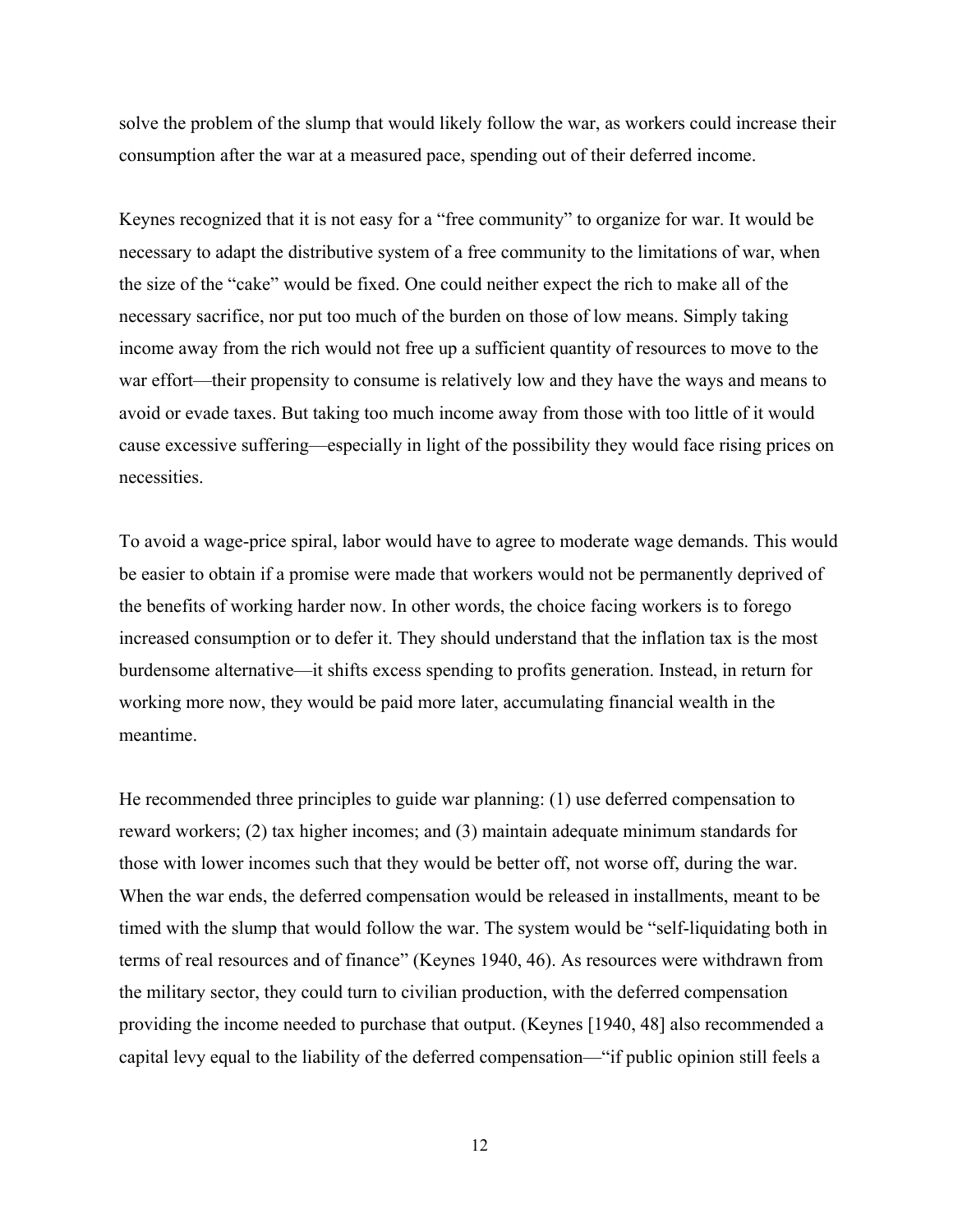solve the problem of the slump that would likely follow the war, as workers could increase their consumption after the war at a measured pace, spending out of their deferred income.

Keynes recognized that it is not easy for a "free community" to organize for war. It would be necessary to adapt the distributive system of a free community to the limitations of war, when the size of the "cake" would be fixed. One could neither expect the rich to make all of the necessary sacrifice, nor put too much of the burden on those of low means. Simply taking income away from the rich would not free up a sufficient quantity of resources to move to the war effort—their propensity to consume is relatively low and they have the ways and means to avoid or evade taxes. But taking too much income away from those with too little of it would cause excessive suffering—especially in light of the possibility they would face rising prices on necessities.

To avoid a wage-price spiral, labor would have to agree to moderate wage demands. This would be easier to obtain if a promise were made that workers would not be permanently deprived of the benefits of working harder now. In other words, the choice facing workers is to forego increased consumption or to defer it. They should understand that the inflation tax is the most burdensome alternative—it shifts excess spending to profits generation. Instead, in return for working more now, they would be paid more later, accumulating financial wealth in the meantime.

He recommended three principles to guide war planning: (1) use deferred compensation to reward workers; (2) tax higher incomes; and (3) maintain adequate minimum standards for those with lower incomes such that they would be better off, not worse off, during the war. When the war ends, the deferred compensation would be released in installments, meant to be timed with the slump that would follow the war. The system would be "self-liquidating both in terms of real resources and of finance" (Keynes 1940, 46). As resources were withdrawn from the military sector, they could turn to civilian production, with the deferred compensation providing the income needed to purchase that output. (Keynes [1940, 48] also recommended a capital levy equal to the liability of the deferred compensation—"if public opinion still feels a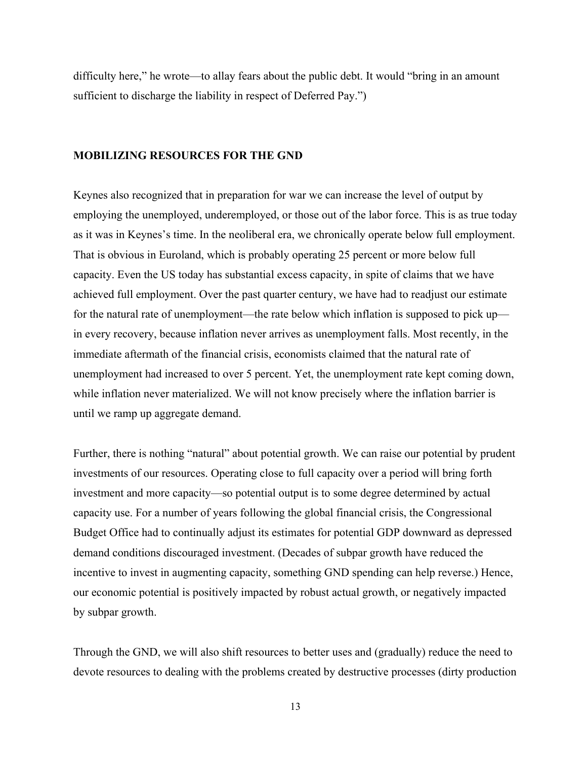difficulty here," he wrote—to allay fears about the public debt. It would "bring in an amount sufficient to discharge the liability in respect of Deferred Pay.")

## MOBILIZING RESOURCES FOR THE GND

Keynes also recognized that in preparation for war we can increase the level of output by employing the unemployed, underemployed, or those out of the labor force. This is as true today as it was in Keynes's time. In the neoliberal era, we chronically operate below full employment. That is obvious in Euroland, which is probably operating 25 percent or more below full capacity. Even the US today has substantial excess capacity, in spite of claims that we have achieved full employment. Over the past quarter century, we have had to readjust our estimate for the natural rate of unemployment—the rate below which inflation is supposed to pick up—in every recovery, because inflation never arrives as unemployment falls. Most recently, in the immediate aftermath of the financial crisis, economists claimed that the natural rate of unemployment had increased to over 5 percent. Yet, the unemployment rate kept coming down, while inflation never materialized. We will not know precisely where the inflation barrier is until we ramp up aggregate demand.

Further, there is nothing "natural" about potential growth. We can raise our potential by prudent investments of our resources. Operating close to full capacity over a period will bring forth investment and more capacity—so potential output is to some degree determined by actual capacity use. For a number of years following the global financial crisis, the Congressional Budget Office had to continually adjust its estimates for potential GDP downward as depressed demand conditions discouraged investment. (Decades of subpar growth have reduced the incentive to invest in augmenting capacity, something GND spending can help reverse.) Hence, our economic potential is positively impacted by robust actual growth, or negatively impacted by subpar growth.

Through the GND, we will also shift resources to better uses and (gradually) reduce the need to devote resources to dealing with the problems created by destructive processes (dirty production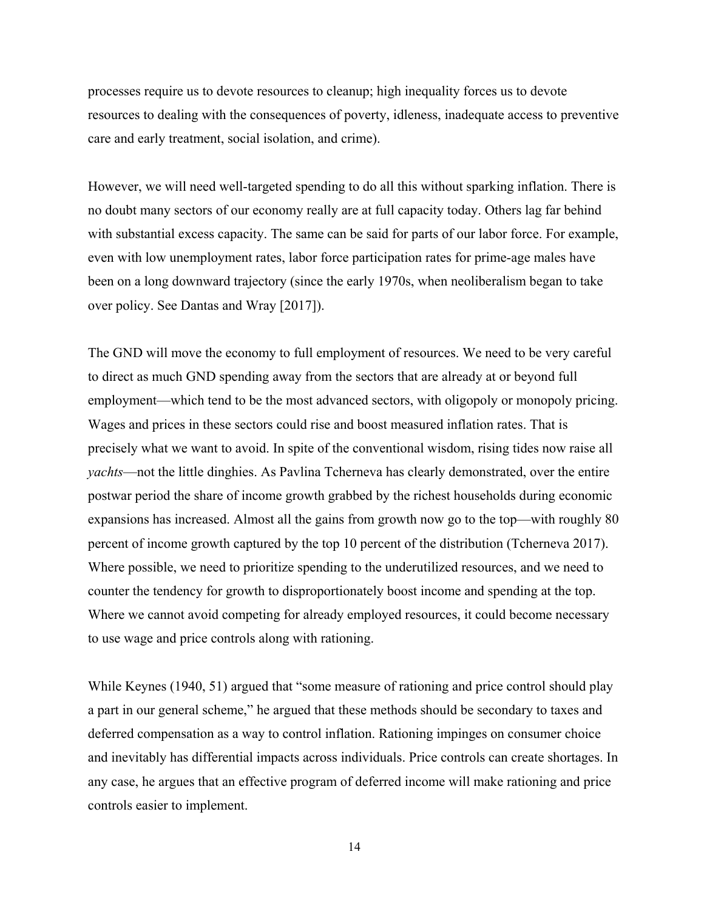processes require us to devote resources to cleanup; high inequality forces us to devote resources to dealing with the consequences of poverty, idleness, inadequate access to preventive care and early treatment, social isolation, and crime).

However, we will need well-targeted spending to do all this without sparking inflation. There is no doubt many sectors of our economy really are at full capacity today. Others lag far behind with substantial excess capacity. The same can be said for parts of our labor force. For example, even with low unemployment rates, labor force participation rates for prime-age males have been on a long downward trajectory (since the early 1970s, when neoliberalism began to take over policy. See Dantas and Wray [2017]).

The GND will move the economy to full employment of resources. We need to be very careful to direct as much GND spending away from the sectors that are already at or beyond full employment—which tend to be the most advanced sectors, with oligopoly or monopoly pricing. Wages and prices in these sectors could rise and boost measured inflation rates. That is precisely what we want to avoid. In spite of the conventional wisdom, rising tides now raise all *yachts*—not the little dinghies. As Pavlina Tcherneva has clearly demonstrated, over the entire postwar period the share of income growth grabbed by the richest households during economic expansions has increased. Almost all the gains from growth now go to the top—with roughly 80 percent of income growth captured by the top 10 percent of the distribution (Tcherneva 2017). Where possible, we need to prioritize spending to the underutilized resources, and we need to counter the tendency for growth to disproportionately boost income and spending at the top. Where we cannot avoid competing for already employed resources, it could become necessary to use wage and price controls along with rationing.

While Keynes (1940, 51) argued that "some measure of rationing and price control should play a part in our general scheme," he argued that these methods should be secondary to taxes and deferred compensation as a way to control inflation. Rationing impinges on consumer choice and inevitably has differential impacts across individuals. Price controls can create shortages. In any case, he argues that an effective program of deferred income will make rationing and price controls easier to implement.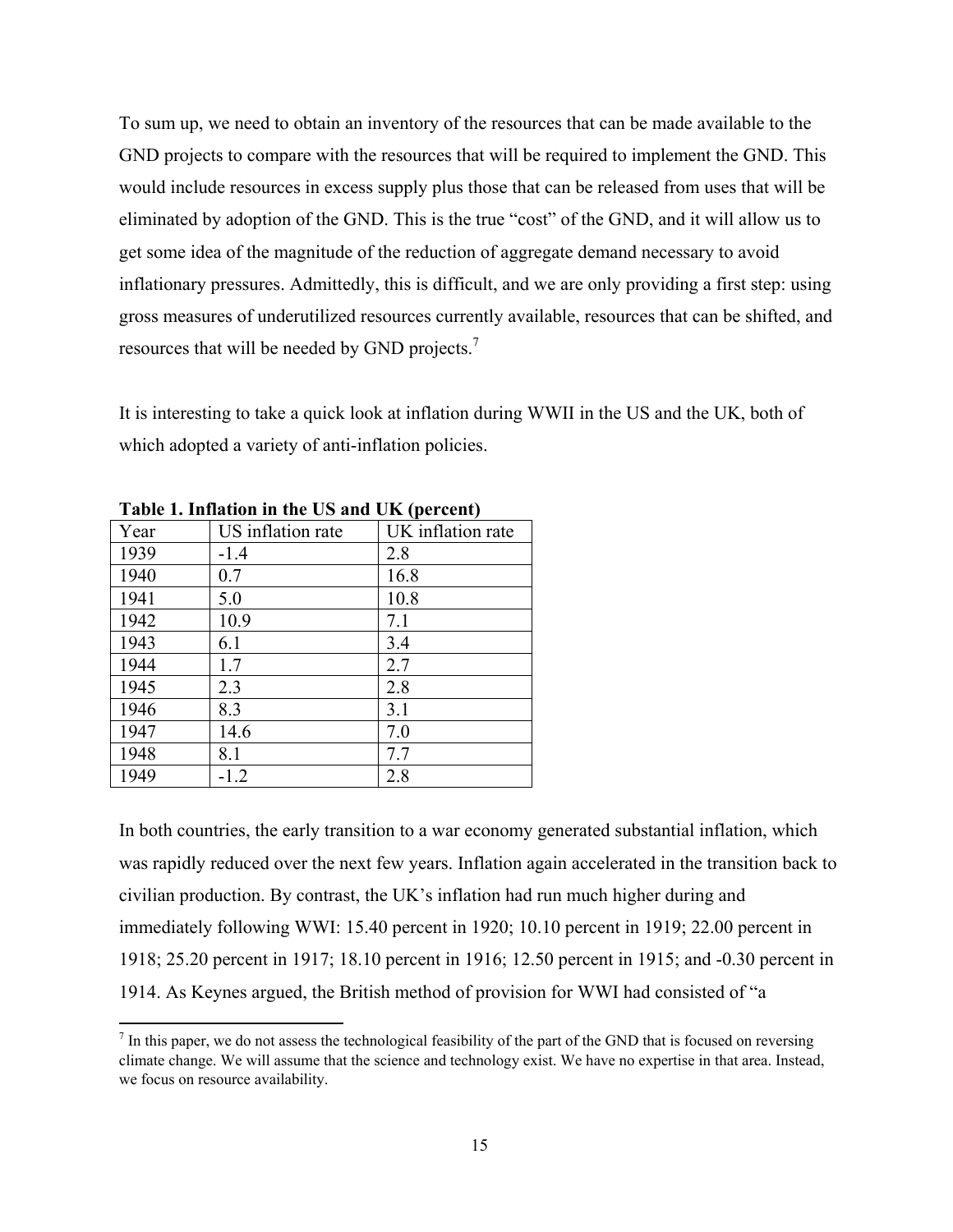To sum up, we need to obtain an inventory of the resources that can be made available to the GND projects to compare with the resources that will be required to implement the GND. This would include resources in excess supply plus those that can be released from uses that will be eliminated by adoption of the GND. This is the true "cost" of the GND, and it will allow us to get some idea of the magnitude of the reduction of aggregate demand necessary to avoid inflationary pressures. Admittedly, this is difficult, and we are only providing a first step: using gross measures of underutilized resources currently available, resources that can be shifted, and resources that will be needed by GND projects.[7]

It is interesting to take a quick look at inflation during WWII in the US and the UK, both of which adopted a variety of anti-inflation policies.

**Table 1. Inflation in the US and UK (percent)**

| Year | US inflation rate | UK inflation rate |
|---|---|---|
| 1939 | -1.4 | 2.8 |
| 1940 | 0.7 | 16.8 |
| 1941 | 5.0 | 10.8 |
| 1942 | 10.9 | 7.1 |
| 1943 | 6.1 | 3.4 |
| 1944 | 1.7 | 2.7 |
| 1945 | 2.3 | 2.8 |
| 1946 | 8.3 | 3.1 |
| 1947 | 14.6 | 7.0 |
| 1948 | 8.1 | 7.7 |
| 1949 | -1.2 | 2.8 |

In both countries, the early transition to a war economy generated substantial inflation, which was rapidly reduced over the next few years. Inflation again accelerated in the transition back to civilian production. By contrast, the UK's inflation had run much higher during and immediately following WWI: 15.40 percent in 1920; 10.10 percent in 1919; 22.00 percent in 1918; 25.20 percent in 1917; 18.10 percent in 1916; 12.50 percent in 1915; and -0.30 percent in 1914. As Keynes argued, the British method of provision for WWI had consisted of "a

[7] In this paper, we do not assess the technological feasibility of the part of the GND that is focused on reversing climate change. We will assume that the science and technology exist. We have no expertise in that area. Instead, we focus on resource availability.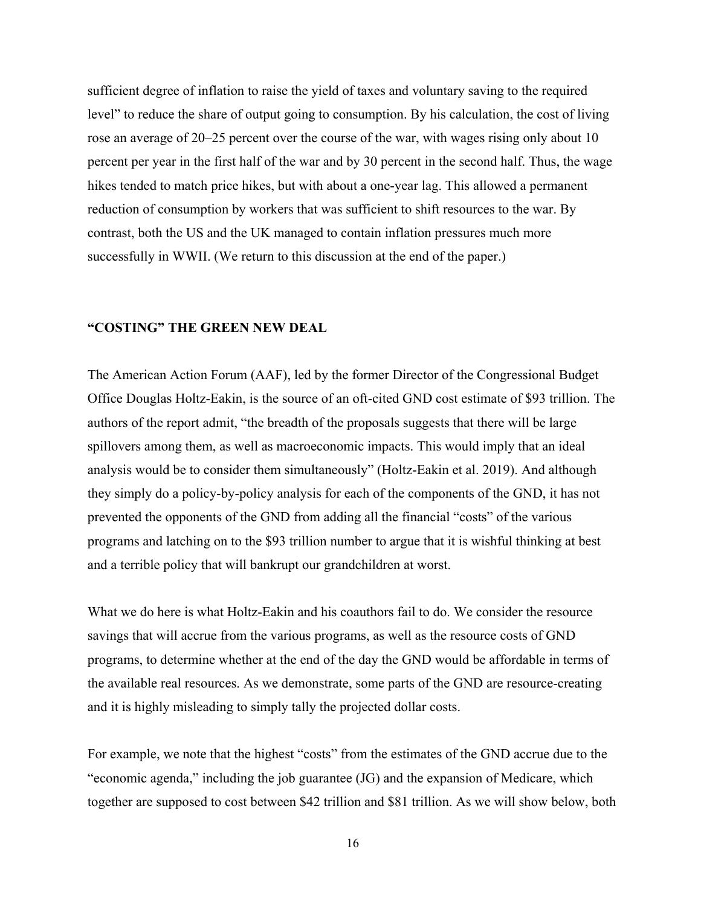sufficient degree of inflation to raise the yield of taxes and voluntary saving to the required level" to reduce the share of output going to consumption. By his calculation, the cost of living rose an average of 20–25 percent over the course of the war, with wages rising only about 10 percent per year in the first half of the war and by 30 percent in the second half. Thus, the wage hikes tended to match price hikes, but with about a one-year lag. This allowed a permanent reduction of consumption by workers that was sufficient to shift resources to the war. By contrast, both the US and the UK managed to contain inflation pressures much more successfully in WWII. (We return to this discussion at the end of the paper.)

## "COSTING" THE GREEN NEW DEAL

The American Action Forum (AAF), led by the former Director of the Congressional Budget Office Douglas Holtz-Eakin, is the source of an oft-cited GND cost estimate of $93 trillion. The authors of the report admit, "the breadth of the proposals suggests that there will be large spillovers among them, as well as macroeconomic impacts. This would imply that an ideal analysis would be to consider them simultaneously" (Holtz-Eakin et al. 2019). And although they simply do a policy-by-policy analysis for each of the components of the GND, it has not prevented the opponents of the GND from adding all the financial "costs" of the various programs and latching on to the $93 trillion number to argue that it is wishful thinking at best and a terrible policy that will bankrupt our grandchildren at worst.

What we do here is what Holtz-Eakin and his coauthors fail to do. We consider the resource savings that will accrue from the various programs, as well as the resource costs of GND programs, to determine whether at the end of the day the GND would be affordable in terms of the available real resources. As we demonstrate, some parts of the GND are resource-creating and it is highly misleading to simply tally the projected dollar costs.

For example, we note that the highest "costs" from the estimates of the GND accrue due to the "economic agenda," including the job guarantee (JG) and the expansion of Medicare, which together are supposed to cost between $42 trillion and $81 trillion. As we will show below, both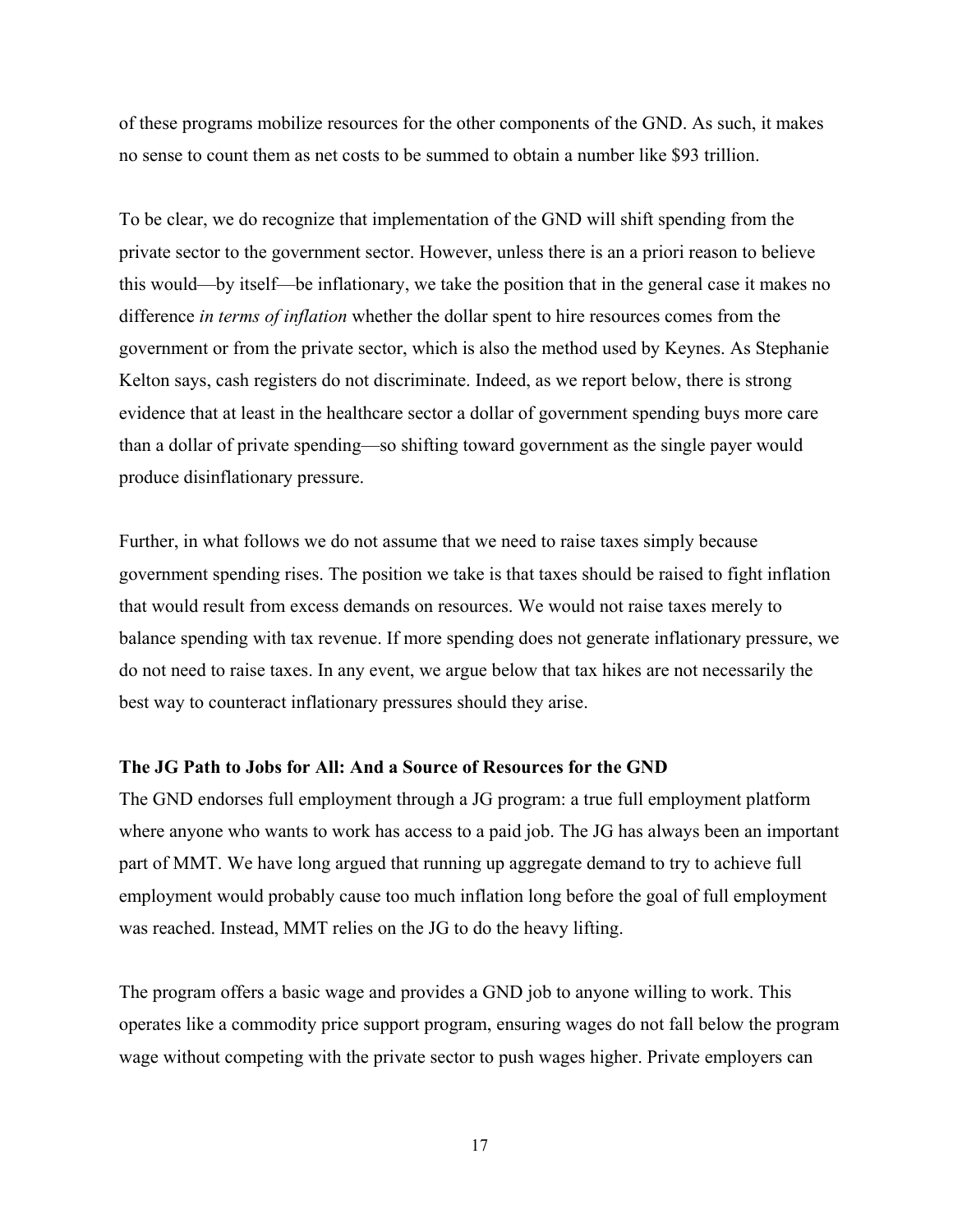of these programs mobilize resources for the other components of the GND. As such, it makes no sense to count them as net costs to be summed to obtain a number like $93 trillion.

To be clear, we do recognize that implementation of the GND will shift spending from the private sector to the government sector. However, unless there is an a priori reason to believe this would—by itself—be inflationary, we take the position that in the general case it makes no difference *in terms of inflation* whether the dollar spent to hire resources comes from the government or from the private sector, which is also the method used by Keynes. As Stephanie Kelton says, cash registers do not discriminate. Indeed, as we report below, there is strong evidence that at least in the healthcare sector a dollar of government spending buys more care than a dollar of private spending—so shifting toward government as the single payer would produce disinflationary pressure.

Further, in what follows we do not assume that we need to raise taxes simply because government spending rises. The position we take is that taxes should be raised to fight inflation that would result from excess demands on resources. We would not raise taxes merely to balance spending with tax revenue. If more spending does not generate inflationary pressure, we do not need to raise taxes. In any event, we argue below that tax hikes are not necessarily the best way to counteract inflationary pressures should they arise.

**The JG Path to Jobs for All: And a Source of Resources for the GND**

The GND endorses full employment through a JG program: a true full employment platform where anyone who wants to work has access to a paid job. The JG has always been an important part of MMT. We have long argued that running up aggregate demand to try to achieve full employment would probably cause too much inflation long before the goal of full employment was reached. Instead, MMT relies on the JG to do the heavy lifting.

The program offers a basic wage and provides a GND job to anyone willing to work. This operates like a commodity price support program, ensuring wages do not fall below the program wage without competing with the private sector to push wages higher. Private employers can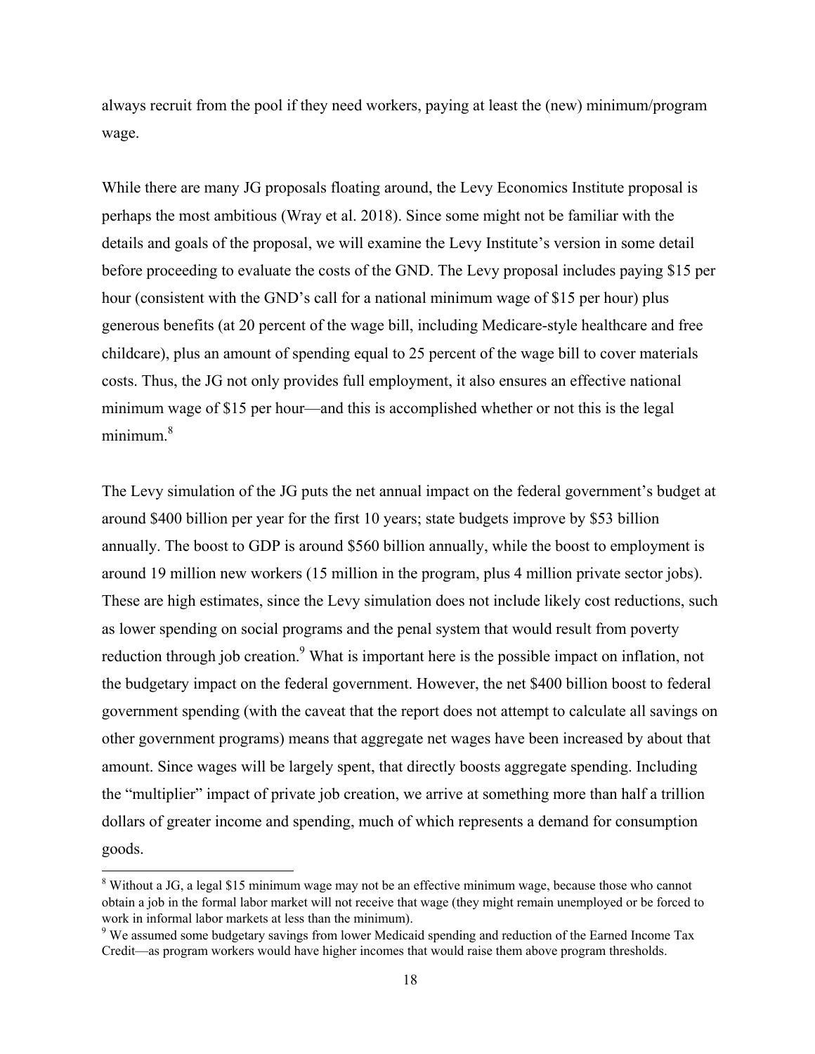always recruit from the pool if they need workers, paying at least the (new) minimum/program wage.

While there are many JG proposals floating around, the Levy Economics Institute proposal is perhaps the most ambitious (Wray et al. 2018). Since some might not be familiar with the details and goals of the proposal, we will examine the Levy Institute's version in some detail before proceeding to evaluate the costs of the GND. The Levy proposal includes paying $15 per hour (consistent with the GND's call for a national minimum wage of $15 per hour) plus generous benefits (at 20 percent of the wage bill, including Medicare-style healthcare and free childcare), plus an amount of spending equal to 25 percent of the wage bill to cover materials costs. Thus, the JG not only provides full employment, it also ensures an effective national minimum wage of $15 per hour—and this is accomplished whether or not this is the legal minimum.[8]

The Levy simulation of the JG puts the net annual impact on the federal government's budget at around $400 billion per year for the first 10 years; state budgets improve by $53 billion annually. The boost to GDP is around $560 billion annually, while the boost to employment is around 19 million new workers (15 million in the program, plus 4 million private sector jobs). These are high estimates, since the Levy simulation does not include likely cost reductions, such as lower spending on social programs and the penal system that would result from poverty reduction through job creation.[9] What is important here is the possible impact on inflation, not the budgetary impact on the federal government. However, the net $400 billion boost to federal government spending (with the caveat that the report does not attempt to calculate all savings on other government programs) means that aggregate net wages have been increased by about that amount. Since wages will be largely spent, that directly boosts aggregate spending. Including the "multiplier" impact of private job creation, we arrive at something more than half a trillion dollars of greater income and spending, much of which represents a demand for consumption goods.

[8] Without a JG, a legal $15 minimum wage may not be an effective minimum wage, because those who cannot obtain a job in the formal labor market will not receive that wage (they might remain unemployed or be forced to work in informal labor markets at less than the minimum).

[9] We assumed some budgetary savings from lower Medicaid spending and reduction of the Earned Income Tax Credit—as program workers would have higher incomes that would raise them above program thresholds.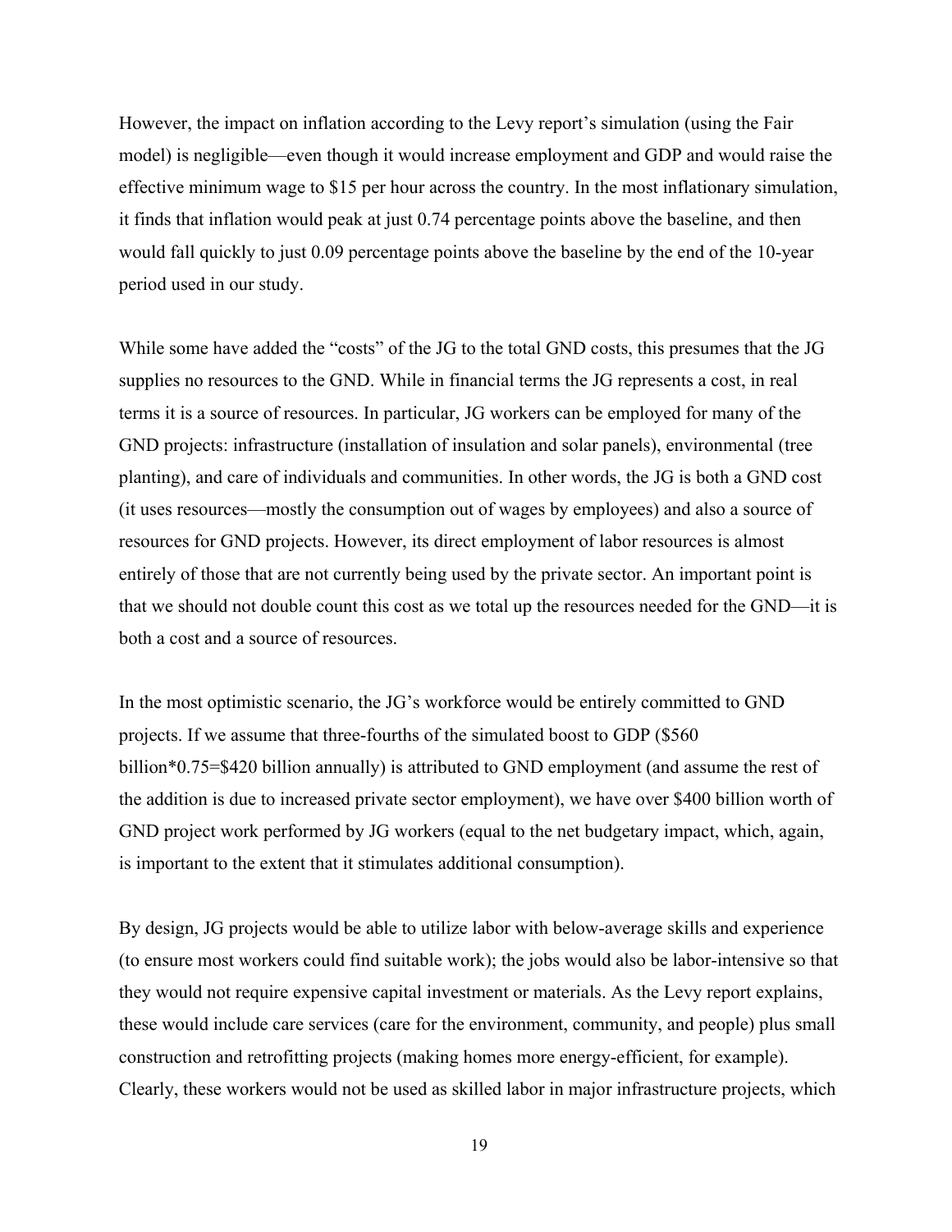However, the impact on inflation according to the Levy report's simulation (using the Fair model) is negligible—even though it would increase employment and GDP and would raise the effective minimum wage to $15 per hour across the country. In the most inflationary simulation, it finds that inflation would peak at just 0.74 percentage points above the baseline, and then would fall quickly to just 0.09 percentage points above the baseline by the end of the 10-year period used in our study.

While some have added the "costs" of the JG to the total GND costs, this presumes that the JG supplies no resources to the GND. While in financial terms the JG represents a cost, in real terms it is a source of resources. In particular, JG workers can be employed for many of the GND projects: infrastructure (installation of insulation and solar panels), environmental (tree planting), and care of individuals and communities. In other words, the JG is both a GND cost (it uses resources—mostly the consumption out of wages by employees) and also a source of resources for GND projects. However, its direct employment of labor resources is almost entirely of those that are not currently being used by the private sector. An important point is that we should not double count this cost as we total up the resources needed for the GND—it is both a cost and a source of resources.

In the most optimistic scenario, the JG's workforce would be entirely committed to GND projects. If we assume that three-fourths of the simulated boost to GDP ($560 billion*0.75=$420 billion annually) is attributed to GND employment (and assume the rest of the addition is due to increased private sector employment), we have over $400 billion worth of GND project work performed by JG workers (equal to the net budgetary impact, which, again, is important to the extent that it stimulates additional consumption).

By design, JG projects would be able to utilize labor with below-average skills and experience (to ensure most workers could find suitable work); the jobs would also be labor-intensive so that they would not require expensive capital investment or materials. As the Levy report explains, these would include care services (care for the environment, community, and people) plus small construction and retrofitting projects (making homes more energy-efficient, for example). Clearly, these workers would not be used as skilled labor in major infrastructure projects, which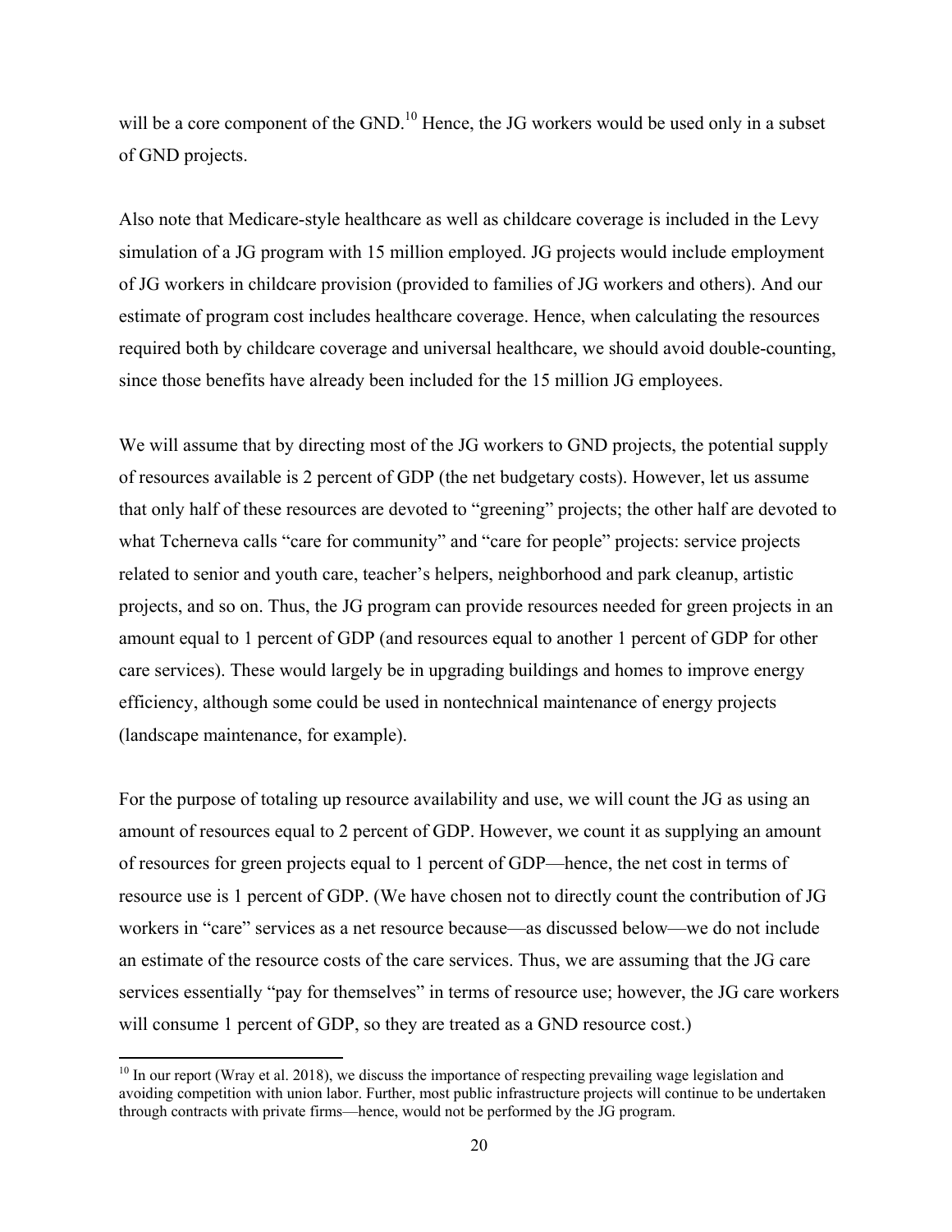will be a core component of the GND.[10] Hence, the JG workers would be used only in a subset of GND projects.

Also note that Medicare-style healthcare as well as childcare coverage is included in the Levy simulation of a JG program with 15 million employed. JG projects would include employment of JG workers in childcare provision (provided to families of JG workers and others). And our estimate of program cost includes healthcare coverage. Hence, when calculating the resources required both by childcare coverage and universal healthcare, we should avoid double-counting, since those benefits have already been included for the 15 million JG employees.

We will assume that by directing most of the JG workers to GND projects, the potential supply of resources available is 2 percent of GDP (the net budgetary costs). However, let us assume that only half of these resources are devoted to "greening" projects; the other half are devoted to what Tcherneva calls "care for community" and "care for people" projects: service projects related to senior and youth care, teacher's helpers, neighborhood and park cleanup, artistic projects, and so on. Thus, the JG program can provide resources needed for green projects in an amount equal to 1 percent of GDP (and resources equal to another 1 percent of GDP for other care services). These would largely be in upgrading buildings and homes to improve energy efficiency, although some could be used in nontechnical maintenance of energy projects (landscape maintenance, for example).

For the purpose of totaling up resource availability and use, we will count the JG as using an amount of resources equal to 2 percent of GDP. However, we count it as supplying an amount of resources for green projects equal to 1 percent of GDP—hence, the net cost in terms of resource use is 1 percent of GDP. (We have chosen not to directly count the contribution of JG workers in "care" services as a net resource because—as discussed below—we do not include an estimate of the resource costs of the care services. Thus, we are assuming that the JG care services essentially "pay for themselves" in terms of resource use; however, the JG care workers will consume 1 percent of GDP, so they are treated as a GND resource cost.)

[10] In our report (Wray et al. 2018), we discuss the importance of respecting prevailing wage legislation and avoiding competition with union labor. Further, most public infrastructure projects will continue to be undertaken through contracts with private firms—hence, would not be performed by the JG program.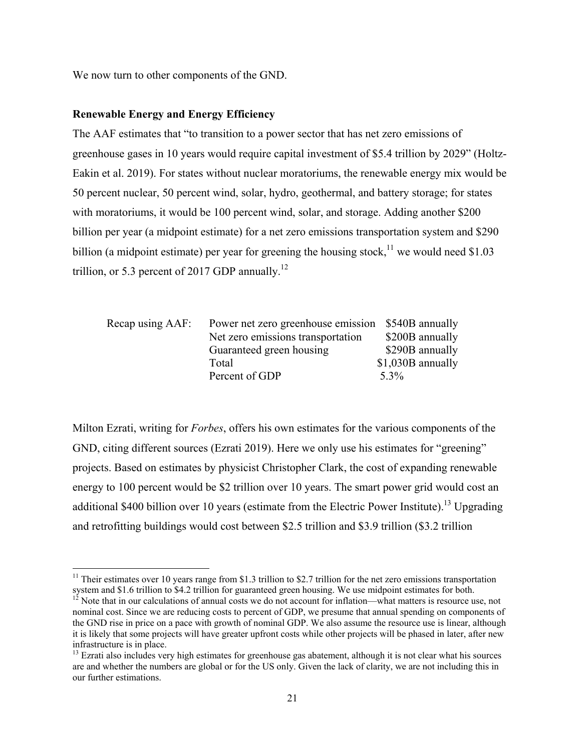We now turn to other components of the GND.

**Renewable Energy and Energy Efficiency**

The AAF estimates that "to transition to a power sector that has net zero emissions of greenhouse gases in 10 years would require capital investment of $5.4 trillion by 2029" (Holtz-Eakin et al. 2019). For states without nuclear moratoriums, the renewable energy mix would be 50 percent nuclear, 50 percent wind, solar, hydro, geothermal, and battery storage; for states with moratoriums, it would be 100 percent wind, solar, and storage. Adding another $200 billion per year (a midpoint estimate) for a net zero emissions transportation system and $290 billion (a midpoint estimate) per year for greening the housing stock,[11] we would need $1.03 trillion, or 5.3 percent of 2017 GDP annually.[12]

| Recap using AAF: | | |
|---|---|---|
| | Power net zero greenhouse emission | $540B annually |
| | Net zero emissions transportation | $200B annually |
| | Guaranteed green housing | $290B annually |
| | Total | $1,030B annually |
| | Percent of GDP | 5.3% |

Milton Ezrati, writing for *Forbes*, offers his own estimates for the various components of the GND, citing different sources (Ezrati 2019). Here we only use his estimates for "greening" projects. Based on estimates by physicist Christopher Clark, the cost of expanding renewable energy to 100 percent would be $2 trillion over 10 years. The smart power grid would cost an additional $400 billion over 10 years (estimate from the Electric Power Institute).[13] Upgrading and retrofitting buildings would cost between $2.5 trillion and $3.9 trillion ($3.2 trillion

---

[11] Their estimates over 10 years range from $1.3 trillion to $2.7 trillion for the net zero emissions transportation system and $1.6 trillion to $4.2 trillion for guaranteed green housing. We use midpoint estimates for both.

[12] Note that in our calculations of annual costs we do not account for inflation—what matters is resource use, not nominal cost. Since we are reducing costs to percent of GDP, we presume that annual spending on components of the GND rise in price on a pace with growth of nominal GDP. We also assume the resource use is linear, although it is likely that some projects will have greater upfront costs while other projects will be phased in later, after new infrastructure is in place.

[13] Ezrati also includes very high estimates for greenhouse gas abatement, although it is not clear what his sources are and whether the numbers are global or for the US only. Given the lack of clarity, we are not including this in our further estimations.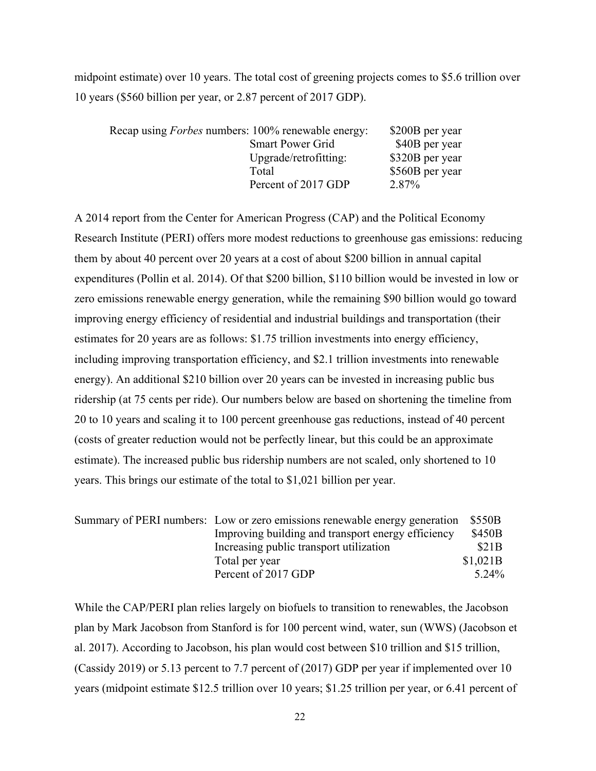midpoint estimate) over 10 years. The total cost of greening projects comes to $5.6 trillion over 10 years ($560 billion per year, or 2.87 percent of 2017 GDP).

| Recap using *Forbes* numbers: | | |
|---|---|---|
| | 100% renewable energy: | $200B per year |
| | Smart Power Grid | $40B per year |
| | Upgrade/retrofitting: | $320B per year |
| | Total | $560B per year |
| | Percent of 2017 GDP | 2.87% |

A 2014 report from the Center for American Progress (CAP) and the Political Economy Research Institute (PERI) offers more modest reductions to greenhouse gas emissions: reducing them by about 40 percent over 20 years at a cost of about $200 billion in annual capital expenditures (Pollin et al. 2014). Of that $200 billion, $110 billion would be invested in low or zero emissions renewable energy generation, while the remaining $90 billion would go toward improving energy efficiency of residential and industrial buildings and transportation (their estimates for 20 years are as follows: $1.75 trillion investments into energy efficiency, including improving transportation efficiency, and $2.1 trillion investments into renewable energy). An additional $210 billion over 20 years can be invested in increasing public bus ridership (at 75 cents per ride). Our numbers below are based on shortening the timeline from 20 to 10 years and scaling it to 100 percent greenhouse gas reductions, instead of 40 percent (costs of greater reduction would not be perfectly linear, but this could be an approximate estimate). The increased public bus ridership numbers are not scaled, only shortened to 10 years. This brings our estimate of the total to $1,021 billion per year.

| Summary of PERI numbers: | | |
|---|---|---|
| | Low or zero emissions renewable energy generation | $550B |
| | Improving building and transport energy efficiency | $450B |
| | Increasing public transport utilization | $21B |
| | Total per year | $1,021B |
| | Percent of 2017 GDP | 5.24% |

While the CAP/PERI plan relies largely on biofuels to transition to renewables, the Jacobson plan by Mark Jacobson from Stanford is for 100 percent wind, water, sun (WWS) (Jacobson et al. 2017). According to Jacobson, his plan would cost between $10 trillion and $15 trillion, (Cassidy 2019) or 5.13 percent to 7.7 percent of (2017) GDP per year if implemented over 10 years (midpoint estimate $12.5 trillion over 10 years; $1.25 trillion per year, or 6.41 percent of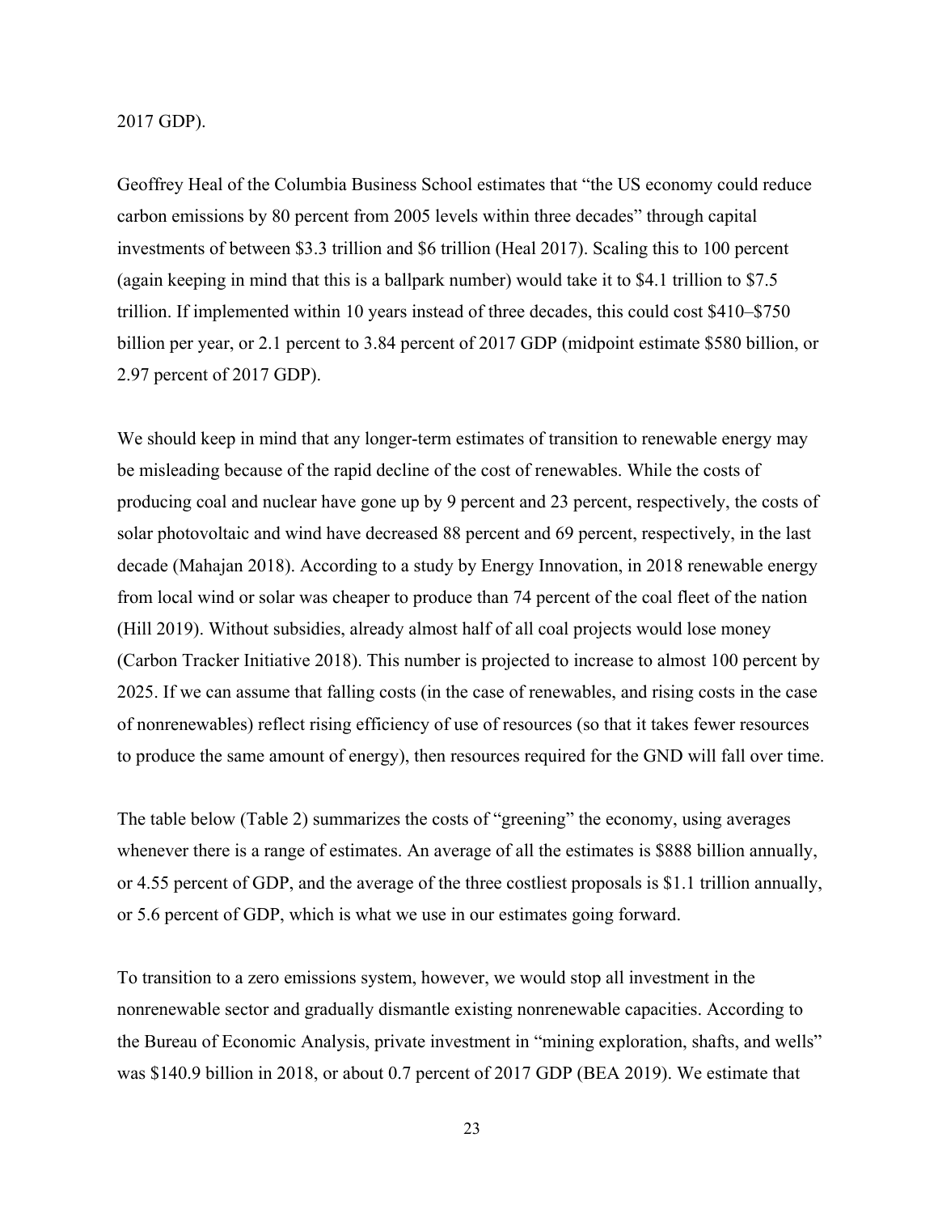2017 GDP).

Geoffrey Heal of the Columbia Business School estimates that "the US economy could reduce carbon emissions by 80 percent from 2005 levels within three decades" through capital investments of between $3.3 trillion and $6 trillion (Heal 2017). Scaling this to 100 percent (again keeping in mind that this is a ballpark number) would take it to $4.1 trillion to $7.5 trillion. If implemented within 10 years instead of three decades, this could cost $410–$750 billion per year, or 2.1 percent to 3.84 percent of 2017 GDP (midpoint estimate $580 billion, or 2.97 percent of 2017 GDP).

We should keep in mind that any longer-term estimates of transition to renewable energy may be misleading because of the rapid decline of the cost of renewables. While the costs of producing coal and nuclear have gone up by 9 percent and 23 percent, respectively, the costs of solar photovoltaic and wind have decreased 88 percent and 69 percent, respectively, in the last decade (Mahajan 2018). According to a study by Energy Innovation, in 2018 renewable energy from local wind or solar was cheaper to produce than 74 percent of the coal fleet of the nation (Hill 2019). Without subsidies, already almost half of all coal projects would lose money (Carbon Tracker Initiative 2018). This number is projected to increase to almost 100 percent by 2025. If we can assume that falling costs (in the case of renewables, and rising costs in the case of nonrenewables) reflect rising efficiency of use of resources (so that it takes fewer resources to produce the same amount of energy), then resources required for the GND will fall over time.

The table below (Table 2) summarizes the costs of "greening" the economy, using averages whenever there is a range of estimates. An average of all the estimates is $888 billion annually, or 4.55 percent of GDP, and the average of the three costliest proposals is $1.1 trillion annually, or 5.6 percent of GDP, which is what we use in our estimates going forward.

To transition to a zero emissions system, however, we would stop all investment in the nonrenewable sector and gradually dismantle existing nonrenewable capacities. According to the Bureau of Economic Analysis, private investment in "mining exploration, shafts, and wells" was $140.9 billion in 2018, or about 0.7 percent of 2017 GDP (BEA 2019). We estimate that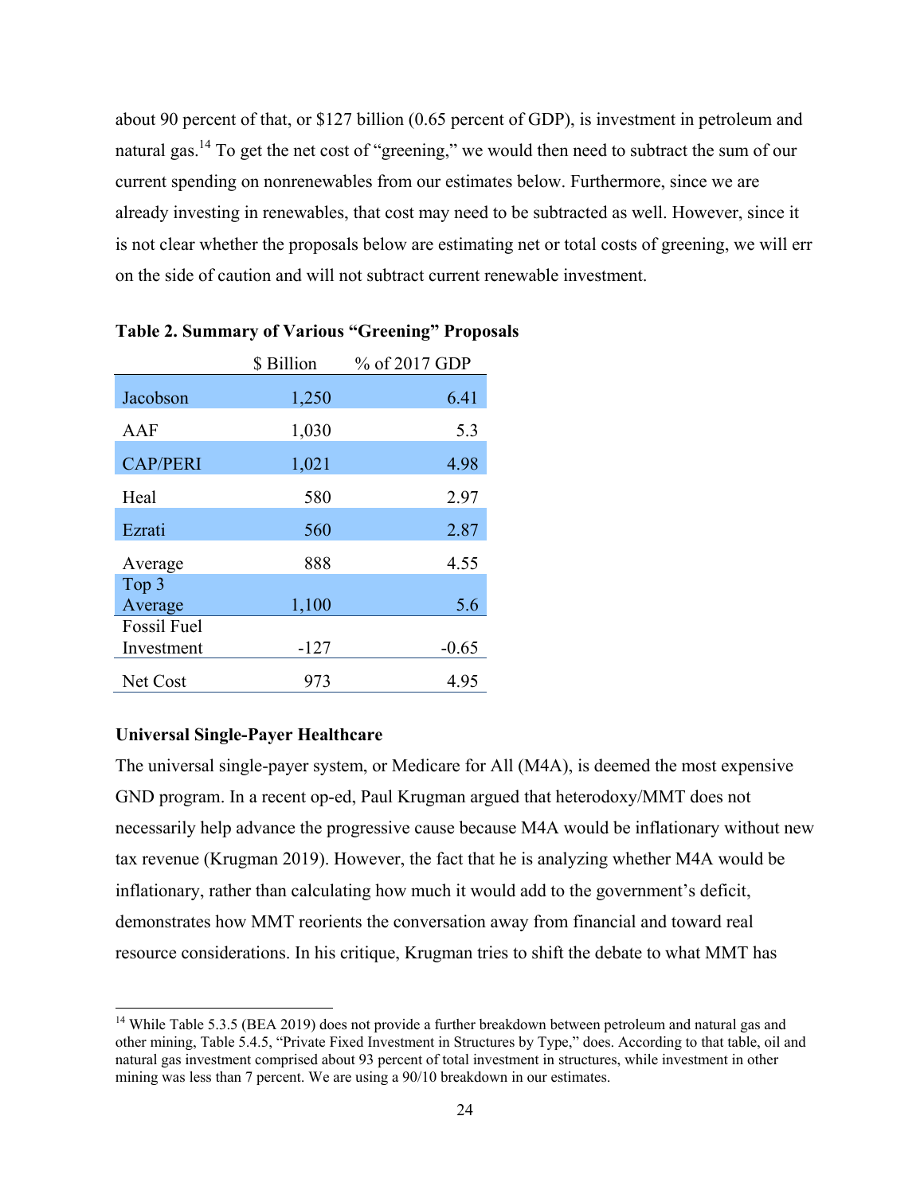about 90 percent of that, or \$127 billion (0.65 percent of GDP), is investment in petroleum and natural gas.[14] To get the net cost of "greening," we would then need to subtract the sum of our current spending on nonrenewables from our estimates below. Furthermore, since we are already investing in renewables, that cost may need to be subtracted as well. However, since it is not clear whether the proposals below are estimating net or total costs of greening, we will err on the side of caution and will not subtract current renewable investment.

**Table 2. Summary of Various "Greening" Proposals**

| | \$ Billion | % of 2017 GDP |
|---|---:|---:|
| Jacobson | 1,250 | 6.41 |
| AAF | 1,030 | 5.3 |
| CAP/PERI | 1,021 | 4.98 |
| Heal | 580 | 2.97 |
| Ezrati | 560 | 2.87 |
| Average | 888 | 4.55 |
| Top 3 Average | 1,100 | 5.6 |
| Fossil Fuel Investment | -127 | -0.65 |
| Net Cost | 973 | 4.95 |

**Universal Single-Payer Healthcare**

The universal single-payer system, or Medicare for All (M4A), is deemed the most expensive GND program. In a recent op-ed, Paul Krugman argued that heterodoxy/MMT does not necessarily help advance the progressive cause because M4A would be inflationary without new tax revenue (Krugman 2019). However, the fact that he is analyzing whether M4A would be inflationary, rather than calculating how much it would add to the government's deficit, demonstrates how MMT reorients the conversation away from financial and toward real resource considerations. In his critique, Krugman tries to shift the debate to what MMT has

[14] While Table 5.3.5 (BEA 2019) does not provide a further breakdown between petroleum and natural gas and other mining, Table 5.4.5, "Private Fixed Investment in Structures by Type," does. According to that table, oil and natural gas investment comprised about 93 percent of total investment in structures, while investment in other mining was less than 7 percent. We are using a 90/10 breakdown in our estimates.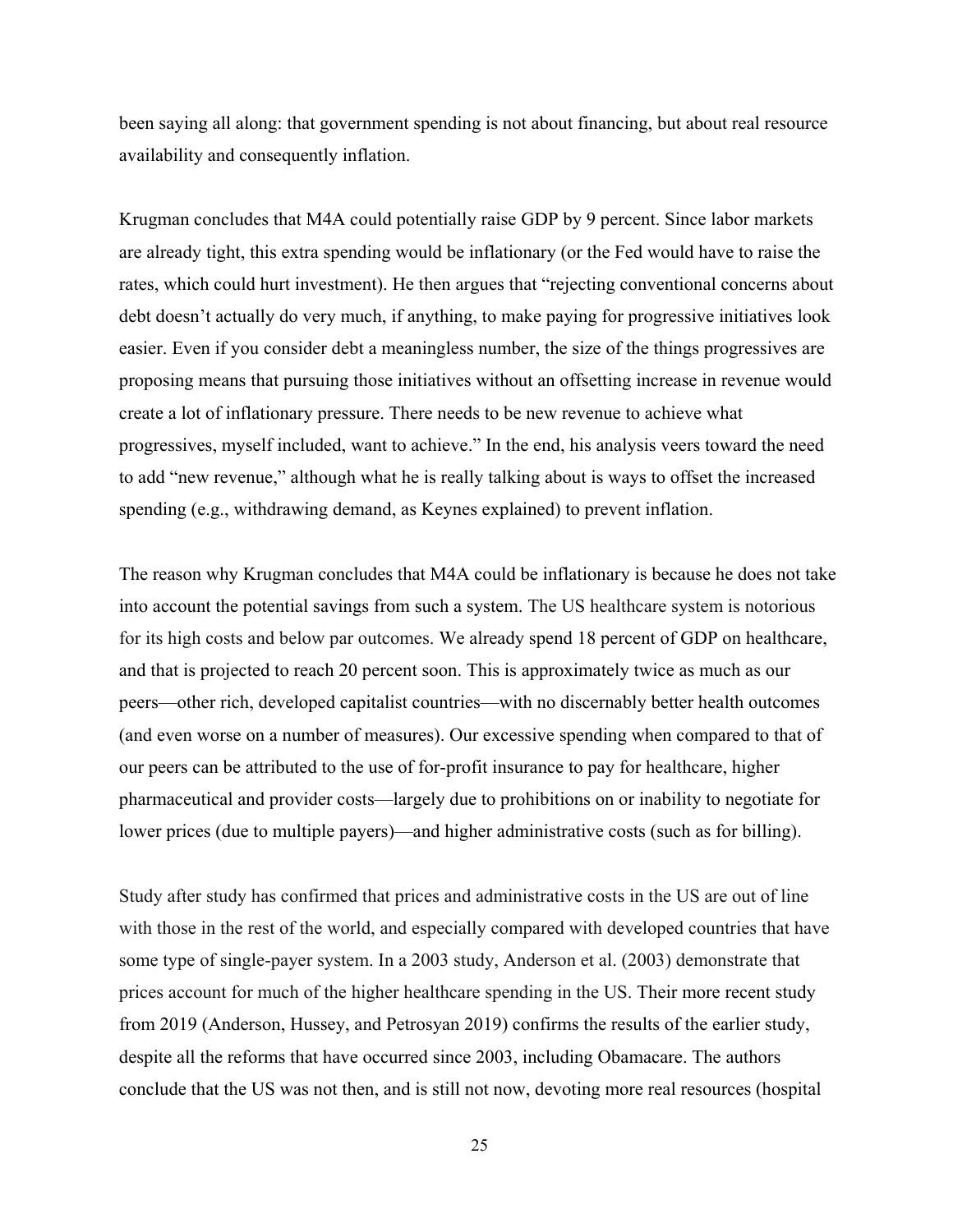been saying all along: that government spending is not about financing, but about real resource availability and consequently inflation.

Krugman concludes that M4A could potentially raise GDP by 9 percent. Since labor markets are already tight, this extra spending would be inflationary (or the Fed would have to raise the rates, which could hurt investment). He then argues that "rejecting conventional concerns about debt doesn't actually do very much, if anything, to make paying for progressive initiatives look easier. Even if you consider debt a meaningless number, the size of the things progressives are proposing means that pursuing those initiatives without an offsetting increase in revenue would create a lot of inflationary pressure. There needs to be new revenue to achieve what progressives, myself included, want to achieve." In the end, his analysis veers toward the need to add "new revenue," although what he is really talking about is ways to offset the increased spending (e.g., withdrawing demand, as Keynes explained) to prevent inflation.

The reason why Krugman concludes that M4A could be inflationary is because he does not take into account the potential savings from such a system. The US healthcare system is notorious for its high costs and below par outcomes. We already spend 18 percent of GDP on healthcare, and that is projected to reach 20 percent soon. This is approximately twice as much as our peers—other rich, developed capitalist countries—with no discernably better health outcomes (and even worse on a number of measures). Our excessive spending when compared to that of our peers can be attributed to the use of for-profit insurance to pay for healthcare, higher pharmaceutical and provider costs—largely due to prohibitions on or inability to negotiate for lower prices (due to multiple payers)—and higher administrative costs (such as for billing).

Study after study has confirmed that prices and administrative costs in the US are out of line with those in the rest of the world, and especially compared with developed countries that have some type of single-payer system. In a 2003 study, Anderson et al. (2003) demonstrate that prices account for much of the higher healthcare spending in the US. Their more recent study from 2019 (Anderson, Hussey, and Petrosyan 2019) confirms the results of the earlier study, despite all the reforms that have occurred since 2003, including Obamacare. The authors conclude that the US was not then, and is still not now, devoting more real resources (hospital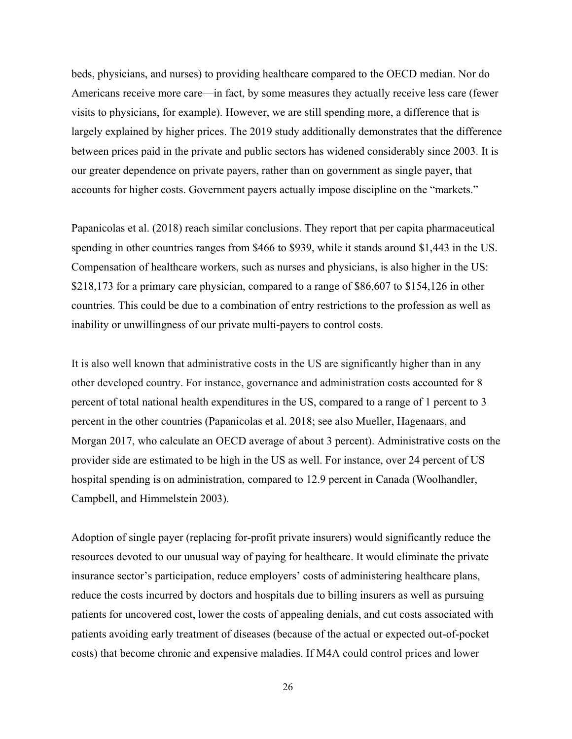beds, physicians, and nurses) to providing healthcare compared to the OECD median. Nor do Americans receive more care—in fact, by some measures they actually receive less care (fewer visits to physicians, for example). However, we are still spending more, a difference that is largely explained by higher prices. The 2019 study additionally demonstrates that the difference between prices paid in the private and public sectors has widened considerably since 2003. It is our greater dependence on private payers, rather than on government as single payer, that accounts for higher costs. Government payers actually impose discipline on the "markets."

Papanicolas et al. (2018) reach similar conclusions. They report that per capita pharmaceutical spending in other countries ranges from $466 to $939, while it stands around $1,443 in the US. Compensation of healthcare workers, such as nurses and physicians, is also higher in the US: $218,173 for a primary care physician, compared to a range of $86,607 to $154,126 in other countries. This could be due to a combination of entry restrictions to the profession as well as inability or unwillingness of our private multi-payers to control costs.

It is also well known that administrative costs in the US are significantly higher than in any other developed country. For instance, governance and administration costs accounted for 8 percent of total national health expenditures in the US, compared to a range of 1 percent to 3 percent in the other countries (Papanicolas et al. 2018; see also Mueller, Hagenaars, and Morgan 2017, who calculate an OECD average of about 3 percent). Administrative costs on the provider side are estimated to be high in the US as well. For instance, over 24 percent of US hospital spending is on administration, compared to 12.9 percent in Canada (Woolhandler, Campbell, and Himmelstein 2003).

Adoption of single payer (replacing for-profit private insurers) would significantly reduce the resources devoted to our unusual way of paying for healthcare. It would eliminate the private insurance sector's participation, reduce employers' costs of administering healthcare plans, reduce the costs incurred by doctors and hospitals due to billing insurers as well as pursuing patients for uncovered cost, lower the costs of appealing denials, and cut costs associated with patients avoiding early treatment of diseases (because of the actual or expected out-of-pocket costs) that become chronic and expensive maladies. If M4A could control prices and lower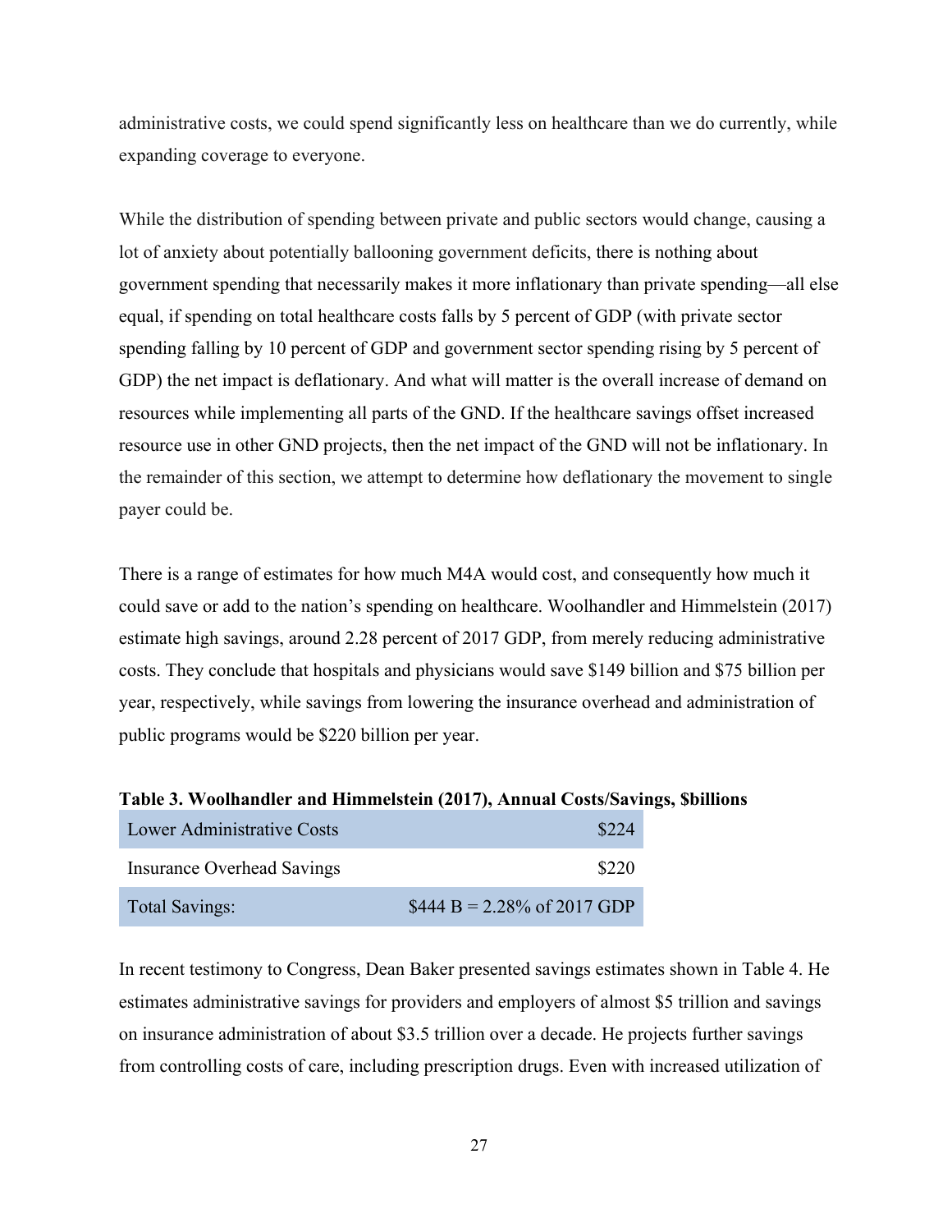administrative costs, we could spend significantly less on healthcare than we do currently, while expanding coverage to everyone.

While the distribution of spending between private and public sectors would change, causing a lot of anxiety about potentially ballooning government deficits, there is nothing about government spending that necessarily makes it more inflationary than private spending—all else equal, if spending on total healthcare costs falls by 5 percent of GDP (with private sector spending falling by 10 percent of GDP and government sector spending rising by 5 percent of GDP) the net impact is deflationary. And what will matter is the overall increase of demand on resources while implementing all parts of the GND. If the healthcare savings offset increased resource use in other GND projects, then the net impact of the GND will not be inflationary. In the remainder of this section, we attempt to determine how deflationary the movement to single payer could be.

There is a range of estimates for how much M4A would cost, and consequently how much it could save or add to the nation's spending on healthcare. Woolhandler and Himmelstein (2017) estimate high savings, around 2.28 percent of 2017 GDP, from merely reducing administrative costs. They conclude that hospitals and physicians would save $149 billion and $75 billion per year, respectively, while savings from lowering the insurance overhead and administration of public programs would be $220 billion per year.

**Table 3. Woolhandler and Himmelstein (2017), Annual Costs/Savings, $billions**

| | |
|---|---|
| Lower Administrative Costs | $224 |
| Insurance Overhead Savings | $220 |
| Total Savings: | $444 B = 2.28% of 2017 GDP |

In recent testimony to Congress, Dean Baker presented savings estimates shown in Table 4. He estimates administrative savings for providers and employers of almost $5 trillion and savings on insurance administration of about $3.5 trillion over a decade. He projects further savings from controlling costs of care, including prescription drugs. Even with increased utilization of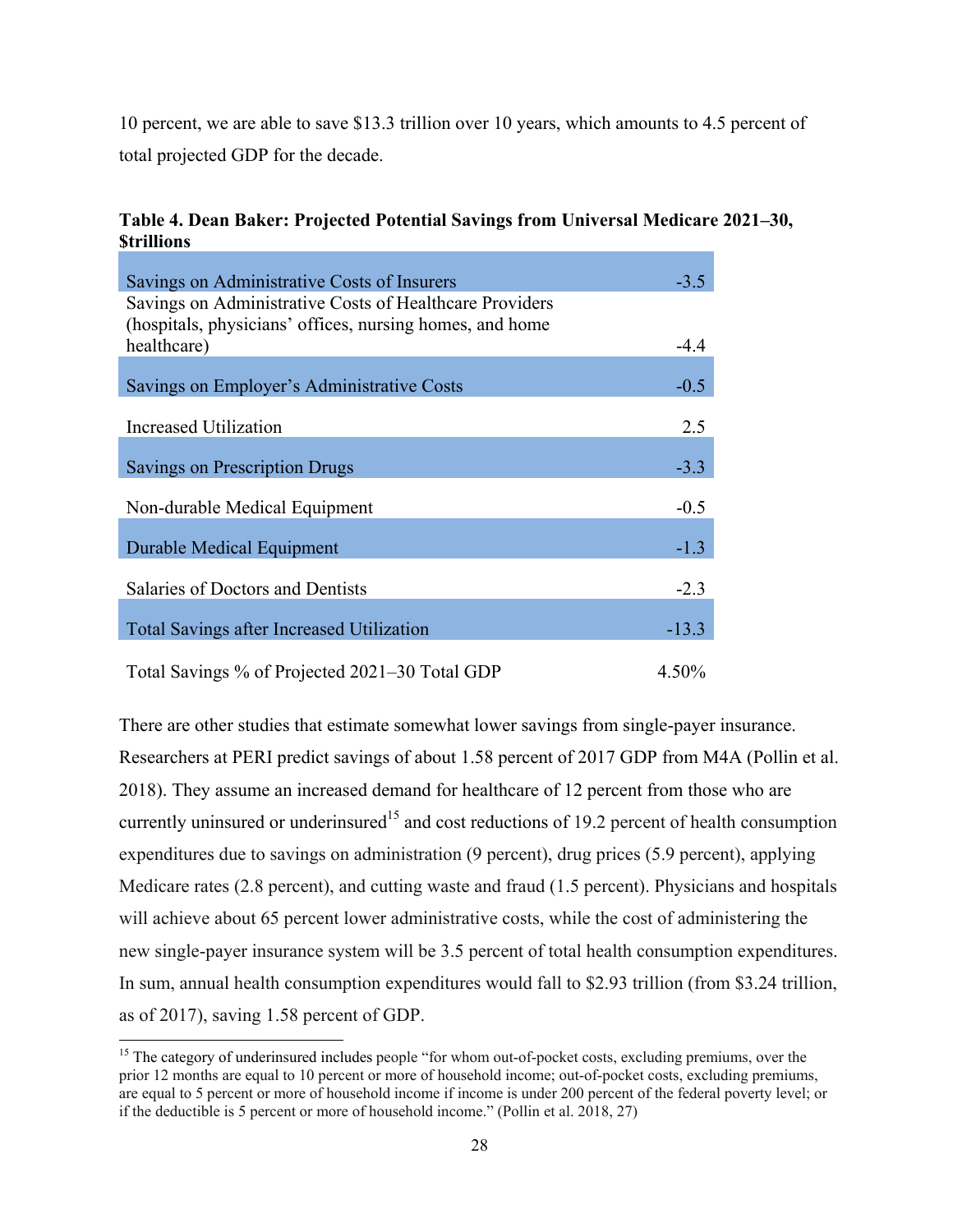10 percent, we are able to save $13.3 trillion over 10 years, which amounts to 4.5 percent of total projected GDP for the decade.

**Table 4. Dean Baker: Projected Potential Savings from Universal Medicare 2021–30, $trillions**

| | |
|---|---|
| Savings on Administrative Costs of Insurers | -3.5 |
| Savings on Administrative Costs of Healthcare Providers (hospitals, physicians' offices, nursing homes, and home healthcare) | -4.4 |
| Savings on Employer's Administrative Costs | -0.5 |
| Increased Utilization | 2.5 |
| Savings on Prescription Drugs | -3.3 |
| Non-durable Medical Equipment | -0.5 |
| Durable Medical Equipment | -1.3 |
| Salaries of Doctors and Dentists | -2.3 |
| Total Savings after Increased Utilization | -13.3 |
| Total Savings % of Projected 2021–30 Total GDP | 4.50% |

There are other studies that estimate somewhat lower savings from single-payer insurance. Researchers at PERI predict savings of about 1.58 percent of 2017 GDP from M4A (Pollin et al. 2018). They assume an increased demand for healthcare of 12 percent from those who are currently uninsured or underinsured[15] and cost reductions of 19.2 percent of health consumption expenditures due to savings on administration (9 percent), drug prices (5.9 percent), applying Medicare rates (2.8 percent), and cutting waste and fraud (1.5 percent). Physicians and hospitals will achieve about 65 percent lower administrative costs, while the cost of administering the new single-payer insurance system will be 3.5 percent of total health consumption expenditures. In sum, annual health consumption expenditures would fall to $2.93 trillion (from $3.24 trillion, as of 2017), saving 1.58 percent of GDP.

[15] The category of underinsured includes people "for whom out-of-pocket costs, excluding premiums, over the prior 12 months are equal to 10 percent or more of household income; out-of-pocket costs, excluding premiums, are equal to 5 percent or more of household income if income is under 200 percent of the federal poverty level; or if the deductible is 5 percent or more of household income." (Pollin et al. 2018, 27)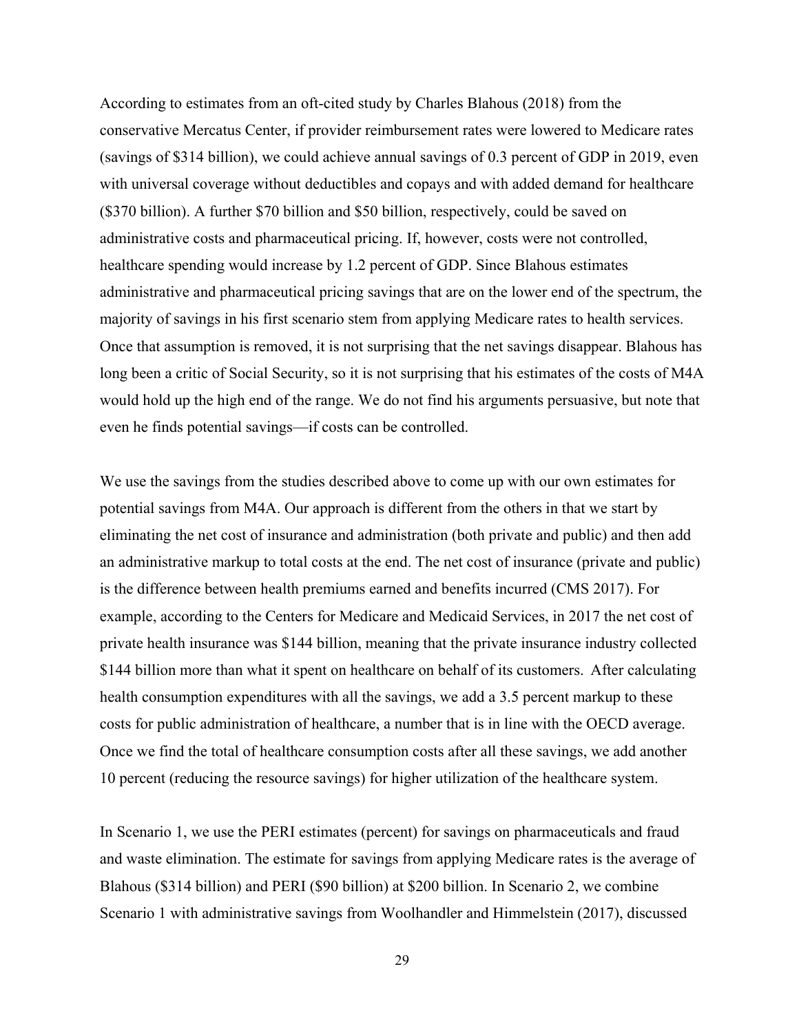According to estimates from an oft-cited study by Charles Blahous (2018) from the conservative Mercatus Center, if provider reimbursement rates were lowered to Medicare rates (savings of $314 billion), we could achieve annual savings of 0.3 percent of GDP in 2019, even with universal coverage without deductibles and copays and with added demand for healthcare ($370 billion). A further $70 billion and $50 billion, respectively, could be saved on administrative costs and pharmaceutical pricing. If, however, costs were not controlled, healthcare spending would increase by 1.2 percent of GDP. Since Blahous estimates administrative and pharmaceutical pricing savings that are on the lower end of the spectrum, the majority of savings in his first scenario stem from applying Medicare rates to health services. Once that assumption is removed, it is not surprising that the net savings disappear. Blahous has long been a critic of Social Security, so it is not surprising that his estimates of the costs of M4A would hold up the high end of the range. We do not find his arguments persuasive, but note that even he finds potential savings—if costs can be controlled.

We use the savings from the studies described above to come up with our own estimates for potential savings from M4A. Our approach is different from the others in that we start by eliminating the net cost of insurance and administration (both private and public) and then add an administrative markup to total costs at the end. The net cost of insurance (private and public) is the difference between health premiums earned and benefits incurred (CMS 2017). For example, according to the Centers for Medicare and Medicaid Services, in 2017 the net cost of private health insurance was $144 billion, meaning that the private insurance industry collected $144 billion more than what it spent on healthcare on behalf of its customers. After calculating health consumption expenditures with all the savings, we add a 3.5 percent markup to these costs for public administration of healthcare, a number that is in line with the OECD average. Once we find the total of healthcare consumption costs after all these savings, we add another 10 percent (reducing the resource savings) for higher utilization of the healthcare system.

In Scenario 1, we use the PERI estimates (percent) for savings on pharmaceuticals and fraud and waste elimination. The estimate for savings from applying Medicare rates is the average of Blahous ($314 billion) and PERI ($90 billion) at $200 billion. In Scenario 2, we combine Scenario 1 with administrative savings from Woolhandler and Himmelstein (2017), discussed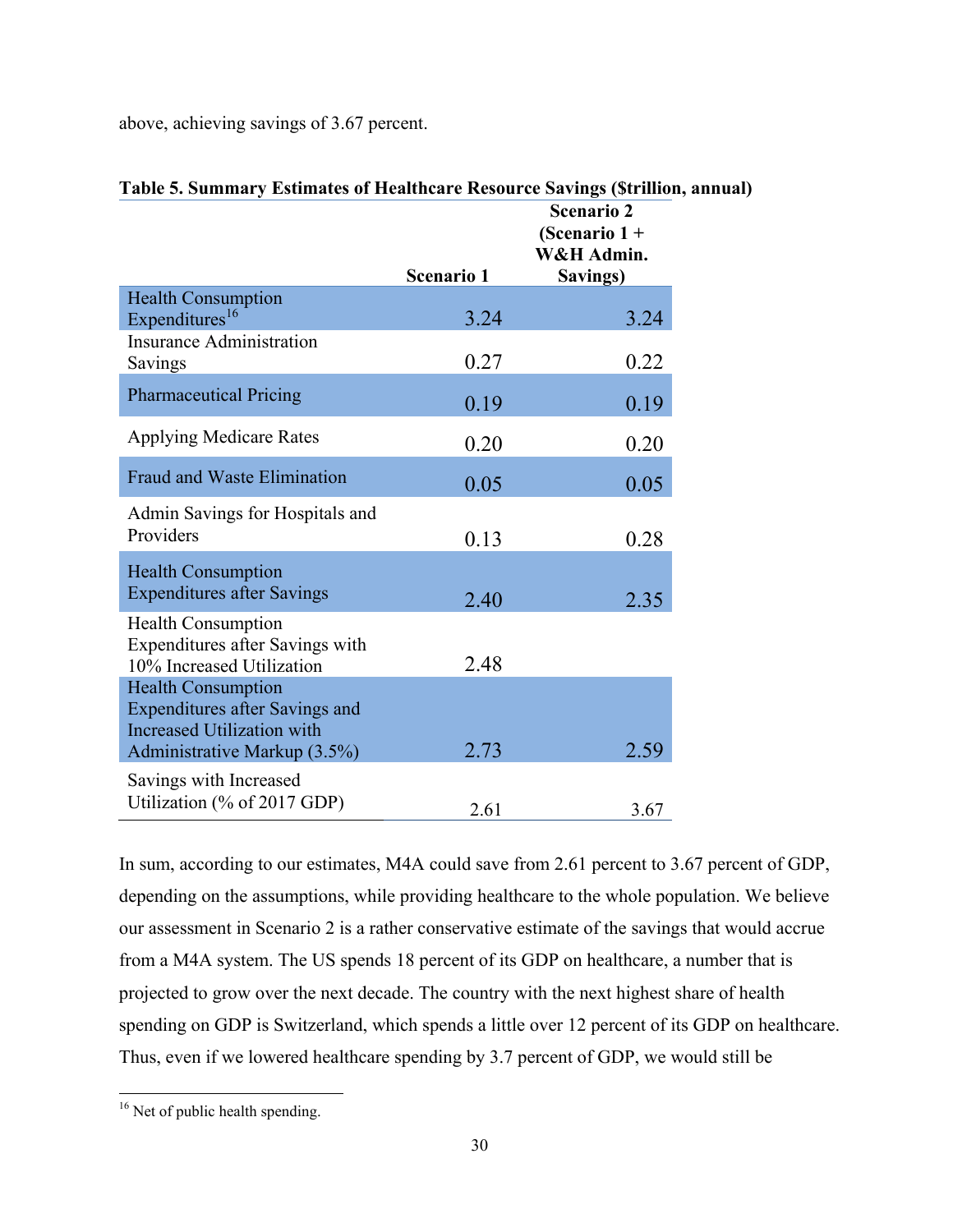above, achieving savings of 3.67 percent.

**Table 5. Summary Estimates of Healthcare Resource Savings ($trillion, annual)**

| | Scenario 1 | Scenario 2 (Scenario 1 + W&H Admin. Savings) |
|---|---|---|
| Health Consumption Expenditures[16] | 3.24 | 3.24 |
| Insurance Administration Savings | 0.27 | 0.22 |
| Pharmaceutical Pricing | 0.19 | 0.19 |
| Applying Medicare Rates | 0.20 | 0.20 |
| Fraud and Waste Elimination | 0.05 | 0.05 |
| Admin Savings for Hospitals and Providers | 0.13 | 0.28 |
| Health Consumption Expenditures after Savings | 2.40 | 2.35 |
| Health Consumption Expenditures after Savings with 10% Increased Utilization | 2.48 | |
| Health Consumption Expenditures after Savings and Increased Utilization with Administrative Markup (3.5%) | 2.73 | 2.59 |
| Savings with Increased Utilization (% of 2017 GDP) | 2.61 | 3.67 |

In sum, according to our estimates, M4A could save from 2.61 percent to 3.67 percent of GDP, depending on the assumptions, while providing healthcare to the whole population. We believe our assessment in Scenario 2 is a rather conservative estimate of the savings that would accrue from a M4A system. The US spends 18 percent of its GDP on healthcare, a number that is projected to grow over the next decade. The country with the next highest share of health spending on GDP is Switzerland, which spends a little over 12 percent of its GDP on healthcare. Thus, even if we lowered healthcare spending by 3.7 percent of GDP, we would still be

[16] Net of public health spending.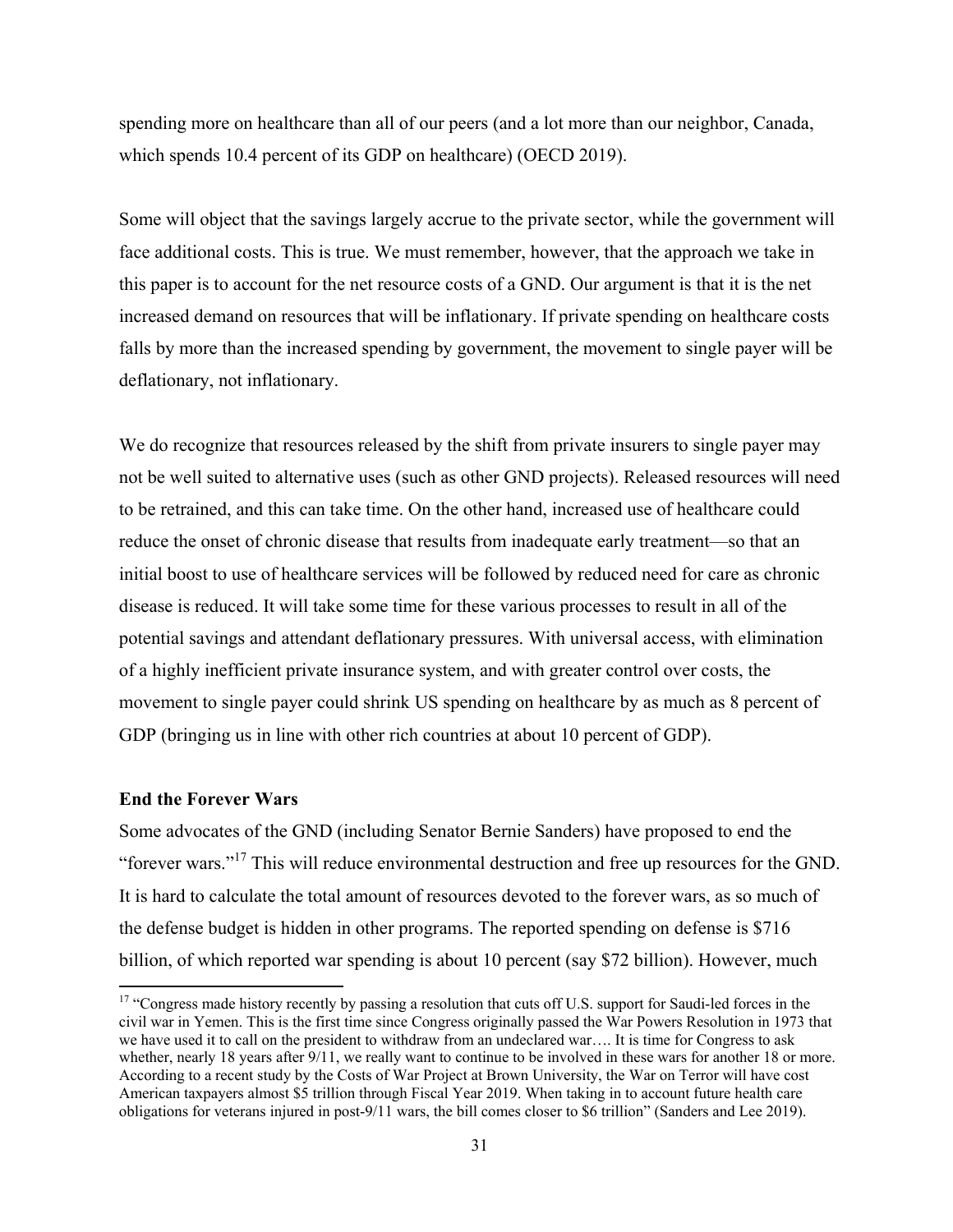spending more on healthcare than all of our peers (and a lot more than our neighbor, Canada, which spends 10.4 percent of its GDP on healthcare) (OECD 2019).

Some will object that the savings largely accrue to the private sector, while the government will face additional costs. This is true. We must remember, however, that the approach we take in this paper is to account for the net resource costs of a GND. Our argument is that it is the net increased demand on resources that will be inflationary. If private spending on healthcare costs falls by more than the increased spending by government, the movement to single payer will be deflationary, not inflationary.

We do recognize that resources released by the shift from private insurers to single payer may not be well suited to alternative uses (such as other GND projects). Released resources will need to be retrained, and this can take time. On the other hand, increased use of healthcare could reduce the onset of chronic disease that results from inadequate early treatment—so that an initial boost to use of healthcare services will be followed by reduced need for care as chronic disease is reduced. It will take some time for these various processes to result in all of the potential savings and attendant deflationary pressures. With universal access, with elimination of a highly inefficient private insurance system, and with greater control over costs, the movement to single payer could shrink US spending on healthcare by as much as 8 percent of GDP (bringing us in line with other rich countries at about 10 percent of GDP).

### End the Forever Wars

Some advocates of the GND (including Senator Bernie Sanders) have proposed to end the "forever wars."[17] This will reduce environmental destruction and free up resources for the GND. It is hard to calculate the total amount of resources devoted to the forever wars, as so much of the defense budget is hidden in other programs. The reported spending on defense is $716 billion, of which reported war spending is about 10 percent (say $72 billion). However, much

[17] "Congress made history recently by passing a resolution that cuts off U.S. support for Saudi-led forces in the civil war in Yemen. This is the first time since Congress originally passed the War Powers Resolution in 1973 that we have used it to call on the president to withdraw from an undeclared war…. It is time for Congress to ask whether, nearly 18 years after 9/11, we really want to continue to be involved in these wars for another 18 or more. According to a recent study by the Costs of War Project at Brown University, the War on Terror will have cost American taxpayers almost $5 trillion through Fiscal Year 2019. When taking in to account future health care obligations for veterans injured in post-9/11 wars, the bill comes closer to $6 trillion" (Sanders and Lee 2019).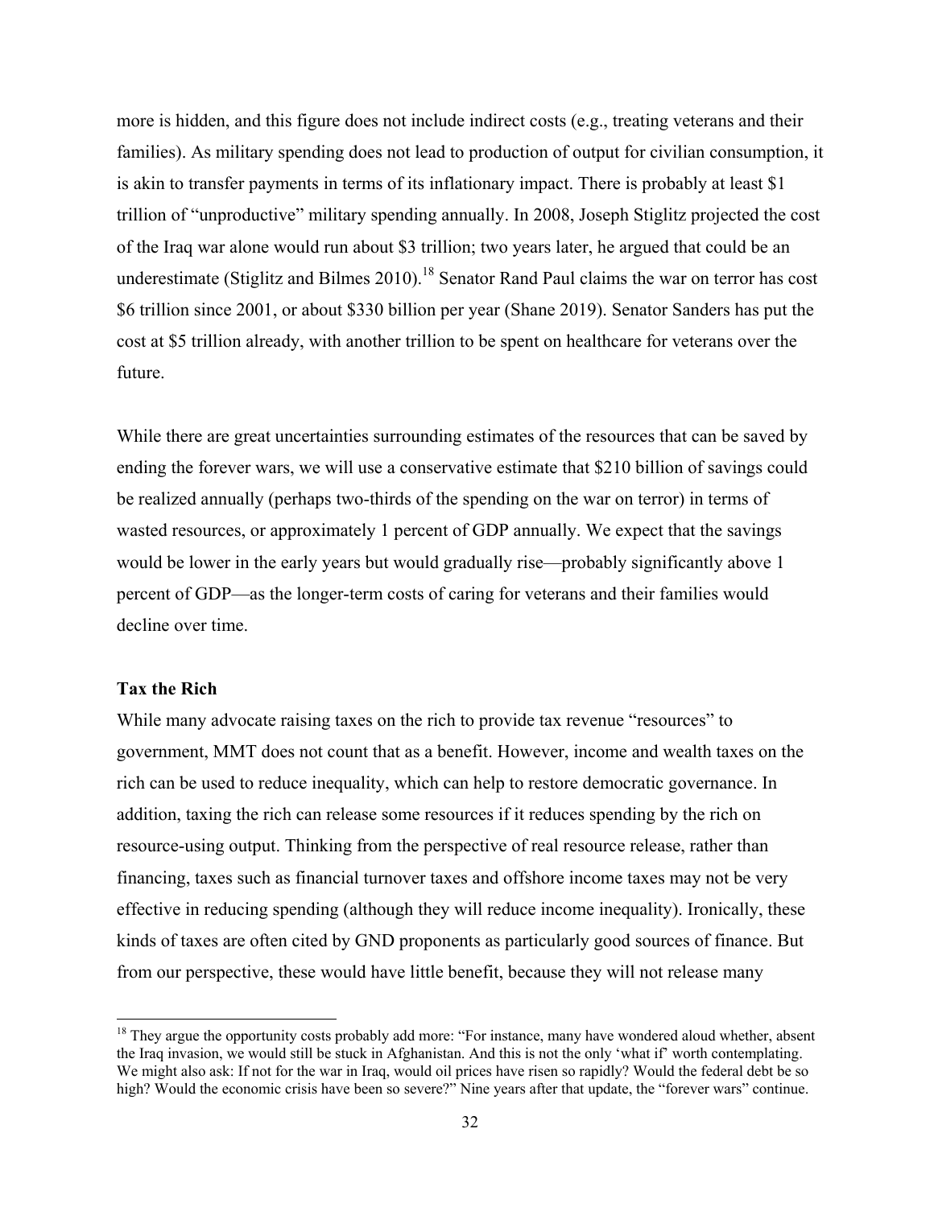more is hidden, and this figure does not include indirect costs (e.g., treating veterans and their families). As military spending does not lead to production of output for civilian consumption, it is akin to transfer payments in terms of its inflationary impact. There is probably at least $1 trillion of "unproductive" military spending annually. In 2008, Joseph Stiglitz projected the cost of the Iraq war alone would run about $3 trillion; two years later, he argued that could be an underestimate (Stiglitz and Bilmes 2010).[18] Senator Rand Paul claims the war on terror has cost $6 trillion since 2001, or about $330 billion per year (Shane 2019). Senator Sanders has put the cost at $5 trillion already, with another trillion to be spent on healthcare for veterans over the future.

While there are great uncertainties surrounding estimates of the resources that can be saved by ending the forever wars, we will use a conservative estimate that $210 billion of savings could be realized annually (perhaps two-thirds of the spending on the war on terror) in terms of wasted resources, or approximately 1 percent of GDP annually. We expect that the savings would be lower in the early years but would gradually rise—probably significantly above 1 percent of GDP—as the longer-term costs of caring for veterans and their families would decline over time.

**Tax the Rich**

While many advocate raising taxes on the rich to provide tax revenue "resources" to government, MMT does not count that as a benefit. However, income and wealth taxes on the rich can be used to reduce inequality, which can help to restore democratic governance. In addition, taxing the rich can release some resources if it reduces spending by the rich on resource-using output. Thinking from the perspective of real resource release, rather than financing, taxes such as financial turnover taxes and offshore income taxes may not be very effective in reducing spending (although they will reduce income inequality). Ironically, these kinds of taxes are often cited by GND proponents as particularly good sources of finance. But from our perspective, these would have little benefit, because they will not release many

---

[18] They argue the opportunity costs probably add more: "For instance, many have wondered aloud whether, absent the Iraq invasion, we would still be stuck in Afghanistan. And this is not the only 'what if' worth contemplating. We might also ask: If not for the war in Iraq, would oil prices have risen so rapidly? Would the federal debt be so high? Would the economic crisis have been so severe?" Nine years after that update, the "forever wars" continue.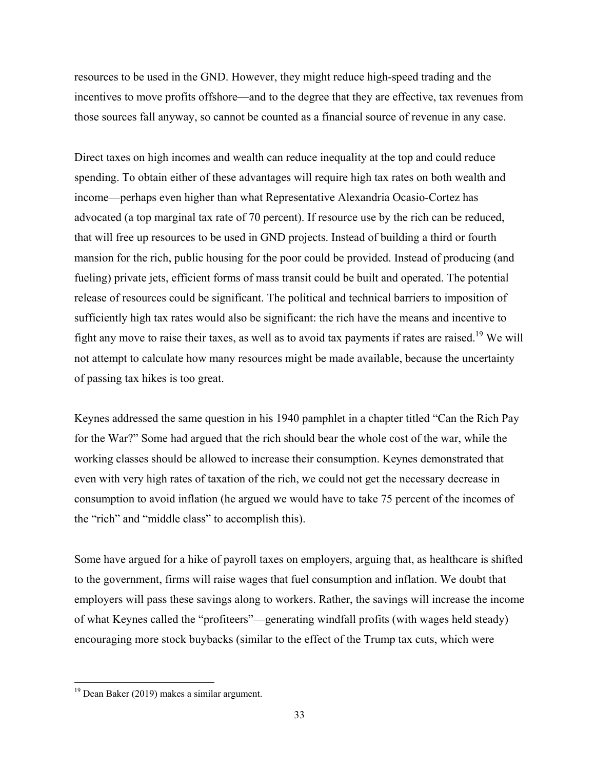resources to be used in the GND. However, they might reduce high-speed trading and the incentives to move profits offshore—and to the degree that they are effective, tax revenues from those sources fall anyway, so cannot be counted as a financial source of revenue in any case.

Direct taxes on high incomes and wealth can reduce inequality at the top and could reduce spending. To obtain either of these advantages will require high tax rates on both wealth and income—perhaps even higher than what Representative Alexandria Ocasio-Cortez has advocated (a top marginal tax rate of 70 percent). If resource use by the rich can be reduced, that will free up resources to be used in GND projects. Instead of building a third or fourth mansion for the rich, public housing for the poor could be provided. Instead of producing (and fueling) private jets, efficient forms of mass transit could be built and operated. The potential release of resources could be significant. The political and technical barriers to imposition of sufficiently high tax rates would also be significant: the rich have the means and incentive to fight any move to raise their taxes, as well as to avoid tax payments if rates are raised.[19] We will not attempt to calculate how many resources might be made available, because the uncertainty of passing tax hikes is too great.

Keynes addressed the same question in his 1940 pamphlet in a chapter titled "Can the Rich Pay for the War?" Some had argued that the rich should bear the whole cost of the war, while the working classes should be allowed to increase their consumption. Keynes demonstrated that even with very high rates of taxation of the rich, we could not get the necessary decrease in consumption to avoid inflation (he argued we would have to take 75 percent of the incomes of the "rich" and "middle class" to accomplish this).

Some have argued for a hike of payroll taxes on employers, arguing that, as healthcare is shifted to the government, firms will raise wages that fuel consumption and inflation. We doubt that employers will pass these savings along to workers. Rather, the savings will increase the income of what Keynes called the "profiteers"—generating windfall profits (with wages held steady) encouraging more stock buybacks (similar to the effect of the Trump tax cuts, which were

[19] Dean Baker (2019) makes a similar argument.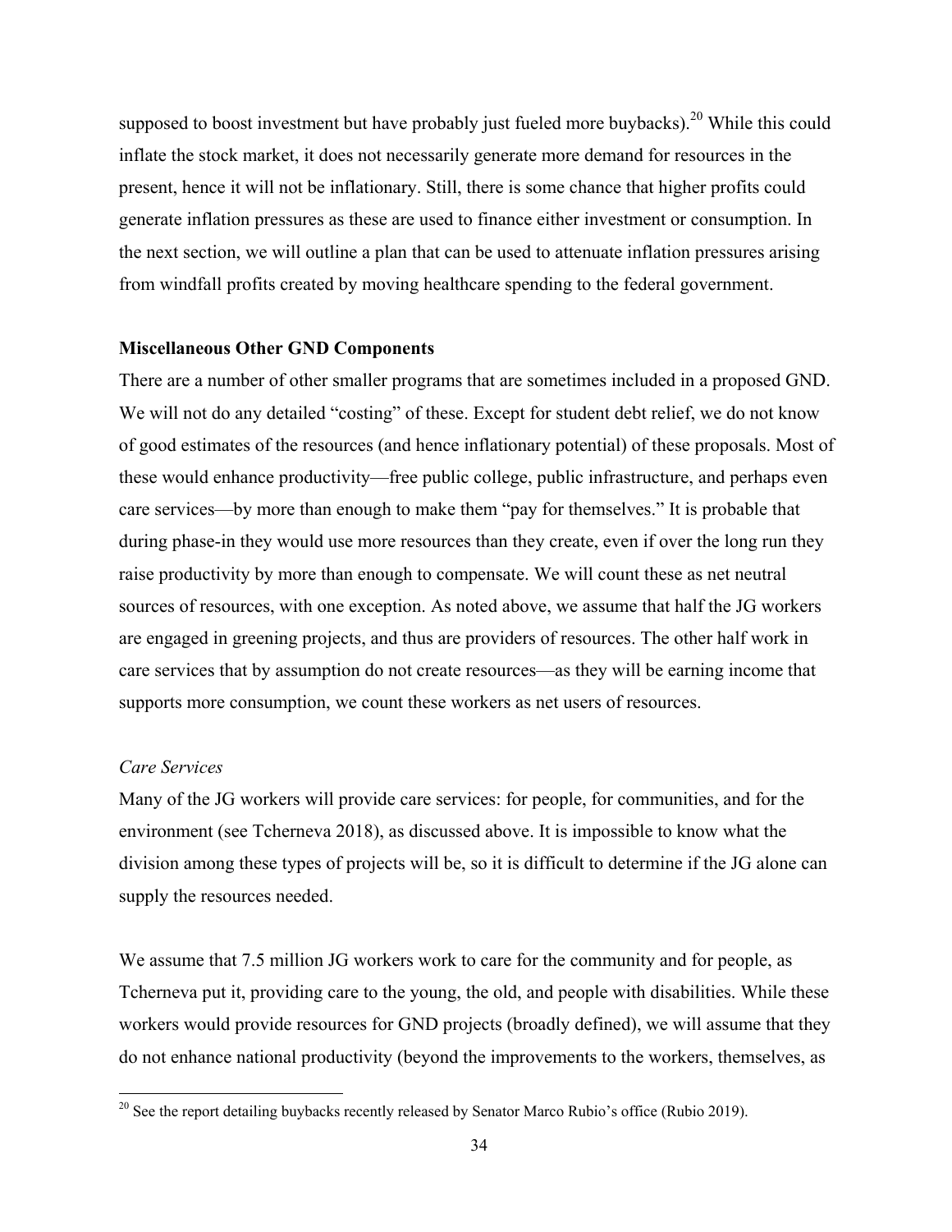supposed to boost investment but have probably just fueled more buybacks).[20] While this could inflate the stock market, it does not necessarily generate more demand for resources in the present, hence it will not be inflationary. Still, there is some chance that higher profits could generate inflation pressures as these are used to finance either investment or consumption. In the next section, we will outline a plan that can be used to attenuate inflation pressures arising from windfall profits created by moving healthcare spending to the federal government.

**Miscellaneous Other GND Components**

There are a number of other smaller programs that are sometimes included in a proposed GND. We will not do any detailed "costing" of these. Except for student debt relief, we do not know of good estimates of the resources (and hence inflationary potential) of these proposals. Most of these would enhance productivity—free public college, public infrastructure, and perhaps even care services—by more than enough to make them "pay for themselves." It is probable that during phase-in they would use more resources than they create, even if over the long run they raise productivity by more than enough to compensate. We will count these as net neutral sources of resources, with one exception. As noted above, we assume that half the JG workers are engaged in greening projects, and thus are providers of resources. The other half work in care services that by assumption do not create resources—as they will be earning income that supports more consumption, we count these workers as net users of resources.

*Care Services*

Many of the JG workers will provide care services: for people, for communities, and for the environment (see Tcherneva 2018), as discussed above. It is impossible to know what the division among these types of projects will be, so it is difficult to determine if the JG alone can supply the resources needed.

We assume that 7.5 million JG workers work to care for the community and for people, as Tcherneva put it, providing care to the young, the old, and people with disabilities. While these workers would provide resources for GND projects (broadly defined), we will assume that they do not enhance national productivity (beyond the improvements to the workers, themselves, as

[20] See the report detailing buybacks recently released by Senator Marco Rubio's office (Rubio 2019).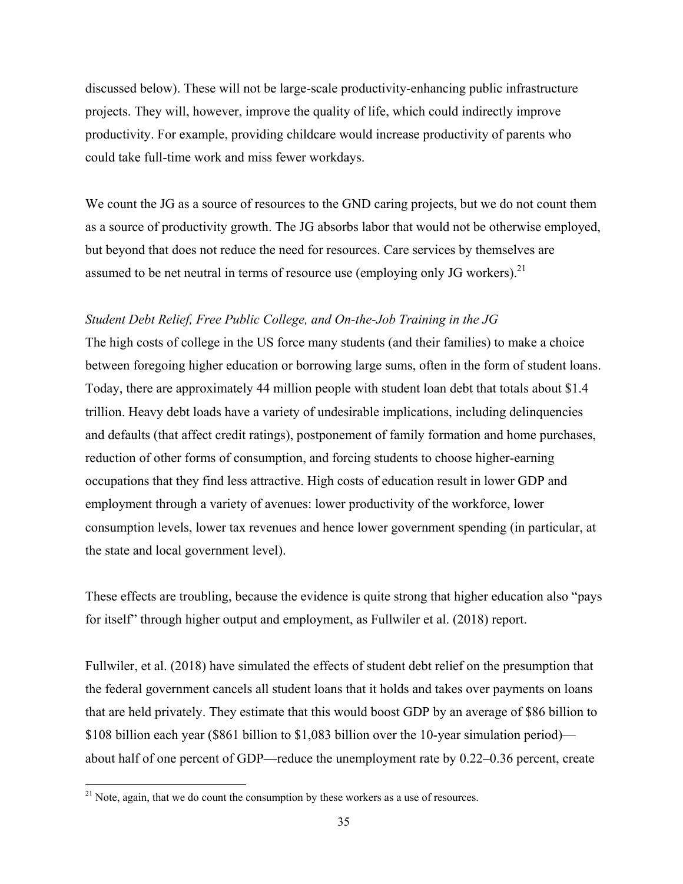discussed below). These will not be large-scale productivity-enhancing public infrastructure projects. They will, however, improve the quality of life, which could indirectly improve productivity. For example, providing childcare would increase productivity of parents who could take full-time work and miss fewer workdays.

We count the JG as a source of resources to the GND caring projects, but we do not count them as a source of productivity growth. The JG absorbs labor that would not be otherwise employed, but beyond that does not reduce the need for resources. Care services by themselves are assumed to be net neutral in terms of resource use (employing only JG workers).[21]

*Student Debt Relief, Free Public College, and On-the-Job Training in the JG*

The high costs of college in the US force many students (and their families) to make a choice between foregoing higher education or borrowing large sums, often in the form of student loans. Today, there are approximately 44 million people with student loan debt that totals about $1.4 trillion. Heavy debt loads have a variety of undesirable implications, including delinquencies and defaults (that affect credit ratings), postponement of family formation and home purchases, reduction of other forms of consumption, and forcing students to choose higher-earning occupations that they find less attractive. High costs of education result in lower GDP and employment through a variety of avenues: lower productivity of the workforce, lower consumption levels, lower tax revenues and hence lower government spending (in particular, at the state and local government level).

These effects are troubling, because the evidence is quite strong that higher education also "pays for itself" through higher output and employment, as Fullwiler et al. (2018) report.

Fullwiler, et al. (2018) have simulated the effects of student debt relief on the presumption that the federal government cancels all student loans that it holds and takes over payments on loans that are held privately. They estimate that this would boost GDP by an average of $86 billion to $108 billion each year ($861 billion to $1,083 billion over the 10-year simulation period)—about half of one percent of GDP—reduce the unemployment rate by 0.22–0.36 percent, create

[21] Note, again, that we do count the consumption by these workers as a use of resources.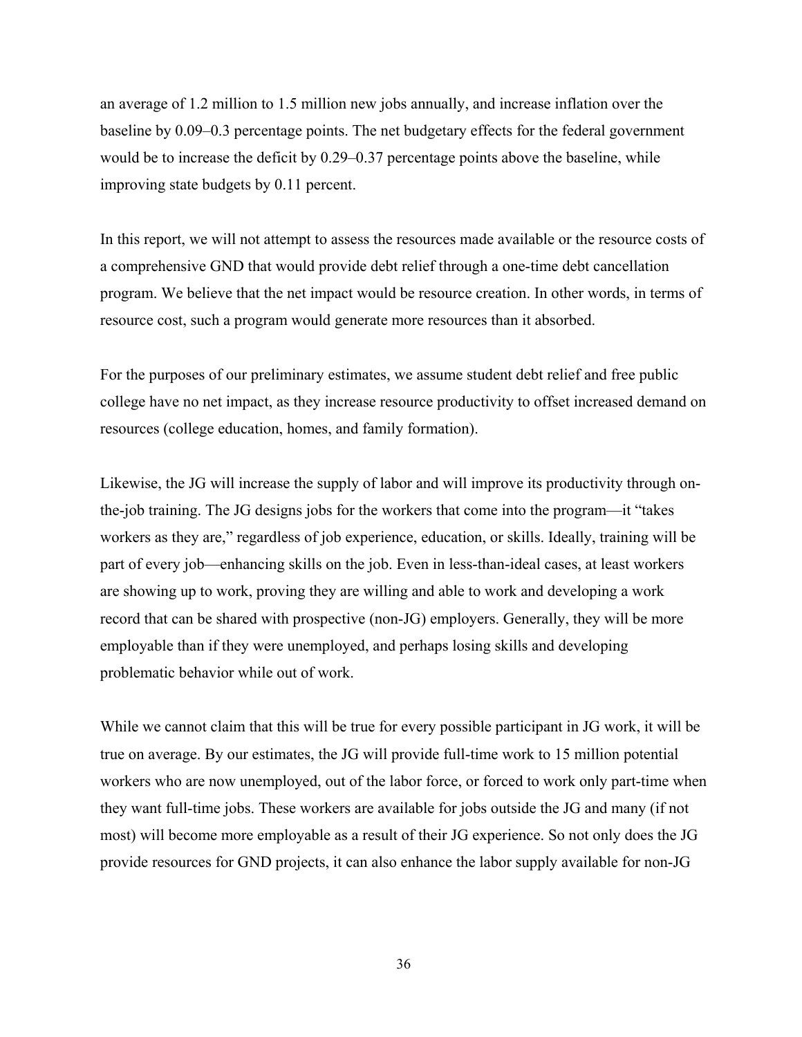an average of 1.2 million to 1.5 million new jobs annually, and increase inflation over the baseline by 0.09–0.3 percentage points. The net budgetary effects for the federal government would be to increase the deficit by 0.29–0.37 percentage points above the baseline, while improving state budgets by 0.11 percent.

In this report, we will not attempt to assess the resources made available or the resource costs of a comprehensive GND that would provide debt relief through a one-time debt cancellation program. We believe that the net impact would be resource creation. In other words, in terms of resource cost, such a program would generate more resources than it absorbed.

For the purposes of our preliminary estimates, we assume student debt relief and free public college have no net impact, as they increase resource productivity to offset increased demand on resources (college education, homes, and family formation).

Likewise, the JG will increase the supply of labor and will improve its productivity through on-the-job training. The JG designs jobs for the workers that come into the program—it "takes workers as they are," regardless of job experience, education, or skills. Ideally, training will be part of every job—enhancing skills on the job. Even in less-than-ideal cases, at least workers are showing up to work, proving they are willing and able to work and developing a work record that can be shared with prospective (non-JG) employers. Generally, they will be more employable than if they were unemployed, and perhaps losing skills and developing problematic behavior while out of work.

While we cannot claim that this will be true for every possible participant in JG work, it will be true on average. By our estimates, the JG will provide full-time work to 15 million potential workers who are now unemployed, out of the labor force, or forced to work only part-time when they want full-time jobs. These workers are available for jobs outside the JG and many (if not most) will become more employable as a result of their JG experience. So not only does the JG provide resources for GND projects, it can also enhance the labor supply available for non-JG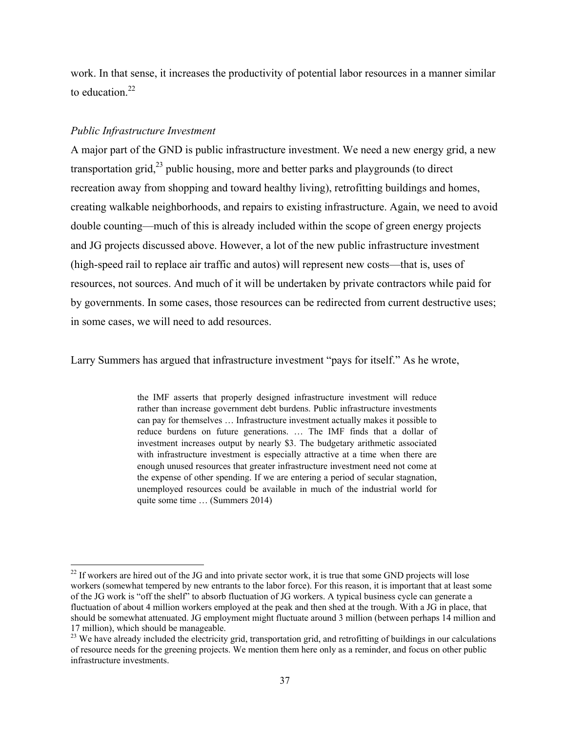work. In that sense, it increases the productivity of potential labor resources in a manner similar to education.[22]

*Public Infrastructure Investment*

A major part of the GND is public infrastructure investment. We need a new energy grid, a new transportation grid,[23] public housing, more and better parks and playgrounds (to direct recreation away from shopping and toward healthy living), retrofitting buildings and homes, creating walkable neighborhoods, and repairs to existing infrastructure. Again, we need to avoid double counting—much of this is already included within the scope of green energy projects and JG projects discussed above. However, a lot of the new public infrastructure investment (high-speed rail to replace air traffic and autos) will represent new costs—that is, uses of resources, not sources. And much of it will be undertaken by private contractors while paid for by governments. In some cases, those resources can be redirected from current destructive uses; in some cases, we will need to add resources.

Larry Summers has argued that infrastructure investment "pays for itself." As he wrote,

> the IMF asserts that properly designed infrastructure investment will reduce rather than increase government debt burdens. Public infrastructure investments can pay for themselves … Infrastructure investment actually makes it possible to reduce burdens on future generations. … The IMF finds that a dollar of investment increases output by nearly $3. The budgetary arithmetic associated with infrastructure investment is especially attractive at a time when there are enough unused resources that greater infrastructure investment need not come at the expense of other spending. If we are entering a period of secular stagnation, unemployed resources could be available in much of the industrial world for quite some time … (Summers 2014)

---

[22] If workers are hired out of the JG and into private sector work, it is true that some GND projects will lose workers (somewhat tempered by new entrants to the labor force). For this reason, it is important that at least some of the JG work is "off the shelf" to absorb fluctuation of JG workers. A typical business cycle can generate a fluctuation of about 4 million workers employed at the peak and then shed at the trough. With a JG in place, that should be somewhat attenuated. JG employment might fluctuate around 3 million (between perhaps 14 million and 17 million), which should be manageable.

[23] We have already included the electricity grid, transportation grid, and retrofitting of buildings in our calculations of resource needs for the greening projects. We mention them here only as a reminder, and focus on other public infrastructure investments.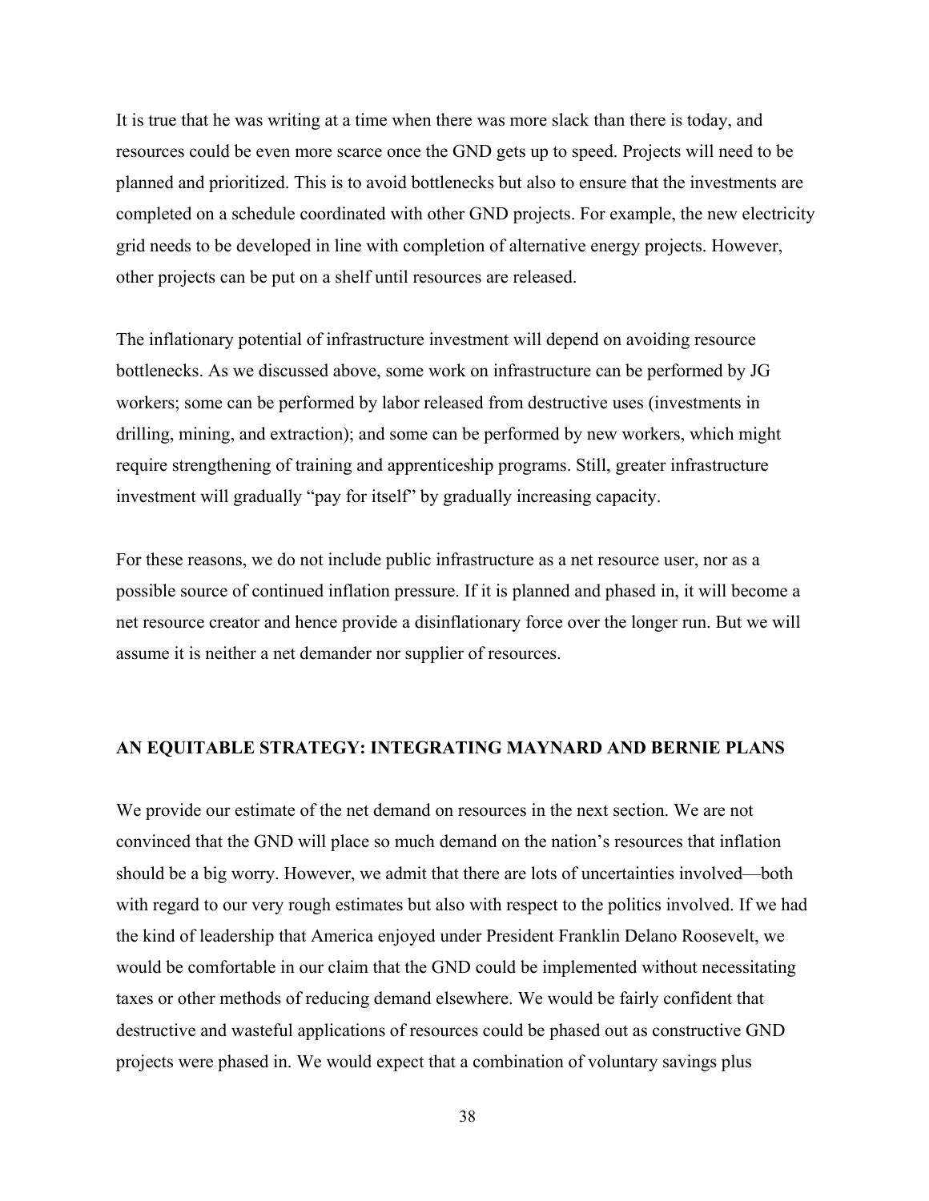It is true that he was writing at a time when there was more slack than there is today, and resources could be even more scarce once the GND gets up to speed. Projects will need to be planned and prioritized. This is to avoid bottlenecks but also to ensure that the investments are completed on a schedule coordinated with other GND projects. For example, the new electricity grid needs to be developed in line with completion of alternative energy projects. However, other projects can be put on a shelf until resources are released.

The inflationary potential of infrastructure investment will depend on avoiding resource bottlenecks. As we discussed above, some work on infrastructure can be performed by JG workers; some can be performed by labor released from destructive uses (investments in drilling, mining, and extraction); and some can be performed by new workers, which might require strengthening of training and apprenticeship programs. Still, greater infrastructure investment will gradually "pay for itself" by gradually increasing capacity.

For these reasons, we do not include public infrastructure as a net resource user, nor as a possible source of continued inflation pressure. If it is planned and phased in, it will become a net resource creator and hence provide a disinflationary force over the longer run. But we will assume it is neither a net demander nor supplier of resources.

## AN EQUITABLE STRATEGY: INTEGRATING MAYNARD AND BERNIE PLANS

We provide our estimate of the net demand on resources in the next section. We are not convinced that the GND will place so much demand on the nation's resources that inflation should be a big worry. However, we admit that there are lots of uncertainties involved—both with regard to our very rough estimates but also with respect to the politics involved. If we had the kind of leadership that America enjoyed under President Franklin Delano Roosevelt, we would be comfortable in our claim that the GND could be implemented without necessitating taxes or other methods of reducing demand elsewhere. We would be fairly confident that destructive and wasteful applications of resources could be phased out as constructive GND projects were phased in. We would expect that a combination of voluntary savings plus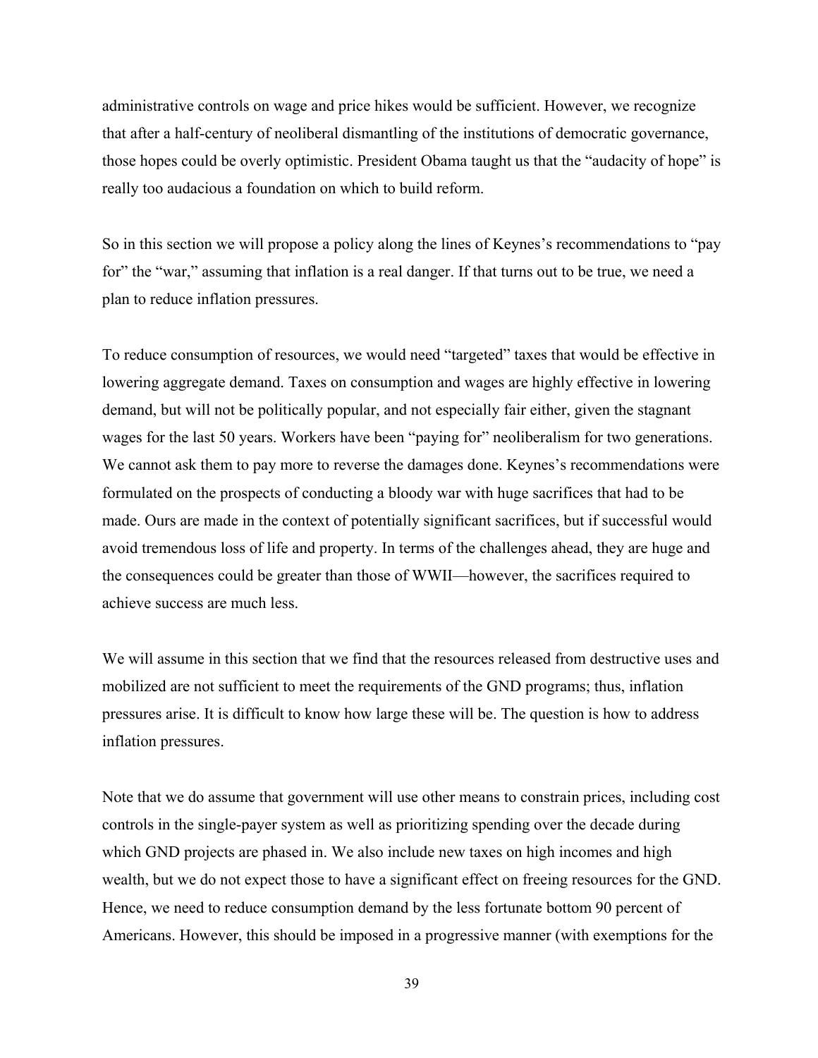administrative controls on wage and price hikes would be sufficient. However, we recognize that after a half-century of neoliberal dismantling of the institutions of democratic governance, those hopes could be overly optimistic. President Obama taught us that the "audacity of hope" is really too audacious a foundation on which to build reform.

So in this section we will propose a policy along the lines of Keynes's recommendations to "pay for" the "war," assuming that inflation is a real danger. If that turns out to be true, we need a plan to reduce inflation pressures.

To reduce consumption of resources, we would need "targeted" taxes that would be effective in lowering aggregate demand. Taxes on consumption and wages are highly effective in lowering demand, but will not be politically popular, and not especially fair either, given the stagnant wages for the last 50 years. Workers have been "paying for" neoliberalism for two generations. We cannot ask them to pay more to reverse the damages done. Keynes's recommendations were formulated on the prospects of conducting a bloody war with huge sacrifices that had to be made. Ours are made in the context of potentially significant sacrifices, but if successful would avoid tremendous loss of life and property. In terms of the challenges ahead, they are huge and the consequences could be greater than those of WWII—however, the sacrifices required to achieve success are much less.

We will assume in this section that we find that the resources released from destructive uses and mobilized are not sufficient to meet the requirements of the GND programs; thus, inflation pressures arise. It is difficult to know how large these will be. The question is how to address inflation pressures.

Note that we do assume that government will use other means to constrain prices, including cost controls in the single-payer system as well as prioritizing spending over the decade during which GND projects are phased in. We also include new taxes on high incomes and high wealth, but we do not expect those to have a significant effect on freeing resources for the GND. Hence, we need to reduce consumption demand by the less fortunate bottom 90 percent of Americans. However, this should be imposed in a progressive manner (with exemptions for the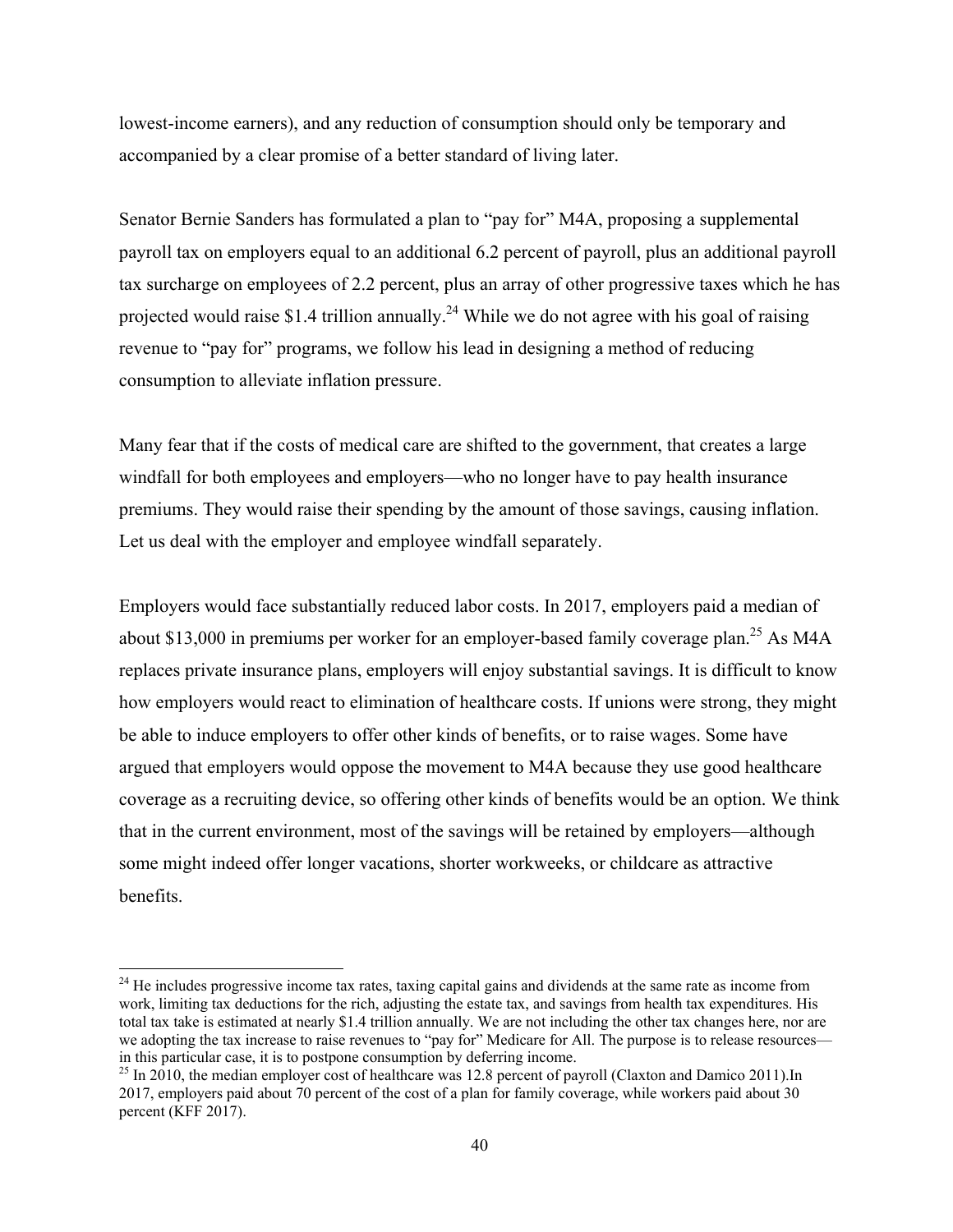lowest-income earners), and any reduction of consumption should only be temporary and accompanied by a clear promise of a better standard of living later.

Senator Bernie Sanders has formulated a plan to "pay for" M4A, proposing a supplemental payroll tax on employers equal to an additional 6.2 percent of payroll, plus an additional payroll tax surcharge on employees of 2.2 percent, plus an array of other progressive taxes which he has projected would raise $1.4 trillion annually.[24] While we do not agree with his goal of raising revenue to "pay for" programs, we follow his lead in designing a method of reducing consumption to alleviate inflation pressure.

Many fear that if the costs of medical care are shifted to the government, that creates a large windfall for both employees and employers—who no longer have to pay health insurance premiums. They would raise their spending by the amount of those savings, causing inflation. Let us deal with the employer and employee windfall separately.

Employers would face substantially reduced labor costs. In 2017, employers paid a median of about $13,000 in premiums per worker for an employer-based family coverage plan.[25] As M4A replaces private insurance plans, employers will enjoy substantial savings. It is difficult to know how employers would react to elimination of healthcare costs. If unions were strong, they might be able to induce employers to offer other kinds of benefits, or to raise wages. Some have argued that employers would oppose the movement to M4A because they use good healthcare coverage as a recruiting device, so offering other kinds of benefits would be an option. We think that in the current environment, most of the savings will be retained by employers—although some might indeed offer longer vacations, shorter workweeks, or childcare as attractive benefits.

[24] He includes progressive income tax rates, taxing capital gains and dividends at the same rate as income from work, limiting tax deductions for the rich, adjusting the estate tax, and savings from health tax expenditures. His total tax take is estimated at nearly $1.4 trillion annually. We are not including the other tax changes here, nor are we adopting the tax increase to raise revenues to "pay for" Medicare for All. The purpose is to release resources—in this particular case, it is to postpone consumption by deferring income.

[25] In 2010, the median employer cost of healthcare was 12.8 percent of payroll (Claxton and Damico 2011).In 2017, employers paid about 70 percent of the cost of a plan for family coverage, while workers paid about 30 percent (KFF 2017).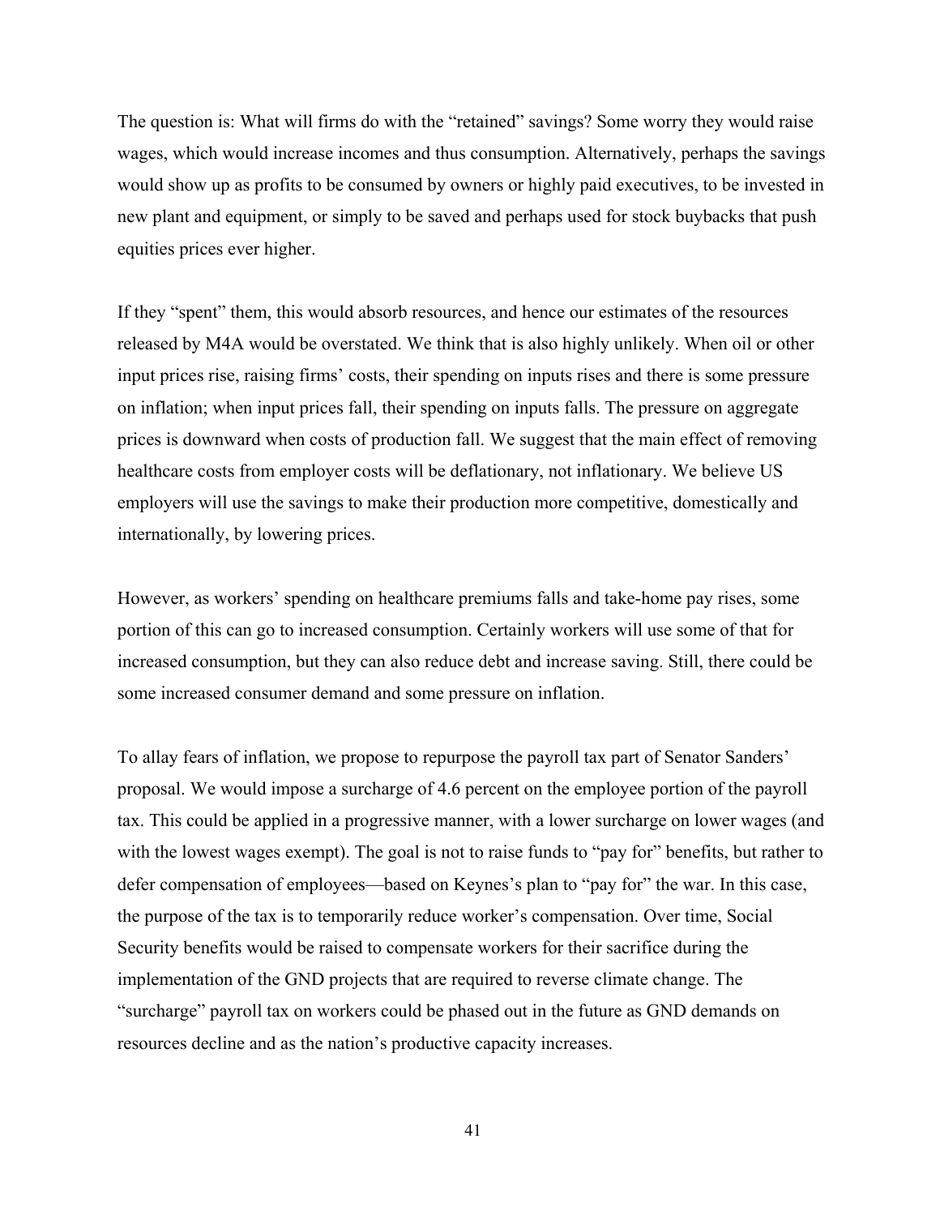The question is: What will firms do with the "retained" savings? Some worry they would raise wages, which would increase incomes and thus consumption. Alternatively, perhaps the savings would show up as profits to be consumed by owners or highly paid executives, to be invested in new plant and equipment, or simply to be saved and perhaps used for stock buybacks that push equities prices ever higher.

If they "spent" them, this would absorb resources, and hence our estimates of the resources released by M4A would be overstated. We think that is also highly unlikely. When oil or other input prices rise, raising firms' costs, their spending on inputs rises and there is some pressure on inflation; when input prices fall, their spending on inputs falls. The pressure on aggregate prices is downward when costs of production fall. We suggest that the main effect of removing healthcare costs from employer costs will be deflationary, not inflationary. We believe US employers will use the savings to make their production more competitive, domestically and internationally, by lowering prices.

However, as workers' spending on healthcare premiums falls and take-home pay rises, some portion of this can go to increased consumption. Certainly workers will use some of that for increased consumption, but they can also reduce debt and increase saving. Still, there could be some increased consumer demand and some pressure on inflation.

To allay fears of inflation, we propose to repurpose the payroll tax part of Senator Sanders' proposal. We would impose a surcharge of 4.6 percent on the employee portion of the payroll tax. This could be applied in a progressive manner, with a lower surcharge on lower wages (and with the lowest wages exempt). The goal is not to raise funds to "pay for" benefits, but rather to defer compensation of employees—based on Keynes's plan to "pay for" the war. In this case, the purpose of the tax is to temporarily reduce worker's compensation. Over time, Social Security benefits would be raised to compensate workers for their sacrifice during the implementation of the GND projects that are required to reverse climate change. The "surcharge" payroll tax on workers could be phased out in the future as GND demands on resources decline and as the nation's productive capacity increases.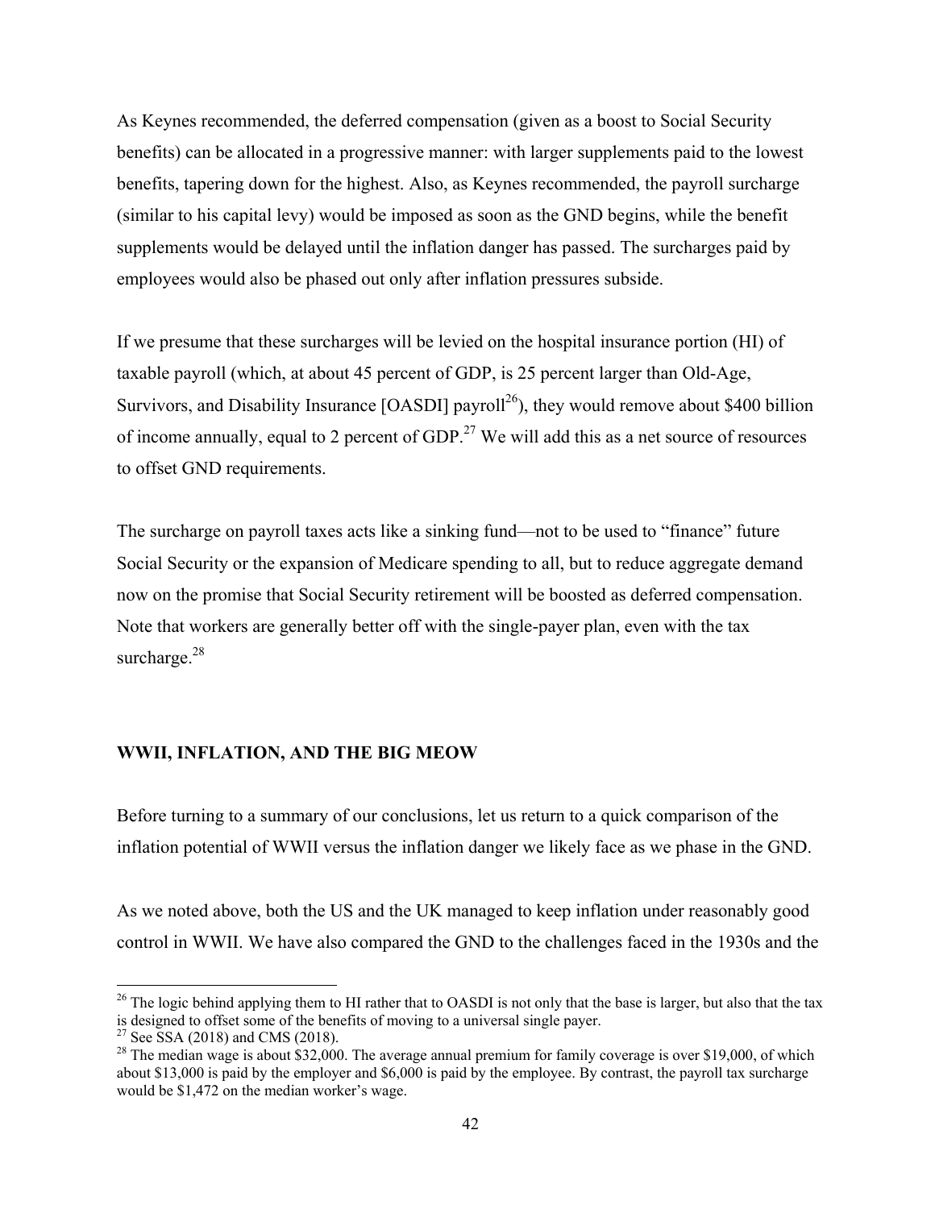As Keynes recommended, the deferred compensation (given as a boost to Social Security benefits) can be allocated in a progressive manner: with larger supplements paid to the lowest benefits, tapering down for the highest. Also, as Keynes recommended, the payroll surcharge (similar to his capital levy) would be imposed as soon as the GND begins, while the benefit supplements would be delayed until the inflation danger has passed. The surcharges paid by employees would also be phased out only after inflation pressures subside.

If we presume that these surcharges will be levied on the hospital insurance portion (HI) of taxable payroll (which, at about 45 percent of GDP, is 25 percent larger than Old-Age, Survivors, and Disability Insurance [OASDI] payroll[26]), they would remove about $400 billion of income annually, equal to 2 percent of GDP.[27] We will add this as a net source of resources to offset GND requirements.

The surcharge on payroll taxes acts like a sinking fund—not to be used to "finance" future Social Security or the expansion of Medicare spending to all, but to reduce aggregate demand now on the promise that Social Security retirement will be boosted as deferred compensation. Note that workers are generally better off with the single-payer plan, even with the tax surcharge.[28]

## WWII, INFLATION, AND THE BIG MEOW

Before turning to a summary of our conclusions, let us return to a quick comparison of the inflation potential of WWII versus the inflation danger we likely face as we phase in the GND.

As we noted above, both the US and the UK managed to keep inflation under reasonably good control in WWII. We have also compared the GND to the challenges faced in the 1930s and the

---

[26] The logic behind applying them to HI rather that to OASDI is not only that the base is larger, but also that the tax is designed to offset some of the benefits of moving to a universal single payer.

[27] See SSA (2018) and CMS (2018).

[28] The median wage is about $32,000. The average annual premium for family coverage is over $19,000, of which about $13,000 is paid by the employer and $6,000 is paid by the employee. By contrast, the payroll tax surcharge would be $1,472 on the median worker's wage.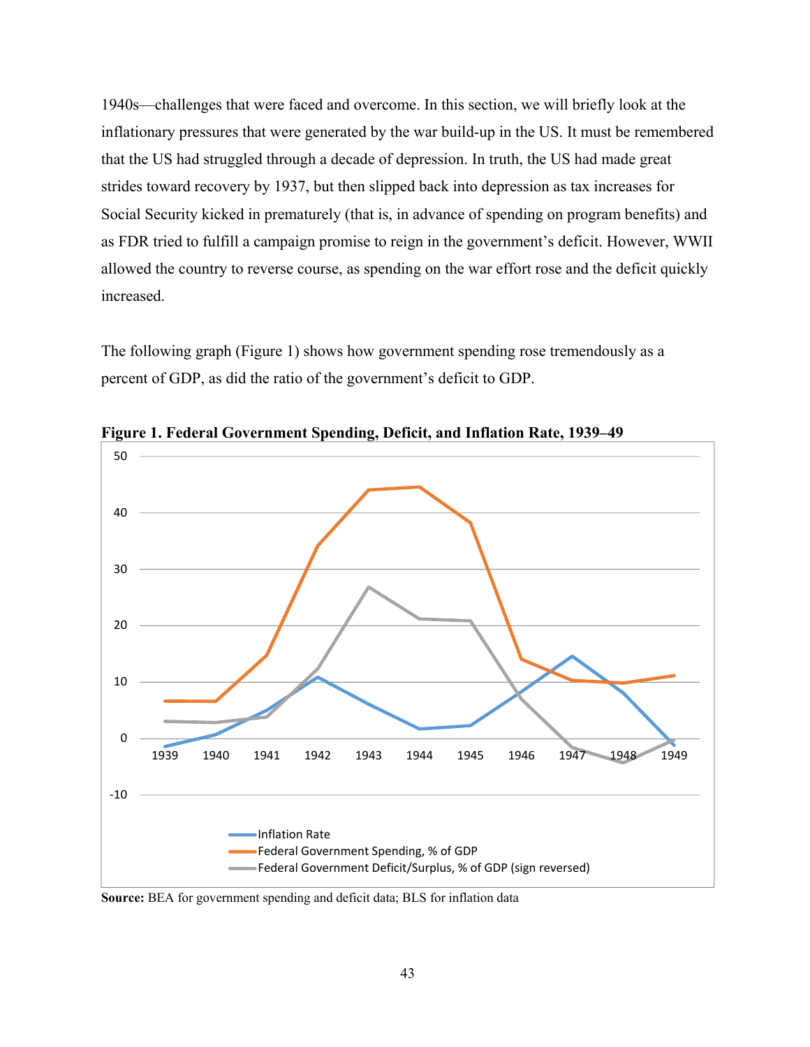1940s—challenges that were faced and overcome. In this section, we will briefly look at the inflationary pressures that were generated by the war build-up in the US. It must be remembered that the US had struggled through a decade of depression. In truth, the US had made great strides toward recovery by 1937, but then slipped back into depression as tax increases for Social Security kicked in prematurely (that is, in advance of spending on program benefits) and as FDR tried to fulfill a campaign promise to reign in the government's deficit. However, WWII allowed the country to reverse course, as spending on the war effort rose and the deficit quickly increased.

The following graph (Figure 1) shows how government spending rose tremendously as a percent of GDP, as did the ratio of the government's deficit to GDP.

**Figure 1. Federal Government Spending, Deficit, and Inflation Rate, 1939–49**

**Source:** BEA for government spending and deficit data; BLS for inflation data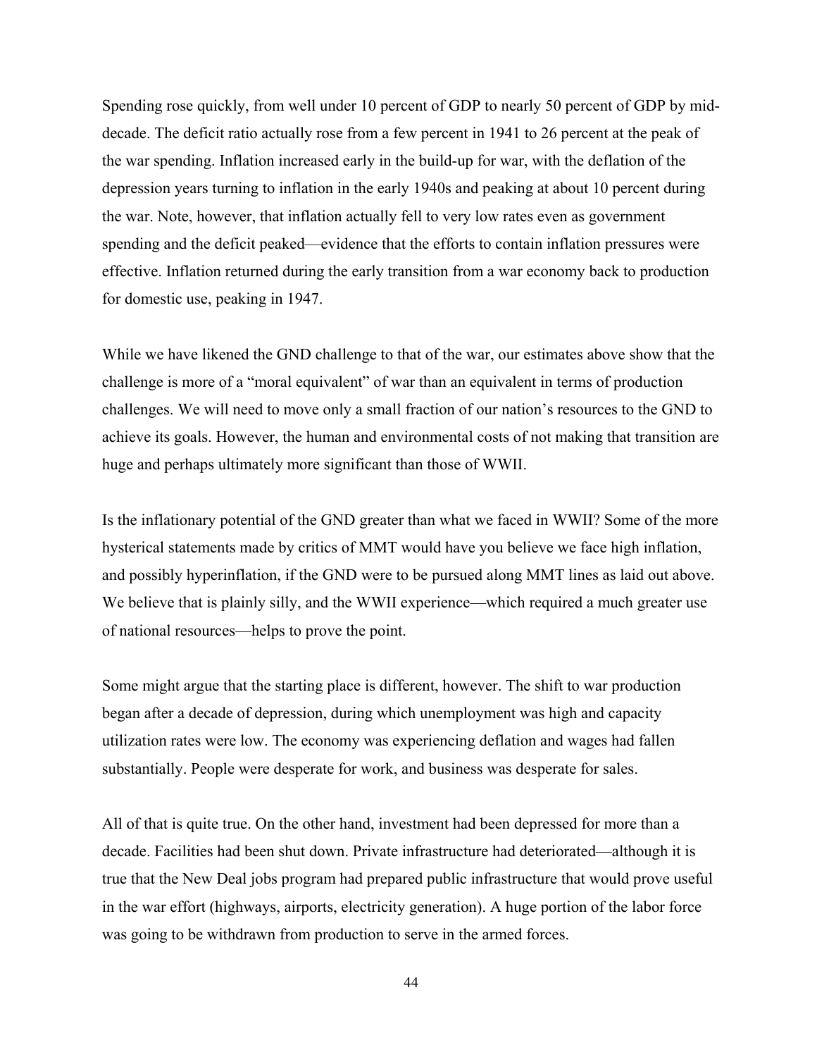Spending rose quickly, from well under 10 percent of GDP to nearly 50 percent of GDP by mid-decade. The deficit ratio actually rose from a few percent in 1941 to 26 percent at the peak of the war spending. Inflation increased early in the build-up for war, with the deflation of the depression years turning to inflation in the early 1940s and peaking at about 10 percent during the war. Note, however, that inflation actually fell to very low rates even as government spending and the deficit peaked—evidence that the efforts to contain inflation pressures were effective. Inflation returned during the early transition from a war economy back to production for domestic use, peaking in 1947.

While we have likened the GND challenge to that of the war, our estimates above show that the challenge is more of a "moral equivalent" of war than an equivalent in terms of production challenges. We will need to move only a small fraction of our nation's resources to the GND to achieve its goals. However, the human and environmental costs of not making that transition are huge and perhaps ultimately more significant than those of WWII.

Is the inflationary potential of the GND greater than what we faced in WWII? Some of the more hysterical statements made by critics of MMT would have you believe we face high inflation, and possibly hyperinflation, if the GND were to be pursued along MMT lines as laid out above. We believe that is plainly silly, and the WWII experience—which required a much greater use of national resources—helps to prove the point.

Some might argue that the starting place is different, however. The shift to war production began after a decade of depression, during which unemployment was high and capacity utilization rates were low. The economy was experiencing deflation and wages had fallen substantially. People were desperate for work, and business was desperate for sales.

All of that is quite true. On the other hand, investment had been depressed for more than a decade. Facilities had been shut down. Private infrastructure had deteriorated—although it is true that the New Deal jobs program had prepared public infrastructure that would prove useful in the war effort (highways, airports, electricity generation). A huge portion of the labor force was going to be withdrawn from production to serve in the armed forces.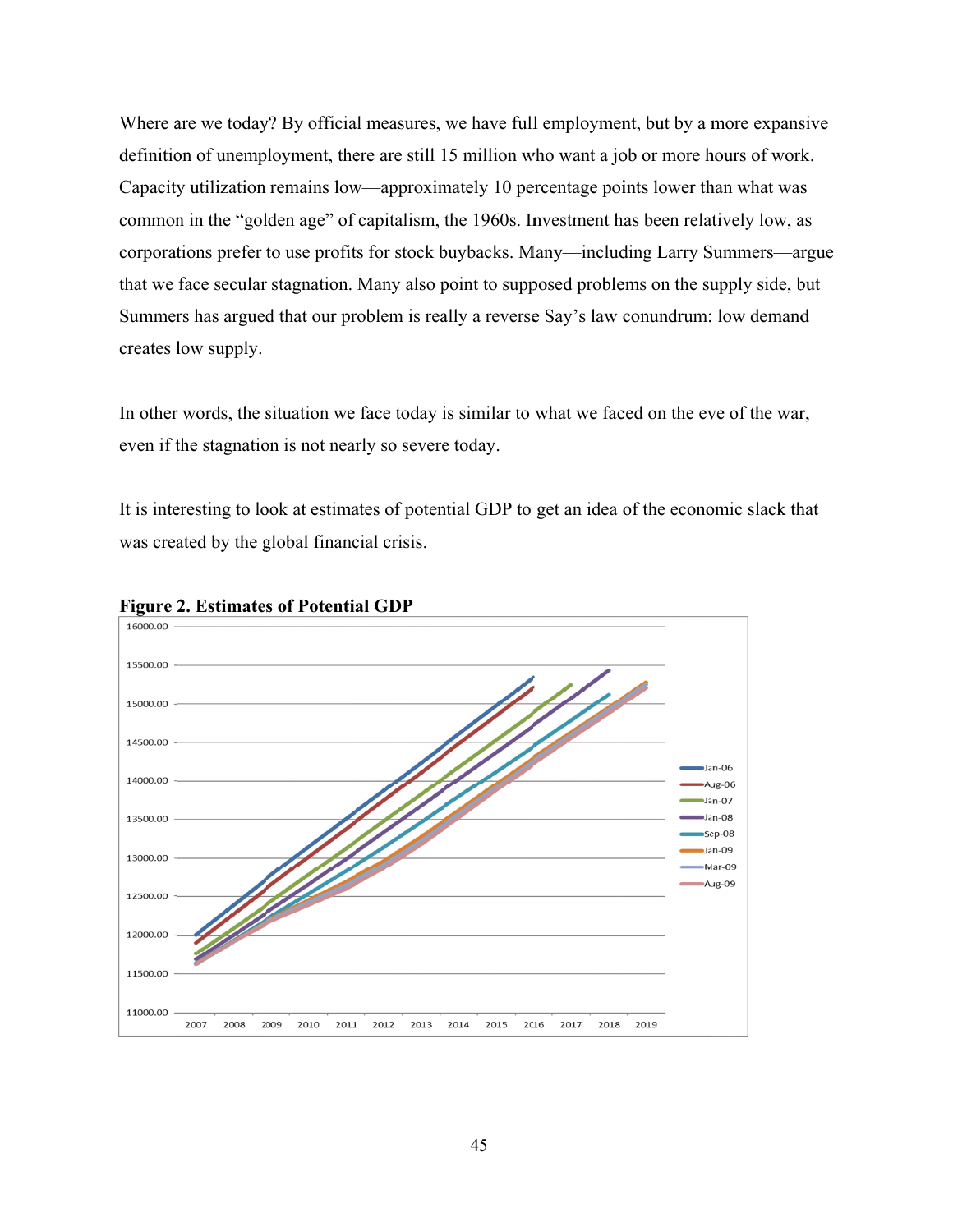Where are we today? By official measures, we have full employment, but by a more expansive definition of unemployment, there are still 15 million who want a job or more hours of work. Capacity utilization remains low—approximately 10 percentage points lower than what was common in the "golden age" of capitalism, the 1960s. Investment has been relatively low, as corporations prefer to use profits for stock buybacks. Many—including Larry Summers—argue that we face secular stagnation. Many also point to supposed problems on the supply side, but Summers has argued that our problem is really a reverse Say's law conundrum: low demand creates low supply.

In other words, the situation we face today is similar to what we faced on the eve of the war, even if the stagnation is not nearly so severe today.

It is interesting to look at estimates of potential GDP to get an idea of the economic slack that was created by the global financial crisis.

**Figure 2. Estimates of Potential GDP**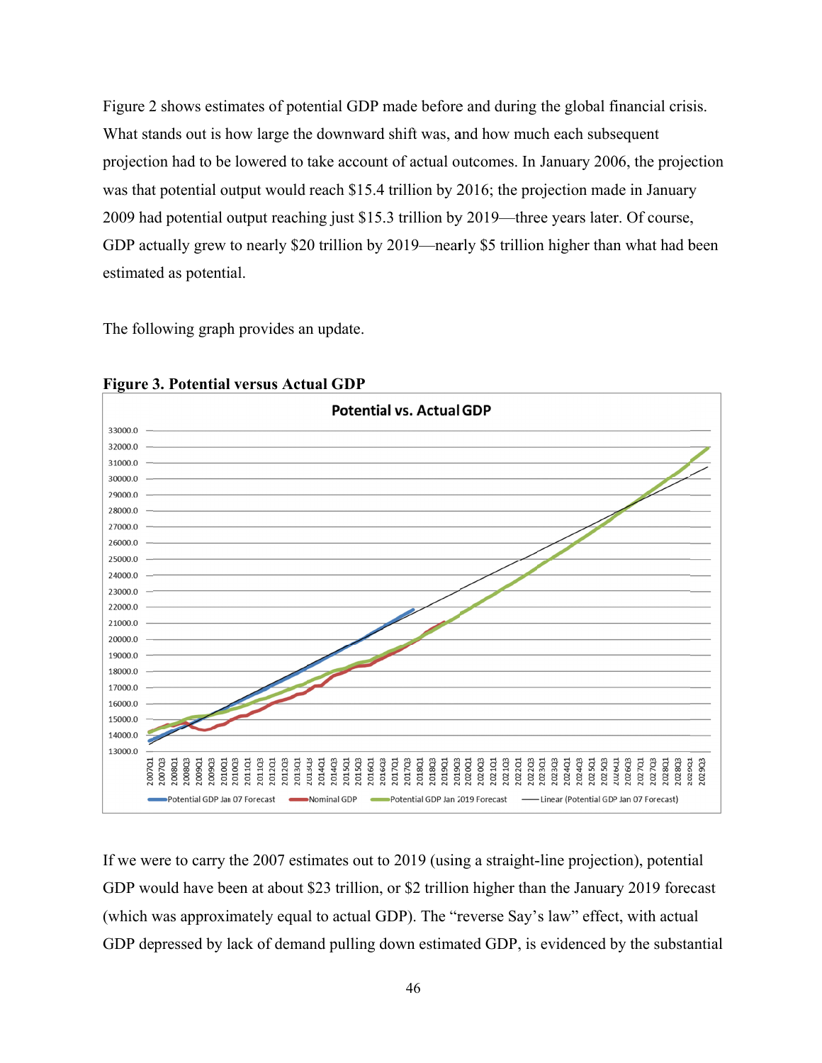Figure 2 shows estimates of potential GDP made before and during the global financial crisis. What stands out is how large the downward shift was, and how much each subsequent projection had to be lowered to take account of actual outcomes. In January 2006, the projection was that potential output would reach $15.4 trillion by 2016; the projection made in January 2009 had potential output reaching just $15.3 trillion by 2019—three years later. Of course, GDP actually grew to nearly $20 trillion by 2019—nearly $5 trillion higher than what had been estimated as potential.

The following graph provides an update.

**Figure 3. Potential versus Actual GDP**

If we were to carry the 2007 estimates out to 2019 (using a straight-line projection), potential GDP would have been at about $23 trillion, or $2 trillion higher than the January 2019 forecast (which was approximately equal to actual GDP). The "reverse Say's law" effect, with actual GDP depressed by lack of demand pulling down estimated GDP, is evidenced by the substantial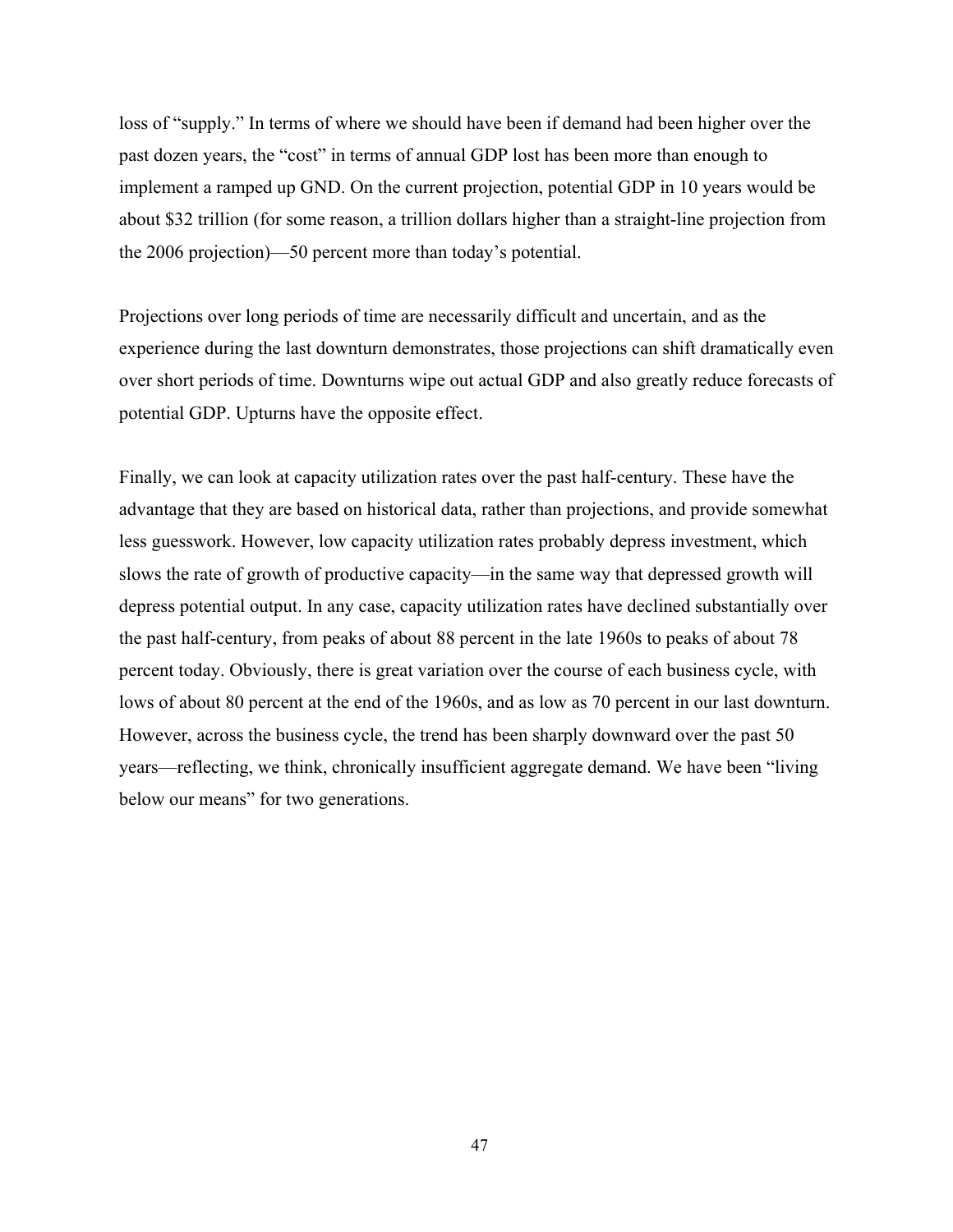loss of "supply." In terms of where we should have been if demand had been higher over the past dozen years, the "cost" in terms of annual GDP lost has been more than enough to implement a ramped up GND. On the current projection, potential GDP in 10 years would be about $32 trillion (for some reason, a trillion dollars higher than a straight-line projection from the 2006 projection)—50 percent more than today's potential.

Projections over long periods of time are necessarily difficult and uncertain, and as the experience during the last downturn demonstrates, those projections can shift dramatically even over short periods of time. Downturns wipe out actual GDP and also greatly reduce forecasts of potential GDP. Upturns have the opposite effect.

Finally, we can look at capacity utilization rates over the past half-century. These have the advantage that they are based on historical data, rather than projections, and provide somewhat less guesswork. However, low capacity utilization rates probably depress investment, which slows the rate of growth of productive capacity—in the same way that depressed growth will depress potential output. In any case, capacity utilization rates have declined substantially over the past half-century, from peaks of about 88 percent in the late 1960s to peaks of about 78 percent today. Obviously, there is great variation over the course of each business cycle, with lows of about 80 percent at the end of the 1960s, and as low as 70 percent in our last downturn. However, across the business cycle, the trend has been sharply downward over the past 50 years—reflecting, we think, chronically insufficient aggregate demand. We have been "living below our means" for two generations.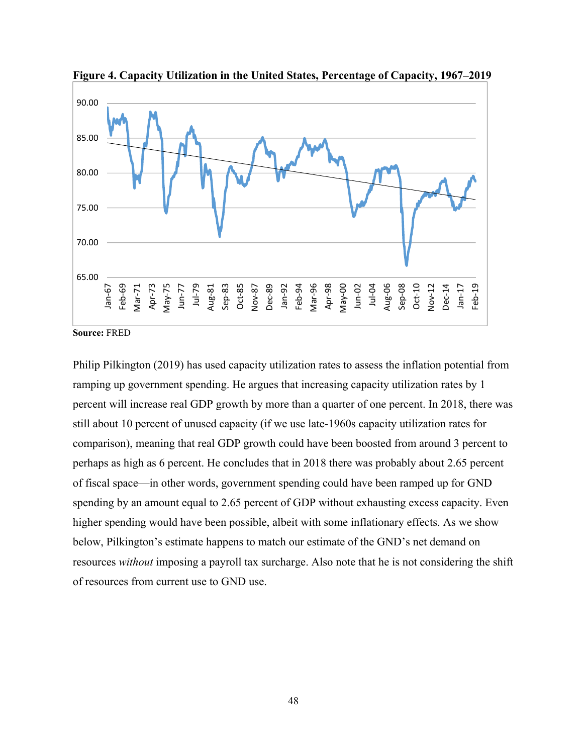**Figure 4. Capacity Utilization in the United States, Percentage of Capacity, 1967–2019**

**Source:** FRED

Philip Pilkington (2019) has used capacity utilization rates to assess the inflation potential from ramping up government spending. He argues that increasing capacity utilization rates by 1 percent will increase real GDP growth by more than a quarter of one percent. In 2018, there was still about 10 percent of unused capacity (if we use late-1960s capacity utilization rates for comparison), meaning that real GDP growth could have been boosted from around 3 percent to perhaps as high as 6 percent. He concludes that in 2018 there was probably about 2.65 percent of fiscal space—in other words, government spending could have been ramped up for GND spending by an amount equal to 2.65 percent of GDP without exhausting excess capacity. Even higher spending would have been possible, albeit with some inflationary effects. As we show below, Pilkington's estimate happens to match our estimate of the GND's net demand on resources *without* imposing a payroll tax surcharge. Also note that he is not considering the shift of resources from current use to GND use.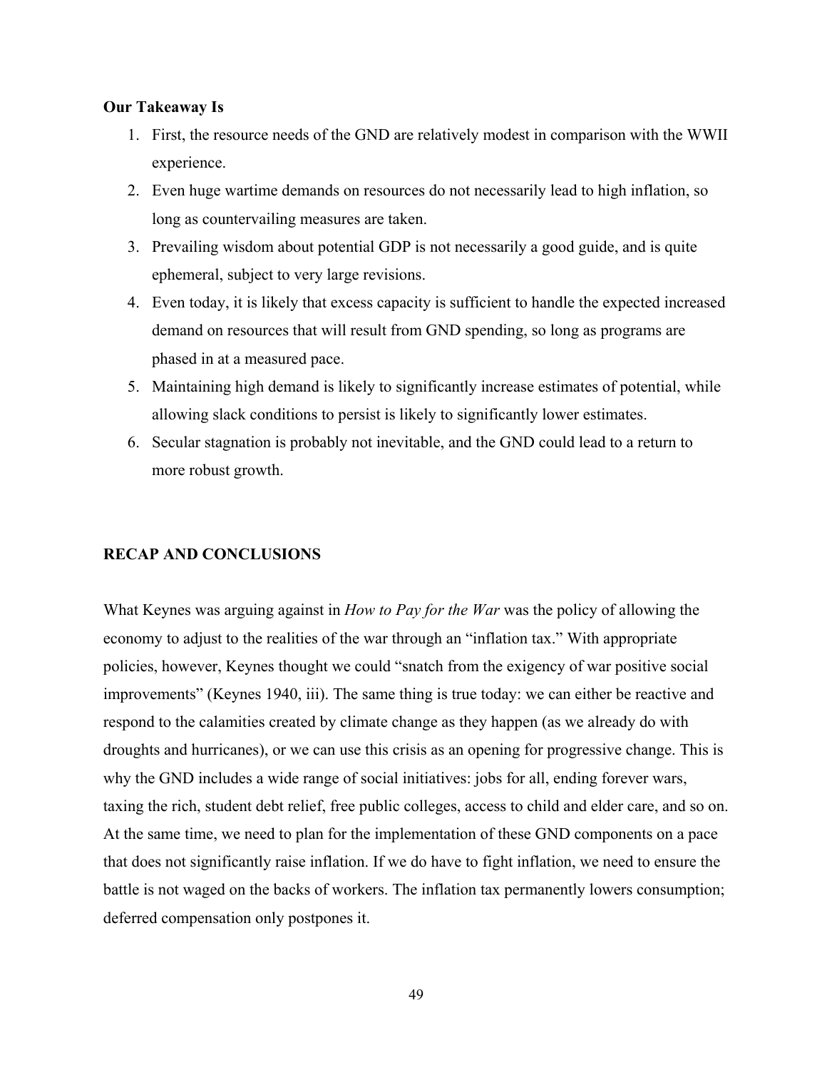**Our Takeaway Is**

1. First, the resource needs of the GND are relatively modest in comparison with the WWII experience.
2. Even huge wartime demands on resources do not necessarily lead to high inflation, so long as countervailing measures are taken.
3. Prevailing wisdom about potential GDP is not necessarily a good guide, and is quite ephemeral, subject to very large revisions.
4. Even today, it is likely that excess capacity is sufficient to handle the expected increased demand on resources that will result from GND spending, so long as programs are phased in at a measured pace.
5. Maintaining high demand is likely to significantly increase estimates of potential, while allowing slack conditions to persist is likely to significantly lower estimates.
6. Secular stagnation is probably not inevitable, and the GND could lead to a return to more robust growth.

## RECAP AND CONCLUSIONS

What Keynes was arguing against in *How to Pay for the War* was the policy of allowing the economy to adjust to the realities of the war through an "inflation tax." With appropriate policies, however, Keynes thought we could "snatch from the exigency of war positive social improvements" (Keynes 1940, iii). The same thing is true today: we can either be reactive and respond to the calamities created by climate change as they happen (as we already do with droughts and hurricanes), or we can use this crisis as an opening for progressive change. This is why the GND includes a wide range of social initiatives: jobs for all, ending forever wars, taxing the rich, student debt relief, free public colleges, access to child and elder care, and so on. At the same time, we need to plan for the implementation of these GND components on a pace that does not significantly raise inflation. If we do have to fight inflation, we need to ensure the battle is not waged on the backs of workers. The inflation tax permanently lowers consumption; deferred compensation only postpones it.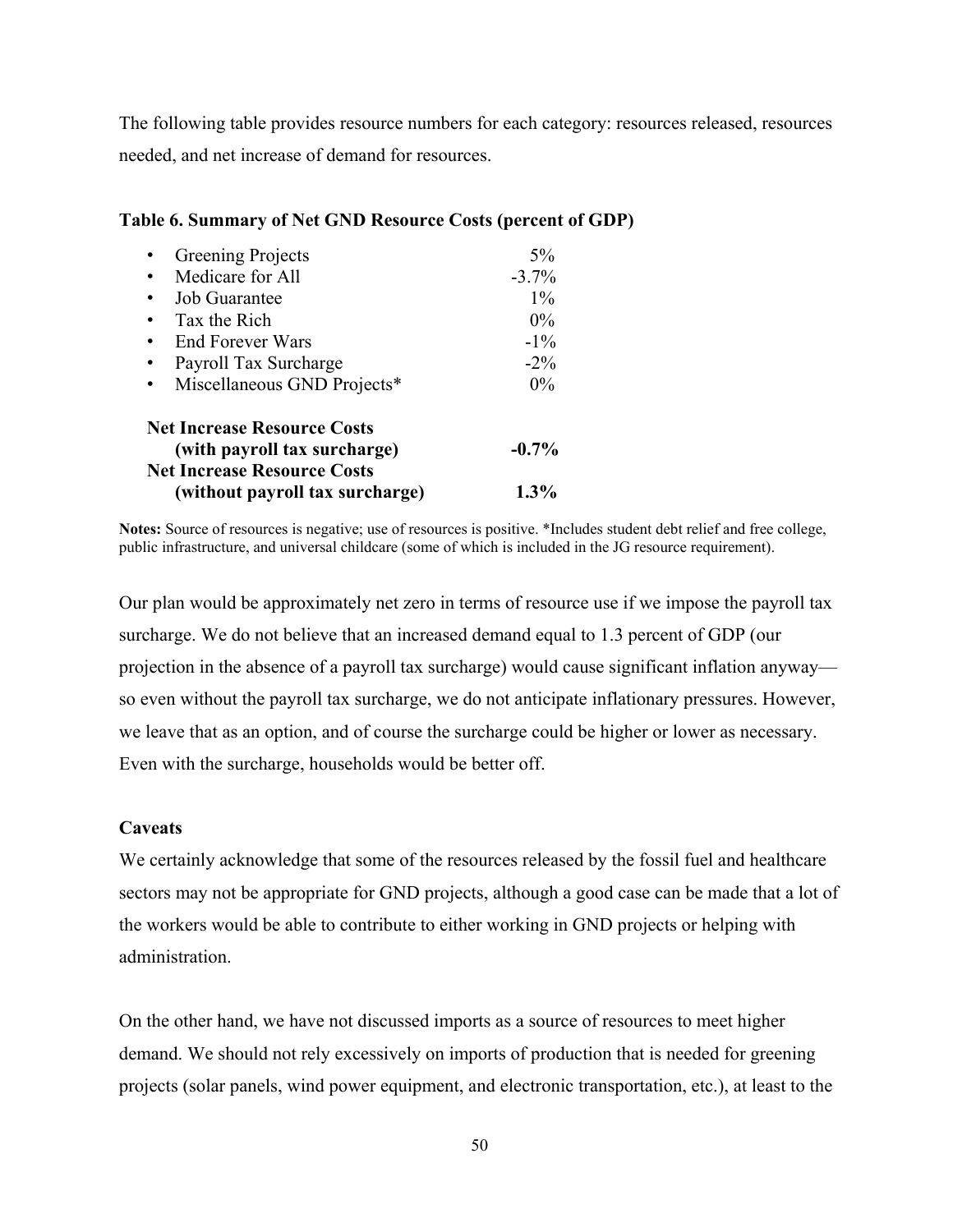The following table provides resource numbers for each category: resources released, resources needed, and net increase of demand for resources.

**Table 6. Summary of Net GND Resource Costs (percent of GDP)**

| Category | Percent of GDP |
|---|---|
| • Greening Projects | 5% |
| • Medicare for All | -3.7% |
| • Job Guarantee | 1% |
| • Tax the Rich | 0% |
| • End Forever Wars | -1% |
| • Payroll Tax Surcharge | -2% |
| • Miscellaneous GND Projects* | 0% |
| **Net Increase Resource Costs (with payroll tax surcharge)** | **-0.7%** |
| **Net Increase Resource Costs (without payroll tax surcharge)** | **1.3%** |

**Notes:** Source of resources is negative; use of resources is positive. *Includes student debt relief and free college, public infrastructure, and universal childcare (some of which is included in the JG resource requirement).

Our plan would be approximately net zero in terms of resource use if we impose the payroll tax surcharge. We do not believe that an increased demand equal to 1.3 percent of GDP (our projection in the absence of a payroll tax surcharge) would cause significant inflation anyway—so even without the payroll tax surcharge, we do not anticipate inflationary pressures. However, we leave that as an option, and of course the surcharge could be higher or lower as necessary. Even with the surcharge, households would be better off.

**Caveats**

We certainly acknowledge that some of the resources released by the fossil fuel and healthcare sectors may not be appropriate for GND projects, although a good case can be made that a lot of the workers would be able to contribute to either working in GND projects or helping with administration.

On the other hand, we have not discussed imports as a source of resources to meet higher demand. We should not rely excessively on imports of production that is needed for greening projects (solar panels, wind power equipment, and electronic transportation, etc.), at least to the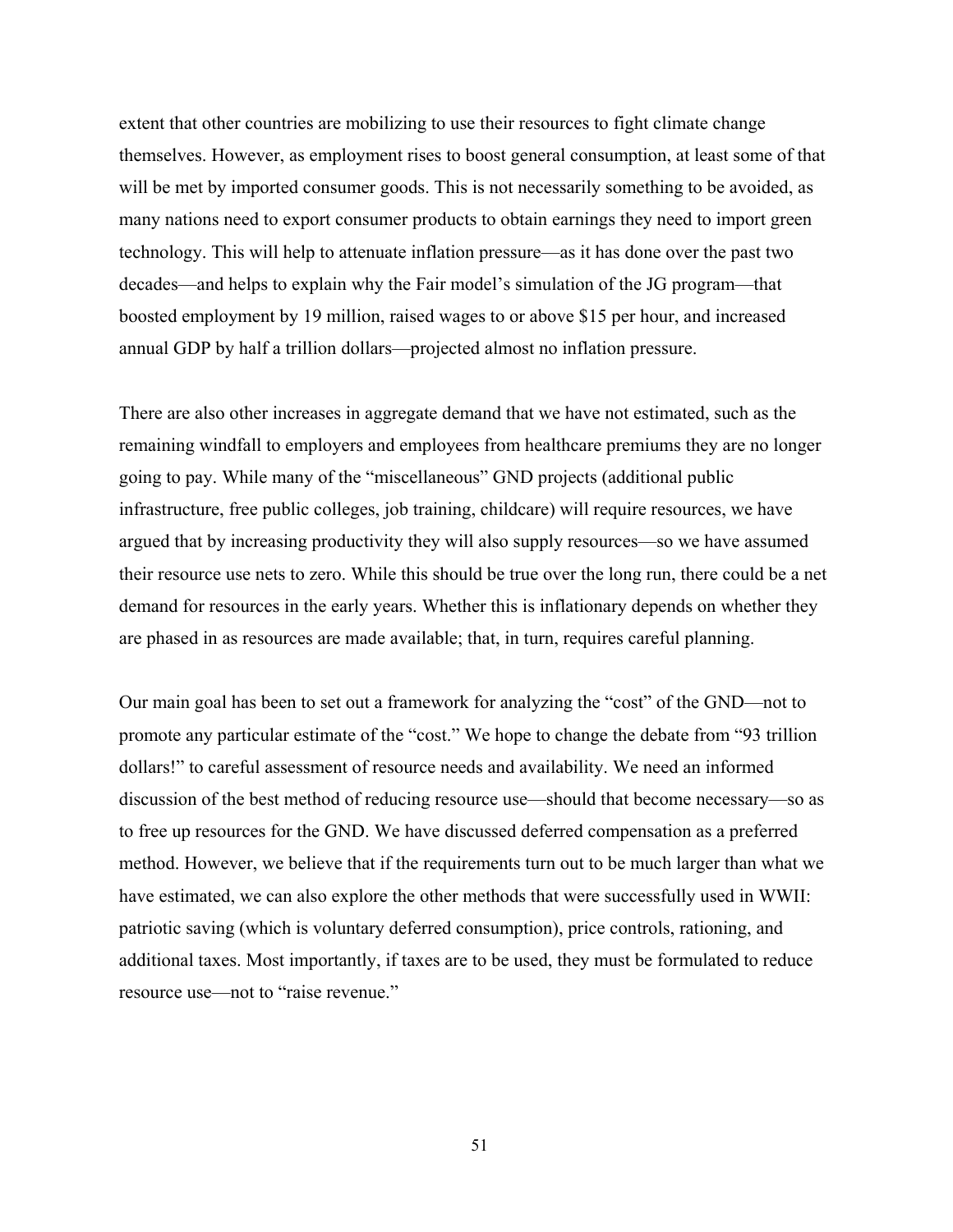extent that other countries are mobilizing to use their resources to fight climate change themselves. However, as employment rises to boost general consumption, at least some of that will be met by imported consumer goods. This is not necessarily something to be avoided, as many nations need to export consumer products to obtain earnings they need to import green technology. This will help to attenuate inflation pressure—as it has done over the past two decades—and helps to explain why the Fair model's simulation of the JG program—that boosted employment by 19 million, raised wages to or above $15 per hour, and increased annual GDP by half a trillion dollars—projected almost no inflation pressure.

There are also other increases in aggregate demand that we have not estimated, such as the remaining windfall to employers and employees from healthcare premiums they are no longer going to pay. While many of the "miscellaneous" GND projects (additional public infrastructure, free public colleges, job training, childcare) will require resources, we have argued that by increasing productivity they will also supply resources—so we have assumed their resource use nets to zero. While this should be true over the long run, there could be a net demand for resources in the early years. Whether this is inflationary depends on whether they are phased in as resources are made available; that, in turn, requires careful planning.

Our main goal has been to set out a framework for analyzing the "cost" of the GND—not to promote any particular estimate of the "cost." We hope to change the debate from "93 trillion dollars!" to careful assessment of resource needs and availability. We need an informed discussion of the best method of reducing resource use—should that become necessary—so as to free up resources for the GND. We have discussed deferred compensation as a preferred method. However, we believe that if the requirements turn out to be much larger than what we have estimated, we can also explore the other methods that were successfully used in WWII: patriotic saving (which is voluntary deferred consumption), price controls, rationing, and additional taxes. Most importantly, if taxes are to be used, they must be formulated to reduce resource use—not to "raise revenue."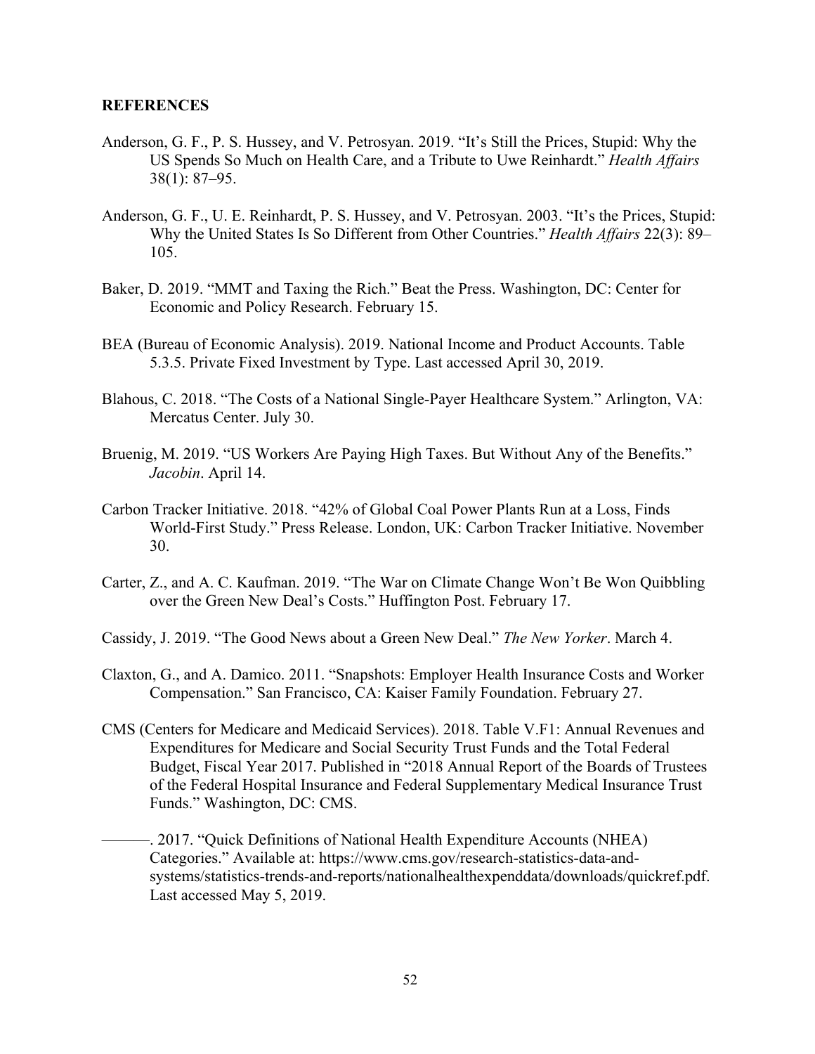**REFERENCES**

Anderson, G. F., P. S. Hussey, and V. Petrosyan. 2019. "It's Still the Prices, Stupid: Why the US Spends So Much on Health Care, and a Tribute to Uwe Reinhardt." *Health Affairs* 38(1): 87–95.

Anderson, G. F., U. E. Reinhardt, P. S. Hussey, and V. Petrosyan. 2003. "It's the Prices, Stupid: Why the United States Is So Different from Other Countries." *Health Affairs* 22(3): 89–105.

Baker, D. 2019. "MMT and Taxing the Rich." Beat the Press. Washington, DC: Center for Economic and Policy Research. February 15.

BEA (Bureau of Economic Analysis). 2019. National Income and Product Accounts. Table 5.3.5. Private Fixed Investment by Type. Last accessed April 30, 2019.

Blahous, C. 2018. "The Costs of a National Single-Payer Healthcare System." Arlington, VA: Mercatus Center. July 30.

Bruenig, M. 2019. "US Workers Are Paying High Taxes. But Without Any of the Benefits." *Jacobin*. April 14.

Carbon Tracker Initiative. 2018. "42% of Global Coal Power Plants Run at a Loss, Finds World-First Study." Press Release. London, UK: Carbon Tracker Initiative. November 30.

Carter, Z., and A. C. Kaufman. 2019. "The War on Climate Change Won't Be Won Quibbling over the Green New Deal's Costs." Huffington Post. February 17.

Cassidy, J. 2019. "The Good News about a Green New Deal." *The New Yorker*. March 4.

Claxton, G., and A. Damico. 2011. "Snapshots: Employer Health Insurance Costs and Worker Compensation." San Francisco, CA: Kaiser Family Foundation. February 27.

CMS (Centers for Medicare and Medicaid Services). 2018. Table V.F1: Annual Revenues and Expenditures for Medicare and Social Security Trust Funds and the Total Federal Budget, Fiscal Year 2017. Published in "2018 Annual Report of the Boards of Trustees of the Federal Hospital Insurance and Federal Supplementary Medical Insurance Trust Funds." Washington, DC: CMS.

———. 2017. "Quick Definitions of National Health Expenditure Accounts (NHEA) Categories." Available at: https://www.cms.gov/research-statistics-data-and-systems/statistics-trends-and-reports/nationalhealthexpenddata/downloads/quickref.pdf. Last accessed May 5, 2019.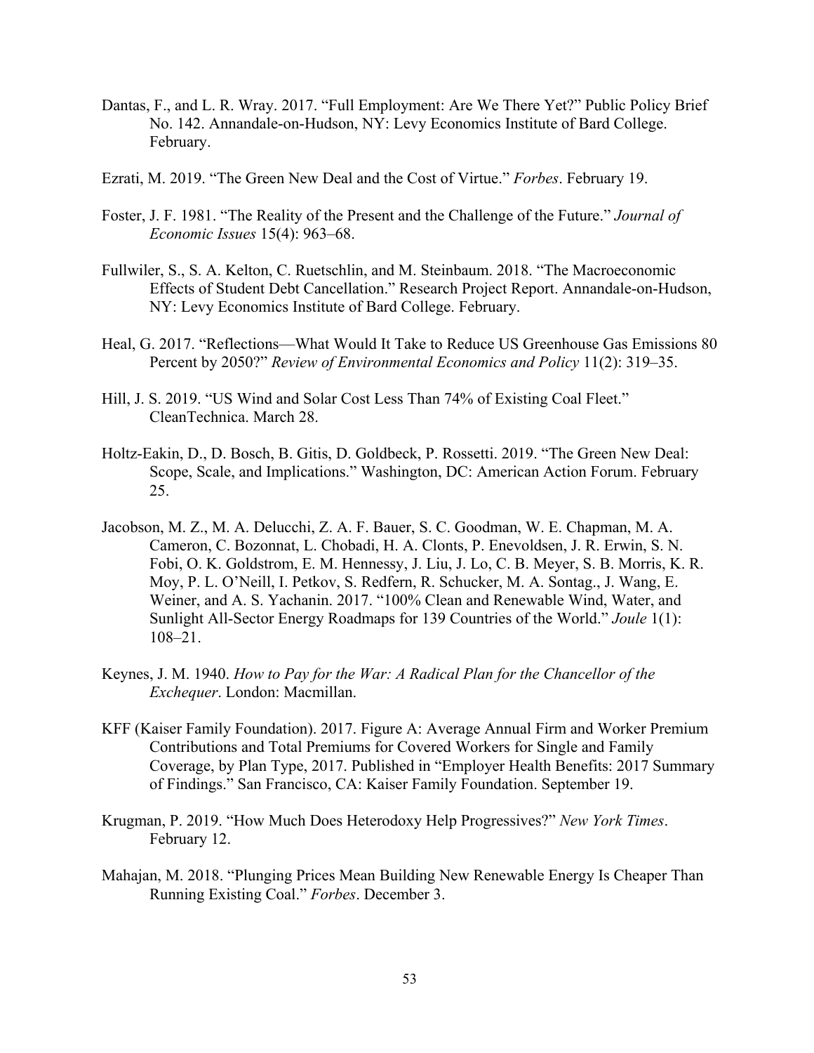Dantas, F., and L. R. Wray. 2017. "Full Employment: Are We There Yet?" Public Policy Brief No. 142. Annandale-on-Hudson, NY: Levy Economics Institute of Bard College. February.

Ezrati, M. 2019. "The Green New Deal and the Cost of Virtue." *Forbes*. February 19.

Foster, J. F. 1981. "The Reality of the Present and the Challenge of the Future." *Journal of Economic Issues* 15(4): 963–68.

Fullwiler, S., S. A. Kelton, C. Ruetschlin, and M. Steinbaum. 2018. "The Macroeconomic Effects of Student Debt Cancellation." Research Project Report. Annandale-on-Hudson, NY: Levy Economics Institute of Bard College. February.

Heal, G. 2017. "Reflections—What Would It Take to Reduce US Greenhouse Gas Emissions 80 Percent by 2050?" *Review of Environmental Economics and Policy* 11(2): 319–35.

Hill, J. S. 2019. "US Wind and Solar Cost Less Than 74% of Existing Coal Fleet." CleanTechnica. March 28.

Holtz-Eakin, D., D. Bosch, B. Gitis, D. Goldbeck, P. Rossetti. 2019. "The Green New Deal: Scope, Scale, and Implications." Washington, DC: American Action Forum. February 25.

Jacobson, M. Z., M. A. Delucchi, Z. A. F. Bauer, S. C. Goodman, W. E. Chapman, M. A. Cameron, C. Bozonnat, L. Chobadi, H. A. Clonts, P. Enevoldsen, J. R. Erwin, S. N. Fobi, O. K. Goldstrom, E. M. Hennessy, J. Liu, J. Lo, C. B. Meyer, S. B. Morris, K. R. Moy, P. L. O'Neill, I. Petkov, S. Redfern, R. Schucker, M. A. Sontag., J. Wang, E. Weiner, and A. S. Yachanin. 2017. "100% Clean and Renewable Wind, Water, and Sunlight All-Sector Energy Roadmaps for 139 Countries of the World." *Joule* 1(1): 108–21.

Keynes, J. M. 1940. *How to Pay for the War: A Radical Plan for the Chancellor of the Exchequer*. London: Macmillan.

KFF (Kaiser Family Foundation). 2017. Figure A: Average Annual Firm and Worker Premium Contributions and Total Premiums for Covered Workers for Single and Family Coverage, by Plan Type, 2017. Published in "Employer Health Benefits: 2017 Summary of Findings." San Francisco, CA: Kaiser Family Foundation. September 19.

Krugman, P. 2019. "How Much Does Heterodoxy Help Progressives?" *New York Times*. February 12.

Mahajan, M. 2018. "Plunging Prices Mean Building New Renewable Energy Is Cheaper Than Running Existing Coal." *Forbes*. December 3.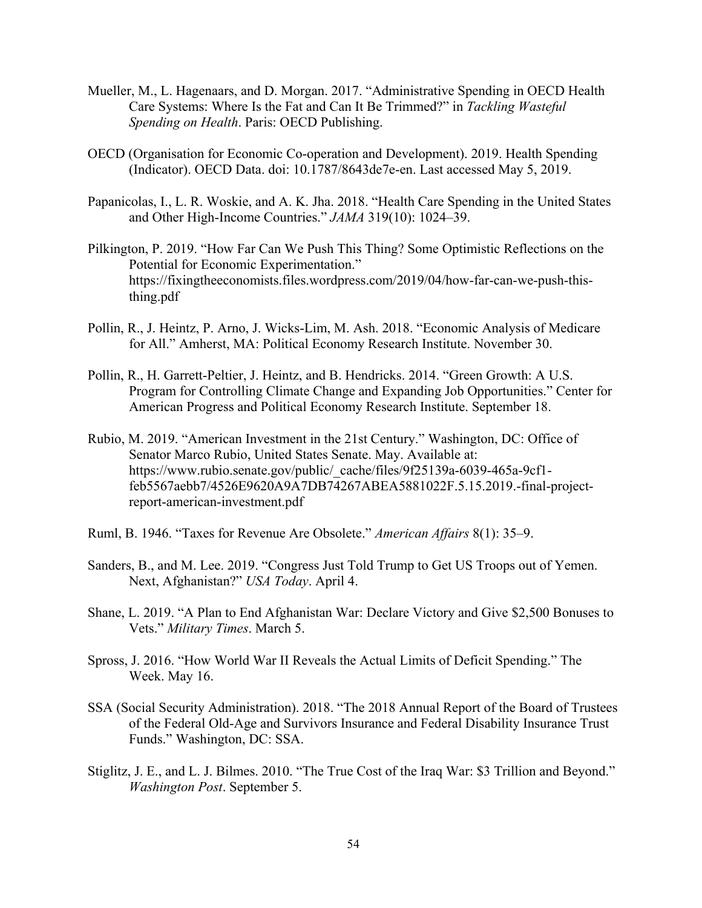Mueller, M., L. Hagenaars, and D. Morgan. 2017. "Administrative Spending in OECD Health Care Systems: Where Is the Fat and Can It Be Trimmed?" in *Tackling Wasteful Spending on Health*. Paris: OECD Publishing.

OECD (Organisation for Economic Co-operation and Development). 2019. Health Spending (Indicator). OECD Data. doi: 10.1787/8643de7e-en. Last accessed May 5, 2019.

Papanicolas, I., L. R. Woskie, and A. K. Jha. 2018. "Health Care Spending in the United States and Other High-Income Countries." *JAMA* 319(10): 1024–39.

Pilkington, P. 2019. "How Far Can We Push This Thing? Some Optimistic Reflections on the Potential for Economic Experimentation." https://fixingtheeconomists.files.wordpress.com/2019/04/how-far-can-we-push-this-thing.pdf

Pollin, R., J. Heintz, P. Arno, J. Wicks-Lim, M. Ash. 2018. "Economic Analysis of Medicare for All." Amherst, MA: Political Economy Research Institute. November 30.

Pollin, R., H. Garrett-Peltier, J. Heintz, and B. Hendricks. 2014. "Green Growth: A U.S. Program for Controlling Climate Change and Expanding Job Opportunities." Center for American Progress and Political Economy Research Institute. September 18.

Rubio, M. 2019. "American Investment in the 21st Century." Washington, DC: Office of Senator Marco Rubio, United States Senate. May. Available at: https://www.rubio.senate.gov/public/_cache/files/9f25139a-6039-465a-9cf1-feb5567aebb7/4526E9620A9A7DB74267ABEA5881022F.5.15.2019.-final-project-report-american-investment.pdf

Ruml, B. 1946. "Taxes for Revenue Are Obsolete." *American Affairs* 8(1): 35–9.

Sanders, B., and M. Lee. 2019. "Congress Just Told Trump to Get US Troops out of Yemen. Next, Afghanistan?" *USA Today*. April 4.

Shane, L. 2019. "A Plan to End Afghanistan War: Declare Victory and Give $2,500 Bonuses to Vets." *Military Times*. March 5.

Spross, J. 2016. "How World War II Reveals the Actual Limits of Deficit Spending." The Week. May 16.

SSA (Social Security Administration). 2018. "The 2018 Annual Report of the Board of Trustees of the Federal Old-Age and Survivors Insurance and Federal Disability Insurance Trust Funds." Washington, DC: SSA.

Stiglitz, J. E., and L. J. Bilmes. 2010. "The True Cost of the Iraq War: $3 Trillion and Beyond." *Washington Post*. September 5.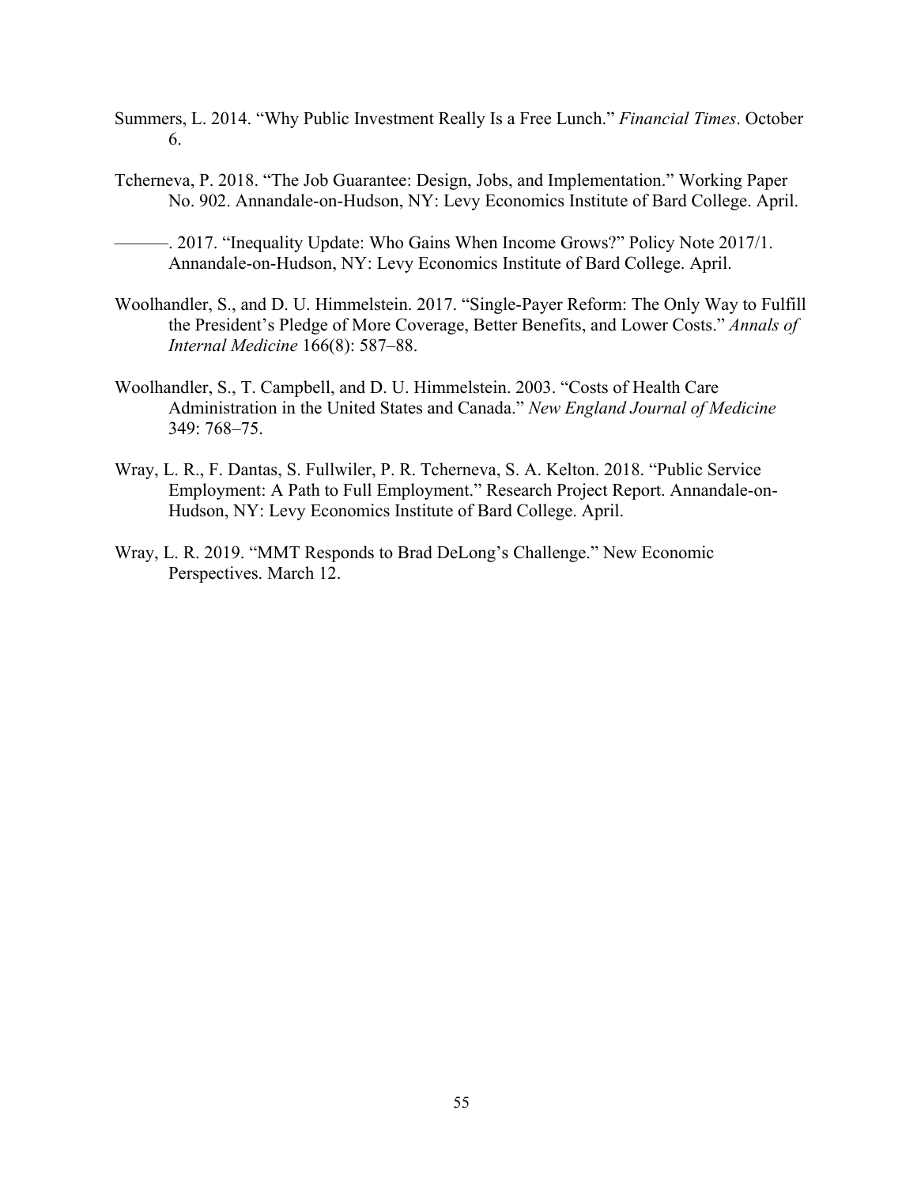Summers, L. 2014. "Why Public Investment Really Is a Free Lunch." *Financial Times*. October 6.

Tcherneva, P. 2018. "The Job Guarantee: Design, Jobs, and Implementation." Working Paper No. 902. Annandale-on-Hudson, NY: Levy Economics Institute of Bard College. April.

———. 2017. "Inequality Update: Who Gains When Income Grows?" Policy Note 2017/1. Annandale-on-Hudson, NY: Levy Economics Institute of Bard College. April.

Woolhandler, S., and D. U. Himmelstein. 2017. "Single-Payer Reform: The Only Way to Fulfill the President's Pledge of More Coverage, Better Benefits, and Lower Costs." *Annals of Internal Medicine* 166(8): 587–88.

Woolhandler, S., T. Campbell, and D. U. Himmelstein. 2003. "Costs of Health Care Administration in the United States and Canada." *New England Journal of Medicine* 349: 768–75.

Wray, L. R., F. Dantas, S. Fullwiler, P. R. Tcherneva, S. A. Kelton. 2018. "Public Service Employment: A Path to Full Employment." Research Project Report. Annandale-on-Hudson, NY: Levy Economics Institute of Bard College. April.

Wray, L. R. 2019. "MMT Responds to Brad DeLong's Challenge." New Economic Perspectives. March 12.